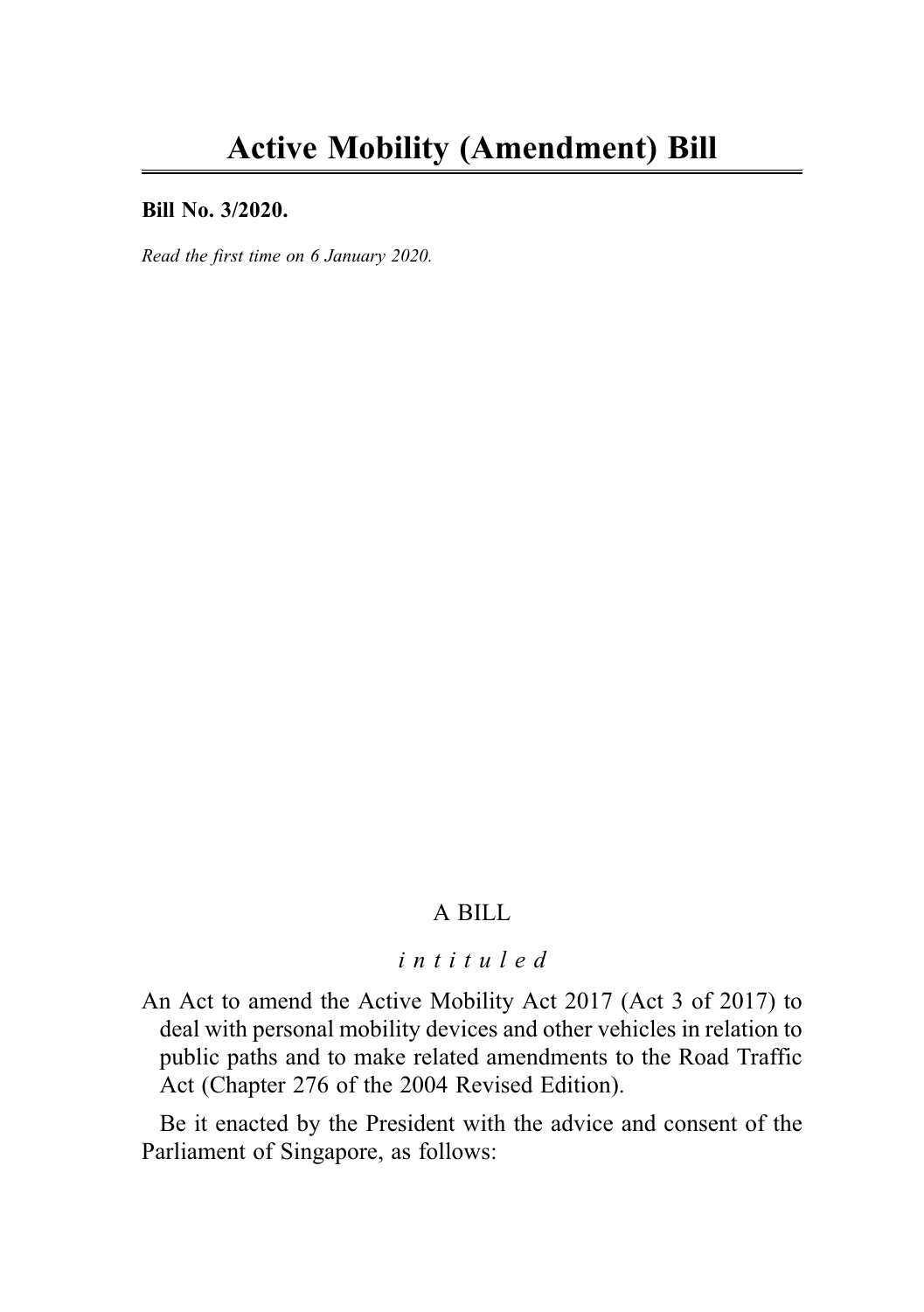# Active Mobility (Amendment) Bill

**Bill No. 3/2020.**

*Read the first time on 6 January 2020.*

A BILL

*intituled*

An Act to amend the Active Mobility Act 2017 (Act 3 of 2017) to deal with personal mobility devices and other vehicles in relation to public paths and to make related amendments to the Road Traffic Act (Chapter 276 of the 2004 Revised Edition).

Be it enacted by the President with the advice and consent of the Parliament of Singapore, as follows: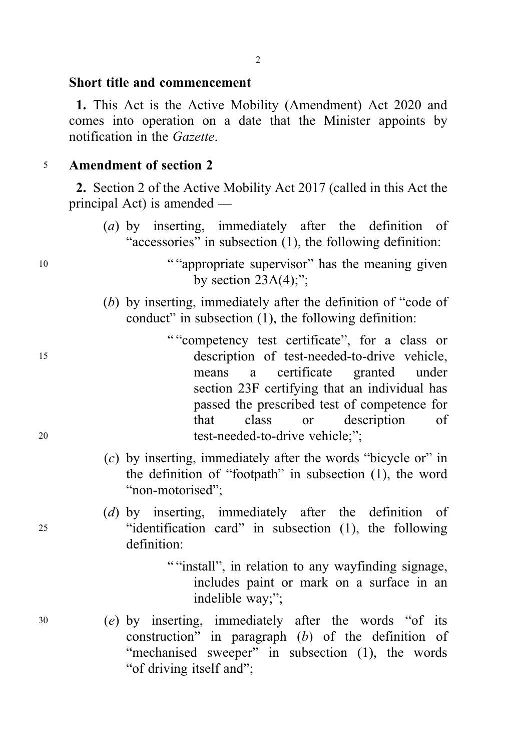## Short title and commencement

**1.** This Act is the Active Mobility (Amendment) Act 2020 and comes into operation on a date that the Minister appoints by notification in the *Gazette*.

## Amendment of section 2

**2.** Section 2 of the Active Mobility Act 2017 (called in this Act the principal Act) is amended —

(*a*) by inserting, immediately after the definition of "accessories" in subsection (1), the following definition:

> ""appropriate supervisor" has the meaning given by section 23A(4);";

(*b*) by inserting, immediately after the definition of "code of conduct" in subsection (1), the following definition:

> ""competency test certificate", for a class or description of test-needed-to-drive vehicle, means a certificate granted under section 23F certifying that an individual has passed the prescribed test of competence for that class or description of test-needed-to-drive vehicle;";

(*c*) by inserting, immediately after the words "bicycle or" in the definition of "footpath" in subsection (1), the word "non-motorised";

(*d*) by inserting, immediately after the definition of "identification card" in subsection (1), the following definition:

> ""install", in relation to any wayfinding signage, includes paint or mark on a surface in an indelible way;";

(*e*) by inserting, immediately after the words "of its construction" in paragraph (*b*) of the definition of "mechanised sweeper" in subsection (1), the words "of driving itself and";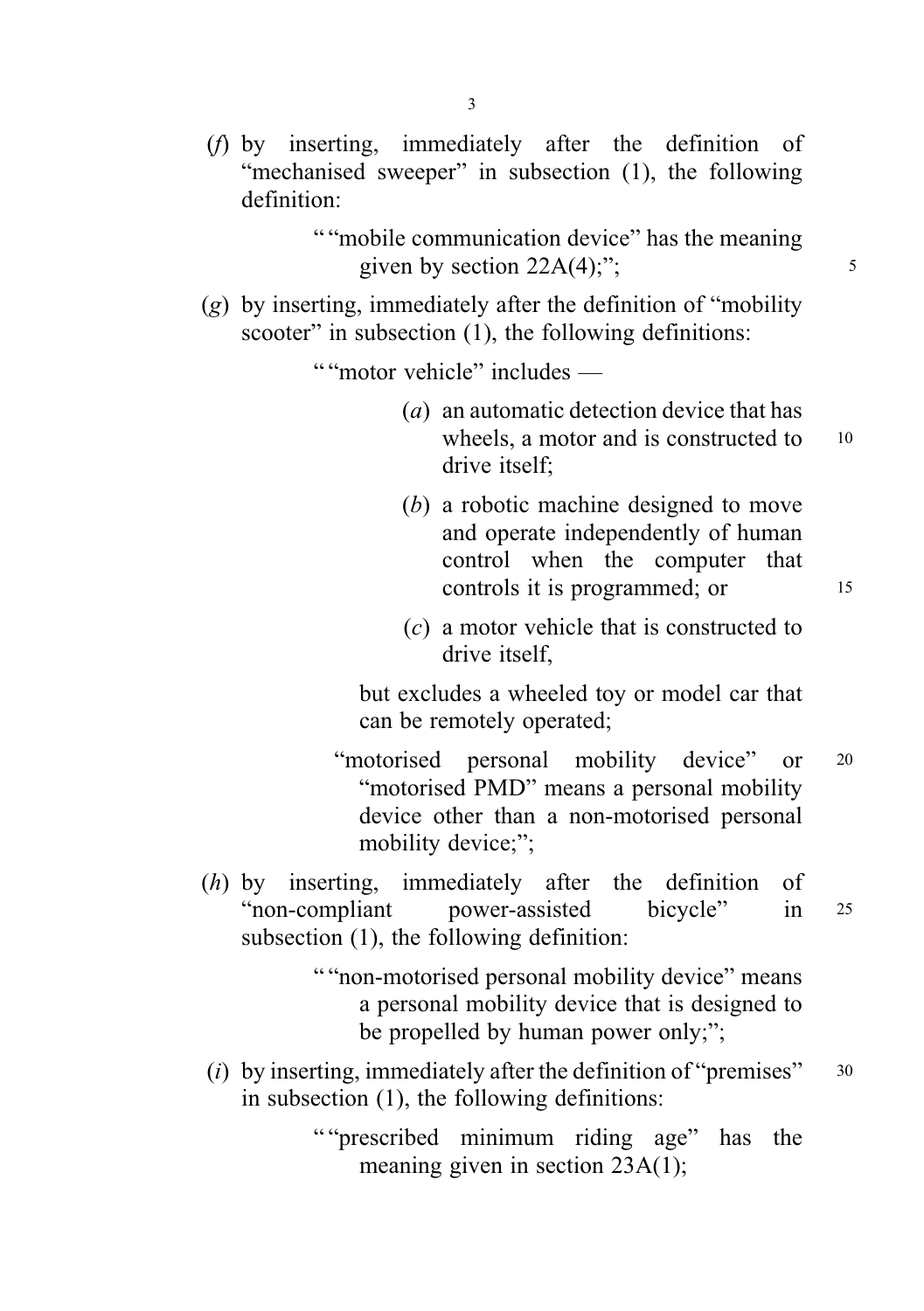(*f*) by inserting, immediately after the definition of "mechanised sweeper" in subsection (1), the following definition:

> " "mobile communication device" has the meaning given by section 22A(4);";

(*g*) by inserting, immediately after the definition of "mobility scooter" in subsection (1), the following definitions:

> " "motor vehicle" includes —
>
> (*a*) an automatic detection device that has wheels, a motor and is constructed to drive itself;
>
> (*b*) a robotic machine designed to move and operate independently of human control when the computer that controls it is programmed; or
>
> (*c*) a motor vehicle that is constructed to drive itself,
>
> but excludes a wheeled toy or model car that can be remotely operated;
>
> "motorised personal mobility device" or "motorised PMD" means a personal mobility device other than a non-motorised personal mobility device;";

(*h*) by inserting, immediately after the definition of "non-compliant power-assisted bicycle" in subsection (1), the following definition:

> " "non-motorised personal mobility device" means a personal mobility device that is designed to be propelled by human power only;";

(*i*) by inserting, immediately after the definition of "premises" in subsection (1), the following definitions:

> " "prescribed minimum riding age" has the meaning given in section 23A(1);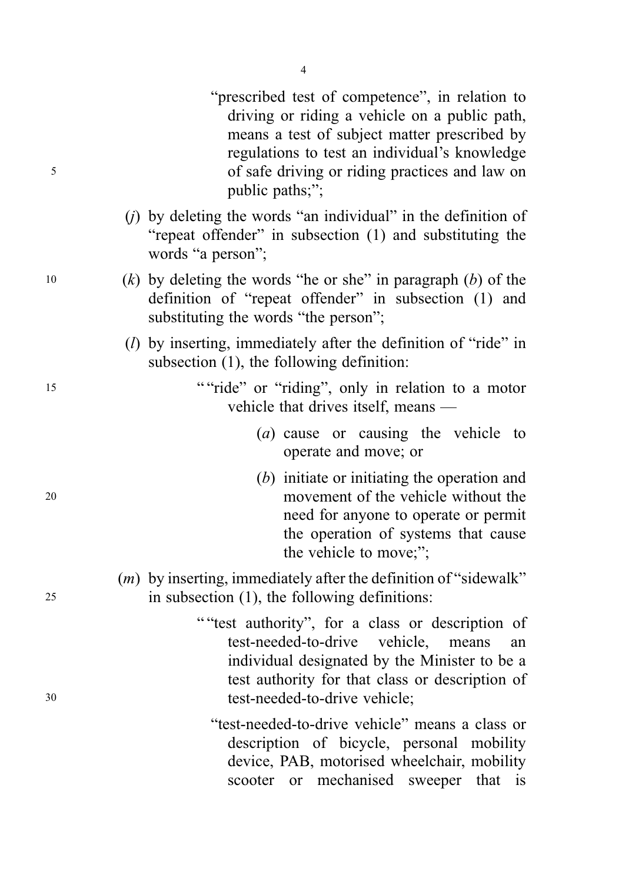"prescribed test of competence", in relation to driving or riding a vehicle on a public path, means a test of subject matter prescribed by regulations to test an individual's knowledge of safe driving or riding practices and law on public paths;";

(*j*) by deleting the words "an individual" in the definition of "repeat offender" in subsection (1) and substituting the words "a person";

(*k*) by deleting the words "he or she" in paragraph (*b*) of the definition of "repeat offender" in subsection (1) and substituting the words "the person";

(*l*) by inserting, immediately after the definition of "ride" in subsection (1), the following definition:

""ride" or "riding", only in relation to a motor vehicle that drives itself, means —

(*a*) cause or causing the vehicle to operate and move; or

(*b*) initiate or initiating the operation and movement of the vehicle without the need for anyone to operate or permit the operation of systems that cause the vehicle to move;";

(*m*) by inserting, immediately after the definition of "sidewalk" in subsection (1), the following definitions:

""test authority", for a class or description of test-needed-to-drive vehicle, means an individual designated by the Minister to be a test authority for that class or description of test-needed-to-drive vehicle;

"test-needed-to-drive vehicle" means a class or description of bicycle, personal mobility device, PAB, motorised wheelchair, mobility scooter or mechanised sweeper that is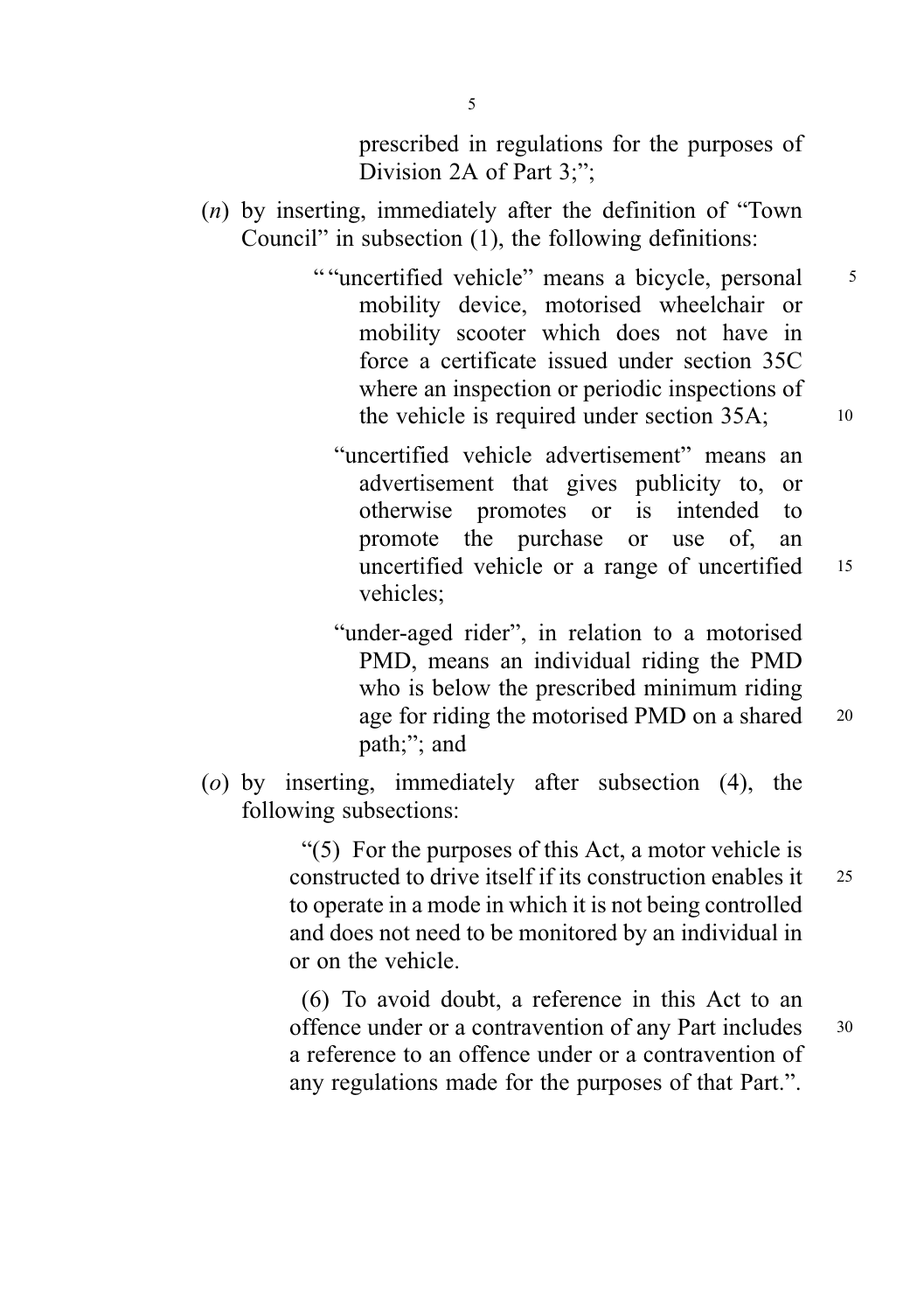prescribed in regulations for the purposes of Division 2A of Part 3;";

(*n*) by inserting, immediately after the definition of "Town Council" in subsection (1), the following definitions:

> ""uncertified vehicle" means a bicycle, personal mobility device, motorised wheelchair or mobility scooter which does not have in force a certificate issued under section 35C where an inspection or periodic inspections of the vehicle is required under section 35A;
>
> "uncertified vehicle advertisement" means an advertisement that gives publicity to, or otherwise promotes or is intended to promote the purchase or use of, an uncertified vehicle or a range of uncertified vehicles;
>
> "under-aged rider", in relation to a motorised PMD, means an individual riding the PMD who is below the prescribed minimum riding age for riding the motorised PMD on a shared path;"; and

(*o*) by inserting, immediately after subsection (4), the following subsections:

> "(5) For the purposes of this Act, a motor vehicle is constructed to drive itself if its construction enables it to operate in a mode in which it is not being controlled and does not need to be monitored by an individual in or on the vehicle.
>
> (6) To avoid doubt, a reference in this Act to an offence under or a contravention of any Part includes a reference to an offence under or a contravention of any regulations made for the purposes of that Part.".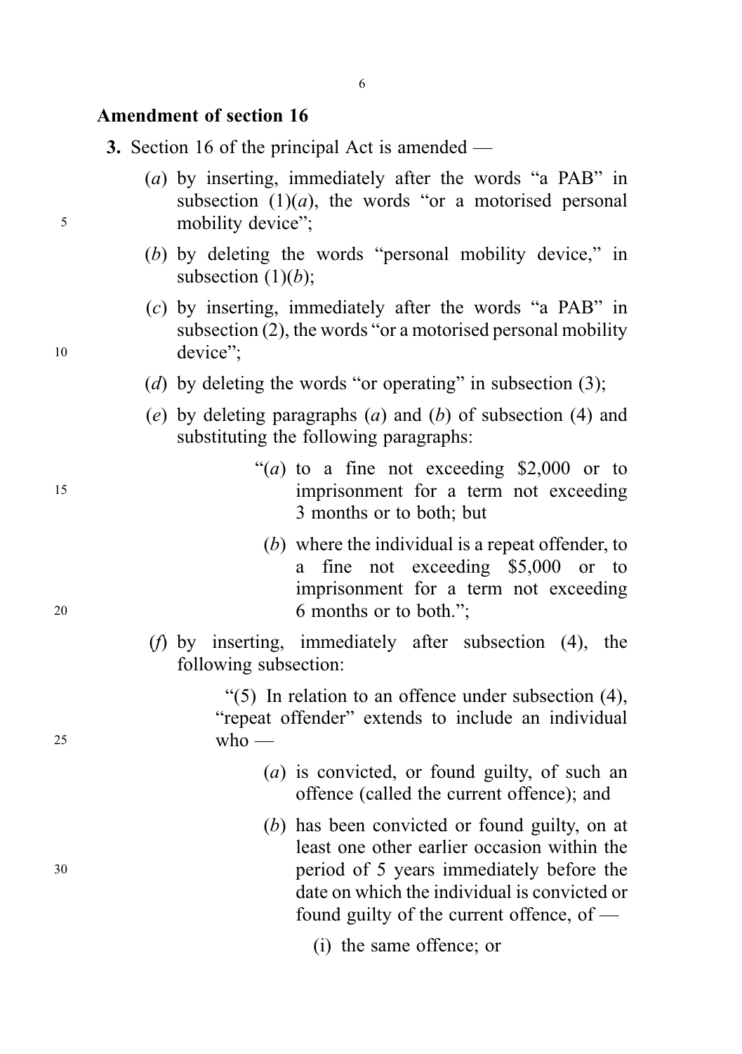## Amendment of section 16

**3.** Section 16 of the principal Act is amended —

(*a*) by inserting, immediately after the words "a PAB" in subsection (1)(*a*), the words "or a motorised personal mobility device";

(*b*) by deleting the words "personal mobility device," in subsection (1)(*b*);

(*c*) by inserting, immediately after the words "a PAB" in subsection (2), the words "or a motorised personal mobility device";

(*d*) by deleting the words "or operating" in subsection (3);

(*e*) by deleting paragraphs (*a*) and (*b*) of subsection (4) and substituting the following paragraphs:

> "(*a*) to a fine not exceeding $2,000 or to imprisonment for a term not exceeding 3 months or to both; but
>
> (*b*) where the individual is a repeat offender, to a fine not exceeding $5,000 or to imprisonment for a term not exceeding 6 months or to both.";

(*f*) by inserting, immediately after subsection (4), the following subsection:

> "(5) In relation to an offence under subsection (4), "repeat offender" extends to include an individual who —
>
> (*a*) is convicted, or found guilty, of such an offence (called the current offence); and
>
> (*b*) has been convicted or found guilty, on at least one other earlier occasion within the period of 5 years immediately before the date on which the individual is convicted or found guilty of the current offence, of —
>
> (i) the same offence; or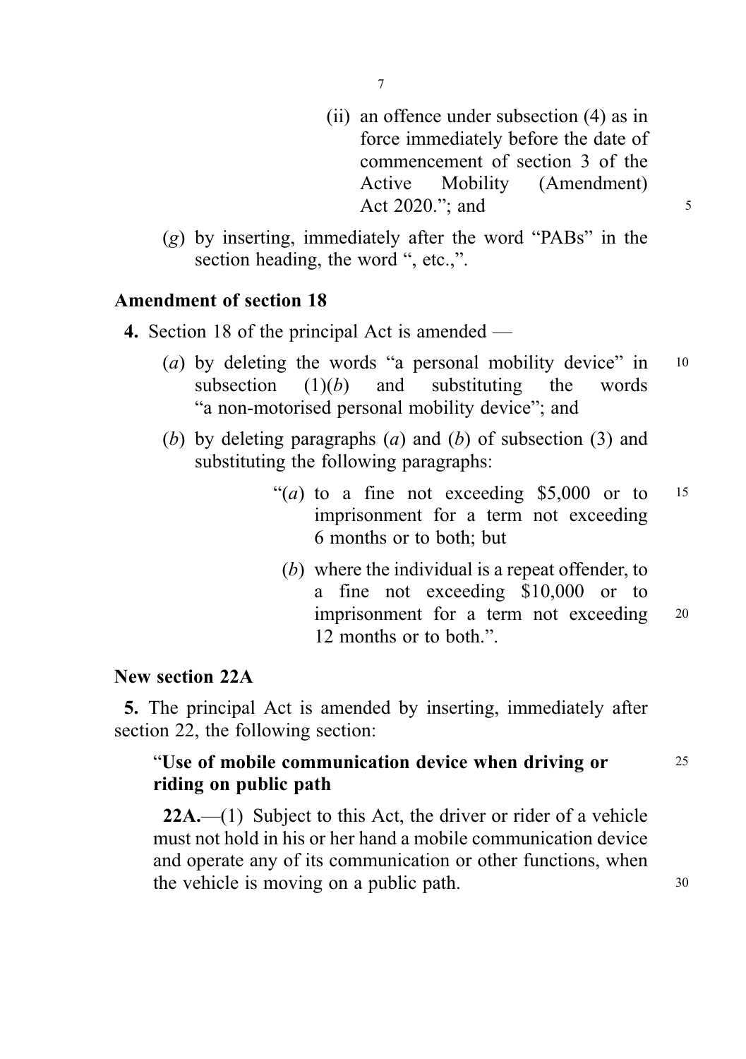(ii) an offence under subsection (4) as in force immediately before the date of commencement of section 3 of the Active Mobility (Amendment) Act 2020."; and

(*g*) by inserting, immediately after the word "PABs" in the section heading, the word ", etc.,".

**Amendment of section 18**

**4.** Section 18 of the principal Act is amended —

(*a*) by deleting the words "a personal mobility device" in subsection (1)(*b*) and substituting the words "a non-motorised personal mobility device"; and

(*b*) by deleting paragraphs (*a*) and (*b*) of subsection (3) and substituting the following paragraphs:

"(*a*) to a fine not exceeding $5,000 or to imprisonment for a term not exceeding 6 months or to both; but

(*b*) where the individual is a repeat offender, to a fine not exceeding $10,000 or to imprisonment for a term not exceeding 12 months or to both.".

**New section 22A**

**5.** The principal Act is amended by inserting, immediately after section 22, the following section:

"**Use of mobile communication device when driving or riding on public path**

**22A.**—(1) Subject to this Act, the driver or rider of a vehicle must not hold in his or her hand a mobile communication device and operate any of its communication or other functions, when the vehicle is moving on a public path.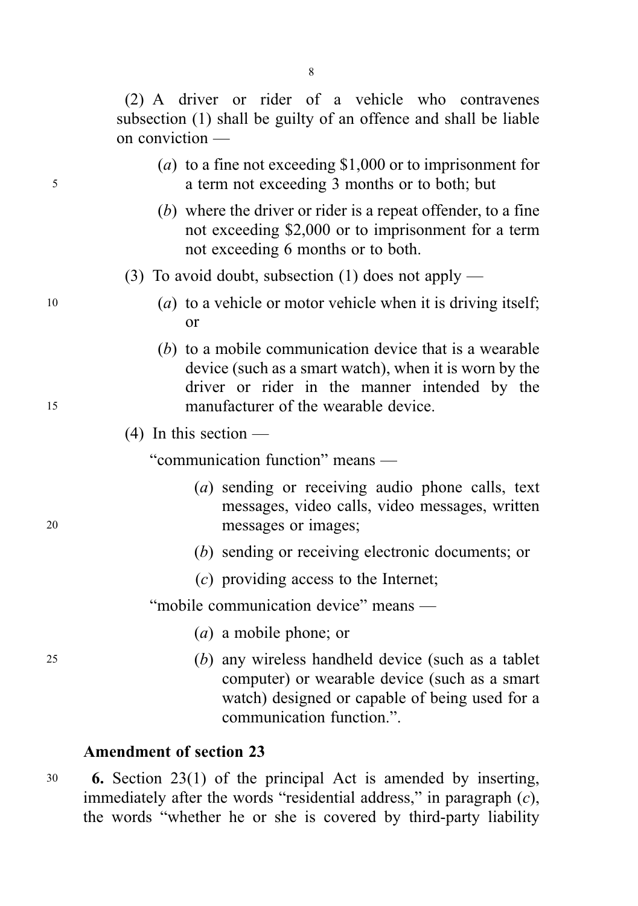(2) A driver or rider of a vehicle who contravenes subsection (1) shall be guilty of an offence and shall be liable on conviction —

(*a*) to a fine not exceeding $1,000 or to imprisonment for a term not exceeding 3 months or to both; but

(*b*) where the driver or rider is a repeat offender, to a fine not exceeding $2,000 or to imprisonment for a term not exceeding 6 months or to both.

(3) To avoid doubt, subsection (1) does not apply —

(*a*) to a vehicle or motor vehicle when it is driving itself; or

(*b*) to a mobile communication device that is a wearable device (such as a smart watch), when it is worn by the driver or rider in the manner intended by the manufacturer of the wearable device.

(4) In this section —

"communication function" means —

(*a*) sending or receiving audio phone calls, text messages, video calls, video messages, written messages or images;

(*b*) sending or receiving electronic documents; or

(*c*) providing access to the Internet;

"mobile communication device" means —

(*a*) a mobile phone; or

(*b*) any wireless handheld device (such as a tablet computer) or wearable device (such as a smart watch) designed or capable of being used for a communication function.".

**Amendment of section 23**

**6.** Section 23(1) of the principal Act is amended by inserting, immediately after the words "residential address," in paragraph (*c*), the words "whether he or she is covered by third-party liability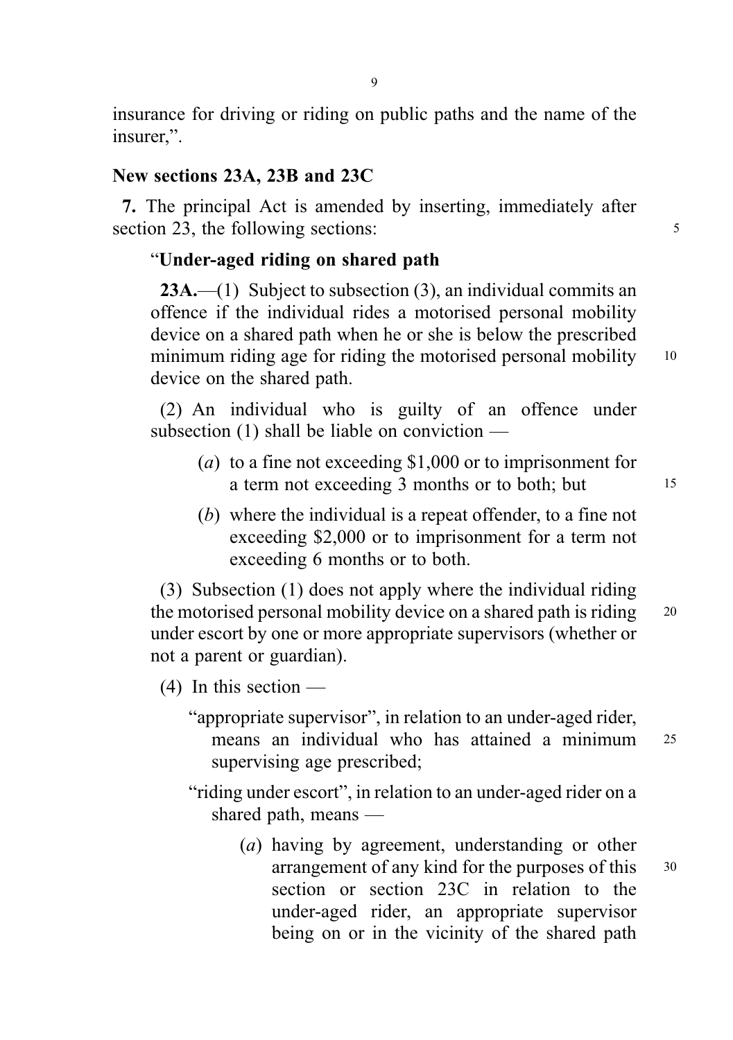insurance for driving or riding on public paths and the name of the insurer,".

**New sections 23A, 23B and 23C**

**7.** The principal Act is amended by inserting, immediately after section 23, the following sections:

"**Under-aged riding on shared path**

**23A.**—(1) Subject to subsection (3), an individual commits an offence if the individual rides a motorised personal mobility device on a shared path when he or she is below the prescribed minimum riding age for riding the motorised personal mobility device on the shared path.

(2) An individual who is guilty of an offence under subsection (1) shall be liable on conviction —

(*a*) to a fine not exceeding $1,000 or to imprisonment for a term not exceeding 3 months or to both; but

(*b*) where the individual is a repeat offender, to a fine not exceeding $2,000 or to imprisonment for a term not exceeding 6 months or to both.

(3) Subsection (1) does not apply where the individual riding the motorised personal mobility device on a shared path is riding under escort by one or more appropriate supervisors (whether or not a parent or guardian).

(4) In this section —

"appropriate supervisor", in relation to an under-aged rider, means an individual who has attained a minimum supervising age prescribed;

"riding under escort", in relation to an under-aged rider on a shared path, means —

(*a*) having by agreement, understanding or other arrangement of any kind for the purposes of this section or section 23C in relation to the under-aged rider, an appropriate supervisor being on or in the vicinity of the shared path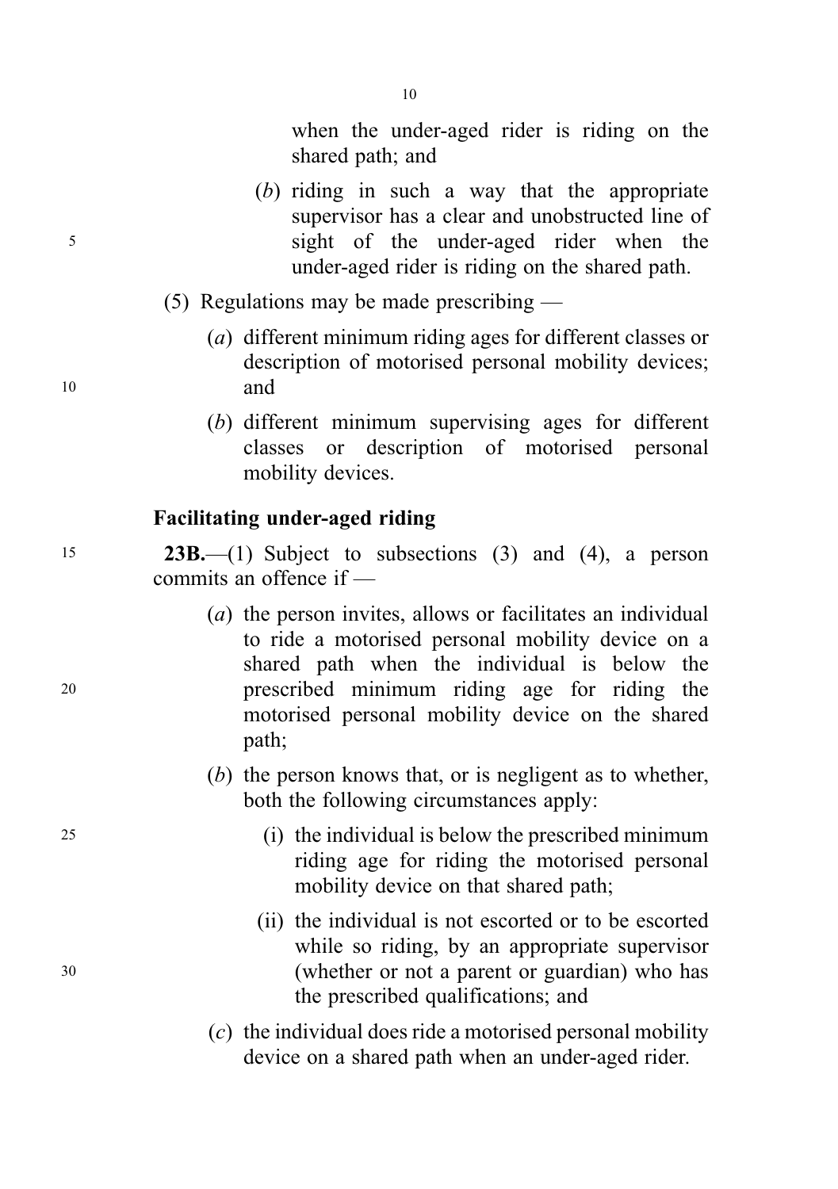when the under-aged rider is riding on the shared path; and

(*b*) riding in such a way that the appropriate supervisor has a clear and unobstructed line of sight of the under-aged rider when the under-aged rider is riding on the shared path.

(5) Regulations may be made prescribing —

(*a*) different minimum riding ages for different classes or description of motorised personal mobility devices; and

(*b*) different minimum supervising ages for different classes or description of motorised personal mobility devices.

### Facilitating under-aged riding

**23B.**—(1) Subject to subsections (3) and (4), a person commits an offence if —

(*a*) the person invites, allows or facilitates an individual to ride a motorised personal mobility device on a shared path when the individual is below the prescribed minimum riding age for riding the motorised personal mobility device on the shared path;

(*b*) the person knows that, or is negligent as to whether, both the following circumstances apply:

(i) the individual is below the prescribed minimum riding age for riding the motorised personal mobility device on that shared path;

(ii) the individual is not escorted or to be escorted while so riding, by an appropriate supervisor (whether or not a parent or guardian) who has the prescribed qualifications; and

(*c*) the individual does ride a motorised personal mobility device on a shared path when an under-aged rider.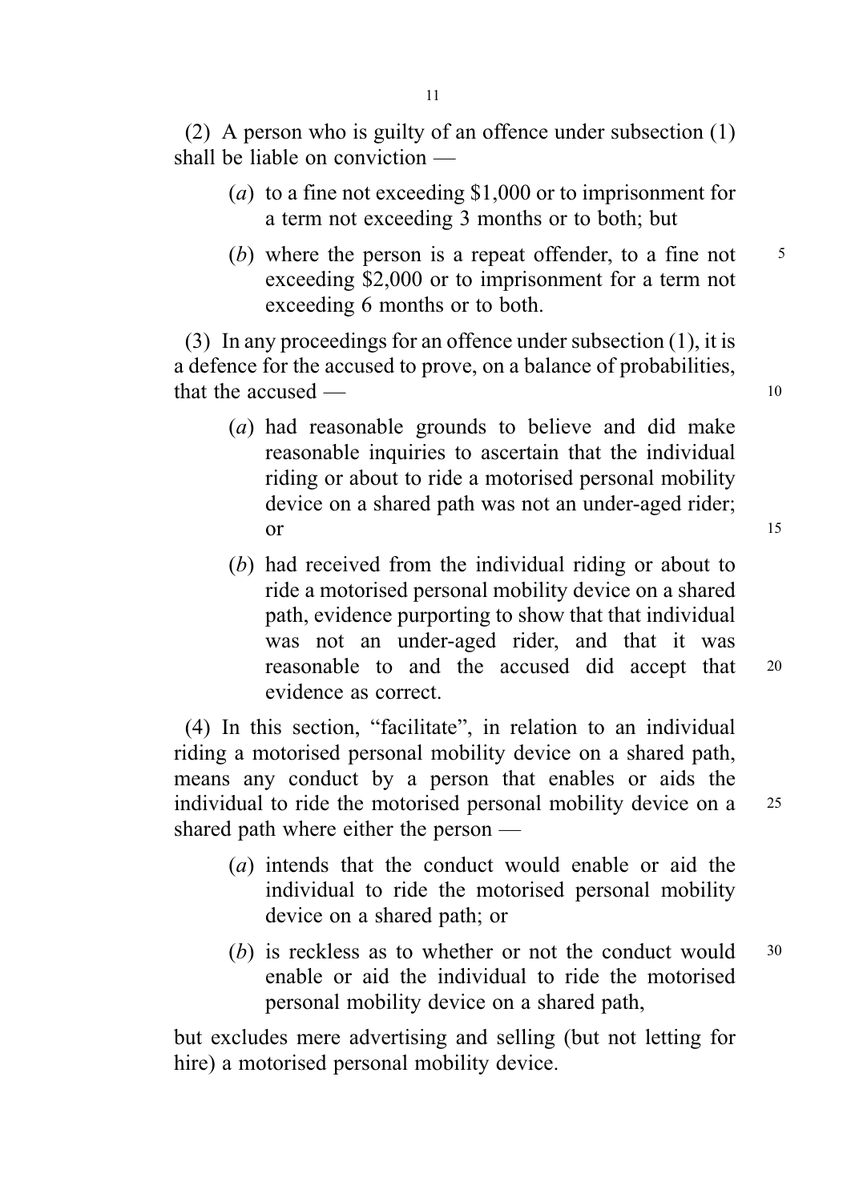(2) A person who is guilty of an offence under subsection (1) shall be liable on conviction —

- (*a*) to a fine not exceeding $1,000 or to imprisonment for a term not exceeding 3 months or to both; but
- (*b*) where the person is a repeat offender, to a fine not exceeding $2,000 or to imprisonment for a term not exceeding 6 months or to both.

(3) In any proceedings for an offence under subsection (1), it is a defence for the accused to prove, on a balance of probabilities, that the accused —

- (*a*) had reasonable grounds to believe and did make reasonable inquiries to ascertain that the individual riding or about to ride a motorised personal mobility device on a shared path was not an under-aged rider; or
- (*b*) had received from the individual riding or about to ride a motorised personal mobility device on a shared path, evidence purporting to show that that individual was not an under-aged rider, and that it was reasonable to and the accused did accept that evidence as correct.

(4) In this section, "facilitate", in relation to an individual riding a motorised personal mobility device on a shared path, means any conduct by a person that enables or aids the individual to ride the motorised personal mobility device on a shared path where either the person —

- (*a*) intends that the conduct would enable or aid the individual to ride the motorised personal mobility device on a shared path; or
- (*b*) is reckless as to whether or not the conduct would enable or aid the individual to ride the motorised personal mobility device on a shared path,

but excludes mere advertising and selling (but not letting for hire) a motorised personal mobility device.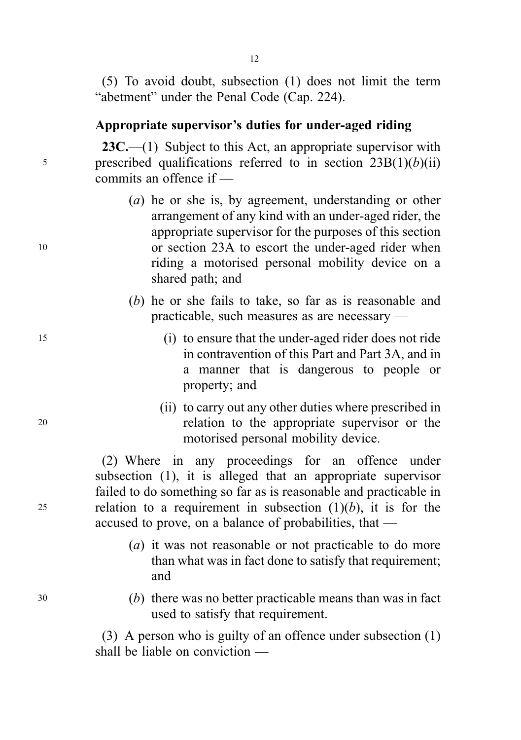(5) To avoid doubt, subsection (1) does not limit the term "abetment" under the Penal Code (Cap. 224).

### Appropriate supervisor's duties for under-aged riding

**23C.**—(1) Subject to this Act, an appropriate supervisor with prescribed qualifications referred to in section 23B(1)(*b*)(ii) commits an offence if —

- (*a*) he or she is, by agreement, understanding or other arrangement of any kind with an under-aged rider, the appropriate supervisor for the purposes of this section or section 23A to escort the under-aged rider when riding a motorised personal mobility device on a shared path; and
- (*b*) he or she fails to take, so far as is reasonable and practicable, such measures as are necessary —
  - (i) to ensure that the under-aged rider does not ride in contravention of this Part and Part 3A, and in a manner that is dangerous to people or property; and
  - (ii) to carry out any other duties where prescribed in relation to the appropriate supervisor or the motorised personal mobility device.

(2) Where in any proceedings for an offence under subsection (1), it is alleged that an appropriate supervisor failed to do something so far as is reasonable and practicable in relation to a requirement in subsection (1)(*b*), it is for the accused to prove, on a balance of probabilities, that —

- (*a*) it was not reasonable or not practicable to do more than what was in fact done to satisfy that requirement; and
- (*b*) there was no better practicable means than was in fact used to satisfy that requirement.

(3) A person who is guilty of an offence under subsection (1) shall be liable on conviction —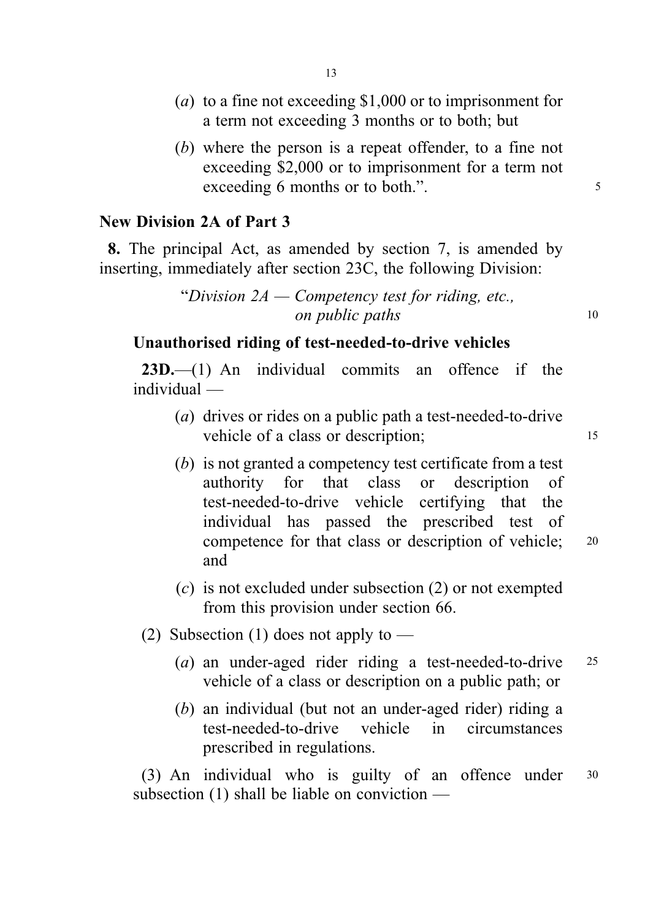(*a*) to a fine not exceeding $1,000 or to imprisonment for a term not exceeding 3 months or to both; but

(*b*) where the person is a repeat offender, to a fine not exceeding $2,000 or to imprisonment for a term not exceeding 6 months or to both.".

**New Division 2A of Part 3**

**8.** The principal Act, as amended by section 7, is amended by inserting, immediately after section 23C, the following Division:

"*Division 2A — Competency test for riding, etc., on public paths*

**Unauthorised riding of test-needed-to-drive vehicles**

**23D.**—(1) An individual commits an offence if the individual —

(*a*) drives or rides on a public path a test-needed-to-drive vehicle of a class or description;

(*b*) is not granted a competency test certificate from a test authority for that class or description of test-needed-to-drive vehicle certifying that the individual has passed the prescribed test of competence for that class or description of vehicle; and

(*c*) is not excluded under subsection (2) or not exempted from this provision under section 66.

(2) Subsection (1) does not apply to —

(*a*) an under-aged rider riding a test-needed-to-drive vehicle of a class or description on a public path; or

(*b*) an individual (but not an under-aged rider) riding a test-needed-to-drive vehicle in circumstances prescribed in regulations.

(3) An individual who is guilty of an offence under subsection (1) shall be liable on conviction —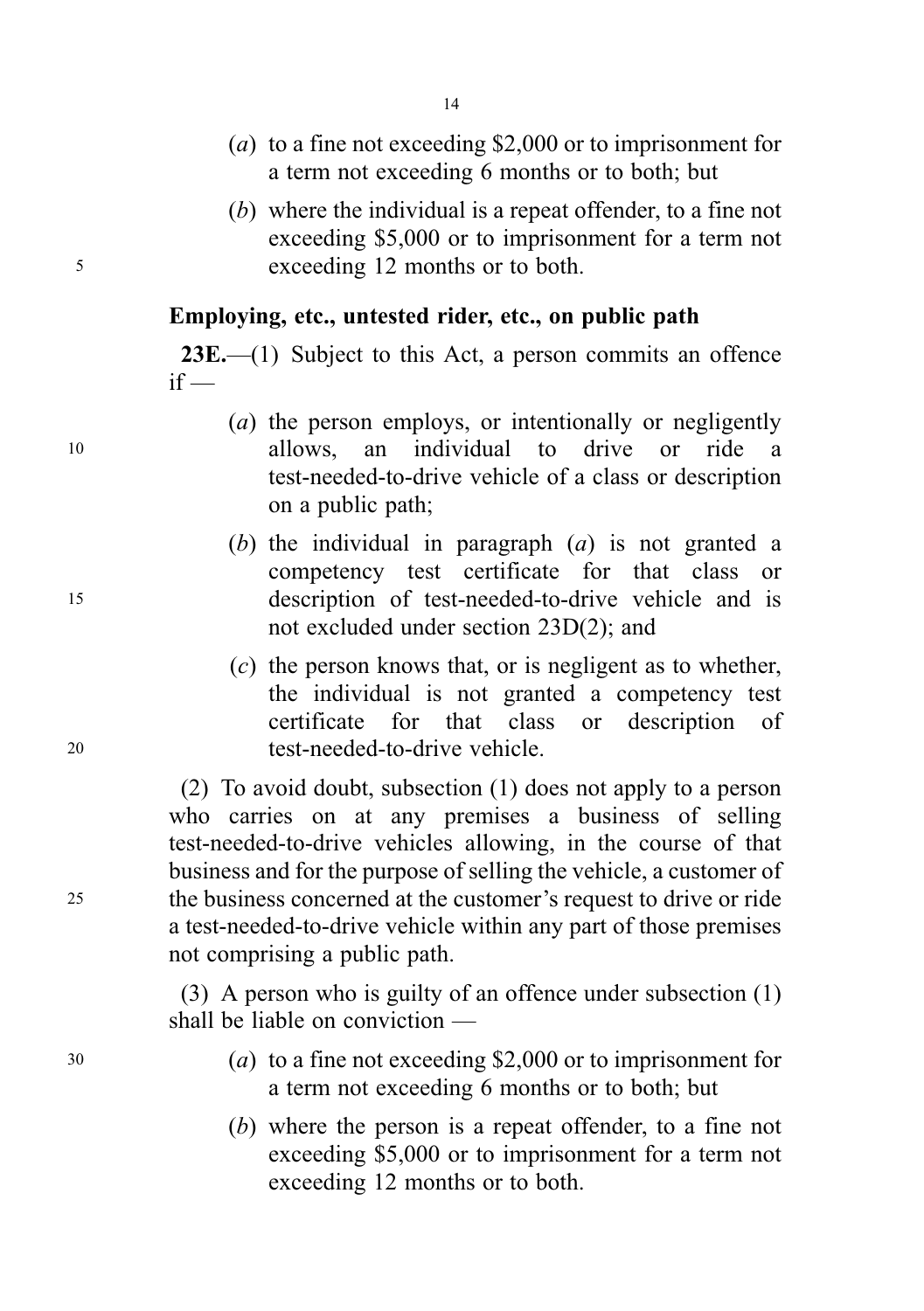(*a*) to a fine not exceeding $2,000 or to imprisonment for a term not exceeding 6 months or to both; but

(*b*) where the individual is a repeat offender, to a fine not exceeding $5,000 or to imprisonment for a term not exceeding 12 months or to both.

**Employing, etc., untested rider, etc., on public path**

**23E.**—(1) Subject to this Act, a person commits an offence if —

(*a*) the person employs, or intentionally or negligently allows, an individual to drive or ride a test-needed-to-drive vehicle of a class or description on a public path;

(*b*) the individual in paragraph (*a*) is not granted a competency test certificate for that class or description of test-needed-to-drive vehicle and is not excluded under section 23D(2); and

(*c*) the person knows that, or is negligent as to whether, the individual is not granted a competency test certificate for that class or description of test-needed-to-drive vehicle.

(2) To avoid doubt, subsection (1) does not apply to a person who carries on at any premises a business of selling test-needed-to-drive vehicles allowing, in the course of that business and for the purpose of selling the vehicle, a customer of the business concerned at the customer's request to drive or ride a test-needed-to-drive vehicle within any part of those premises not comprising a public path.

(3) A person who is guilty of an offence under subsection (1) shall be liable on conviction —

(*a*) to a fine not exceeding $2,000 or to imprisonment for a term not exceeding 6 months or to both; but

(*b*) where the person is a repeat offender, to a fine not exceeding $5,000 or to imprisonment for a term not exceeding 12 months or to both.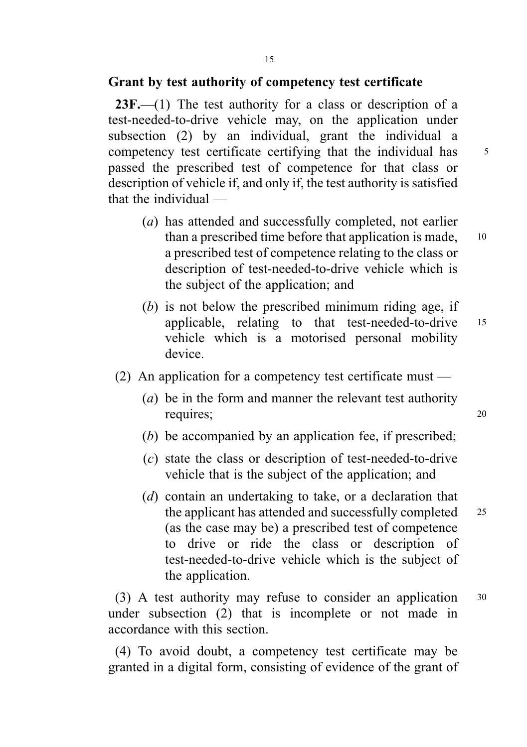## Grant by test authority of competency test certificate

**23F.**—(1) The test authority for a class or description of a test-needed-to-drive vehicle may, on the application under subsection (2) by an individual, grant the individual a competency test certificate certifying that the individual has passed the prescribed test of competence for that class or description of vehicle if, and only if, the test authority is satisfied that the individual —

- (*a*) has attended and successfully completed, not earlier than a prescribed time before that application is made, a prescribed test of competence relating to the class or description of test-needed-to-drive vehicle which is the subject of the application; and
- (*b*) is not below the prescribed minimum riding age, if applicable, relating to that test-needed-to-drive vehicle which is a motorised personal mobility device.

(2) An application for a competency test certificate must —

- (*a*) be in the form and manner the relevant test authority requires;
- (*b*) be accompanied by an application fee, if prescribed;
- (*c*) state the class or description of test-needed-to-drive vehicle that is the subject of the application; and
- (*d*) contain an undertaking to take, or a declaration that the applicant has attended and successfully completed (as the case may be) a prescribed test of competence to drive or ride the class or description of test-needed-to-drive vehicle which is the subject of the application.

(3) A test authority may refuse to consider an application under subsection (2) that is incomplete or not made in accordance with this section.

(4) To avoid doubt, a competency test certificate may be granted in a digital form, consisting of evidence of the grant of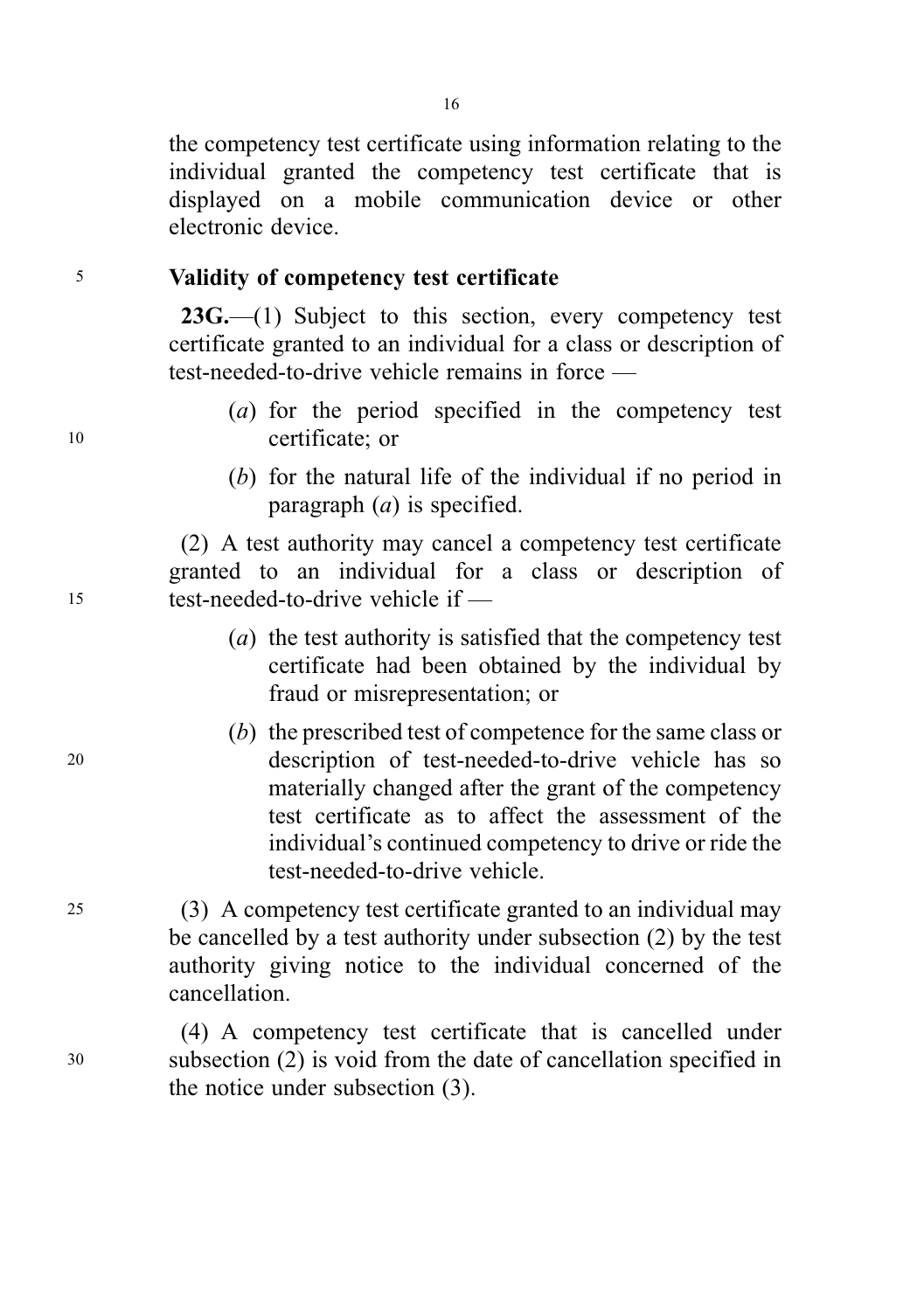the competency test certificate using information relating to the individual granted the competency test certificate that is displayed on a mobile communication device or other electronic device.

**Validity of competency test certificate**

**23G.**—(1) Subject to this section, every competency test certificate granted to an individual for a class or description of test-needed-to-drive vehicle remains in force —

(*a*) for the period specified in the competency test certificate; or

(*b*) for the natural life of the individual if no period in paragraph (*a*) is specified.

(2) A test authority may cancel a competency test certificate granted to an individual for a class or description of test-needed-to-drive vehicle if —

(*a*) the test authority is satisfied that the competency test certificate had been obtained by the individual by fraud or misrepresentation; or

(*b*) the prescribed test of competence for the same class or description of test-needed-to-drive vehicle has so materially changed after the grant of the competency test certificate as to affect the assessment of the individual's continued competency to drive or ride the test-needed-to-drive vehicle.

(3) A competency test certificate granted to an individual may be cancelled by a test authority under subsection (2) by the test authority giving notice to the individual concerned of the cancellation.

(4) A competency test certificate that is cancelled under subsection (2) is void from the date of cancellation specified in the notice under subsection (3).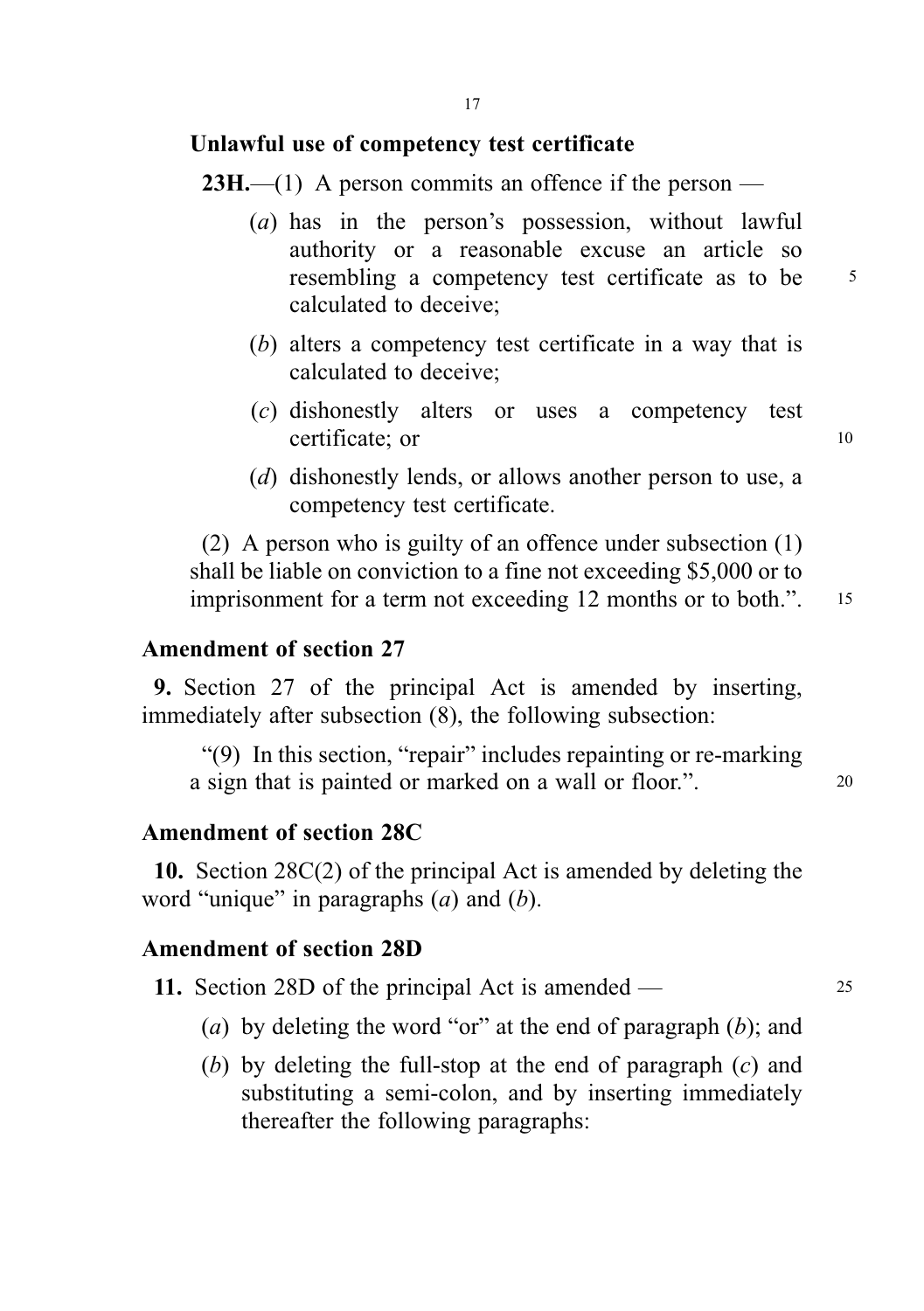**Unlawful use of competency test certificate**

**23H.**—(1) A person commits an offence if the person —

(*a*) has in the person's possession, without lawful authority or a reasonable excuse an article so resembling a competency test certificate as to be calculated to deceive;

(*b*) alters a competency test certificate in a way that is calculated to deceive;

(*c*) dishonestly alters or uses a competency test certificate; or

(*d*) dishonestly lends, or allows another person to use, a competency test certificate.

(2) A person who is guilty of an offence under subsection (1) shall be liable on conviction to a fine not exceeding $5,000 or to imprisonment for a term not exceeding 12 months or to both.".

**Amendment of section 27**

**9.** Section 27 of the principal Act is amended by inserting, immediately after subsection (8), the following subsection:

"(9) In this section, "repair" includes repainting or re-marking a sign that is painted or marked on a wall or floor.".

**Amendment of section 28C**

**10.** Section 28C(2) of the principal Act is amended by deleting the word "unique" in paragraphs (*a*) and (*b*).

**Amendment of section 28D**

**11.** Section 28D of the principal Act is amended —

(*a*) by deleting the word "or" at the end of paragraph (*b*); and

(*b*) by deleting the full-stop at the end of paragraph (*c*) and substituting a semi-colon, and by inserting immediately thereafter the following paragraphs: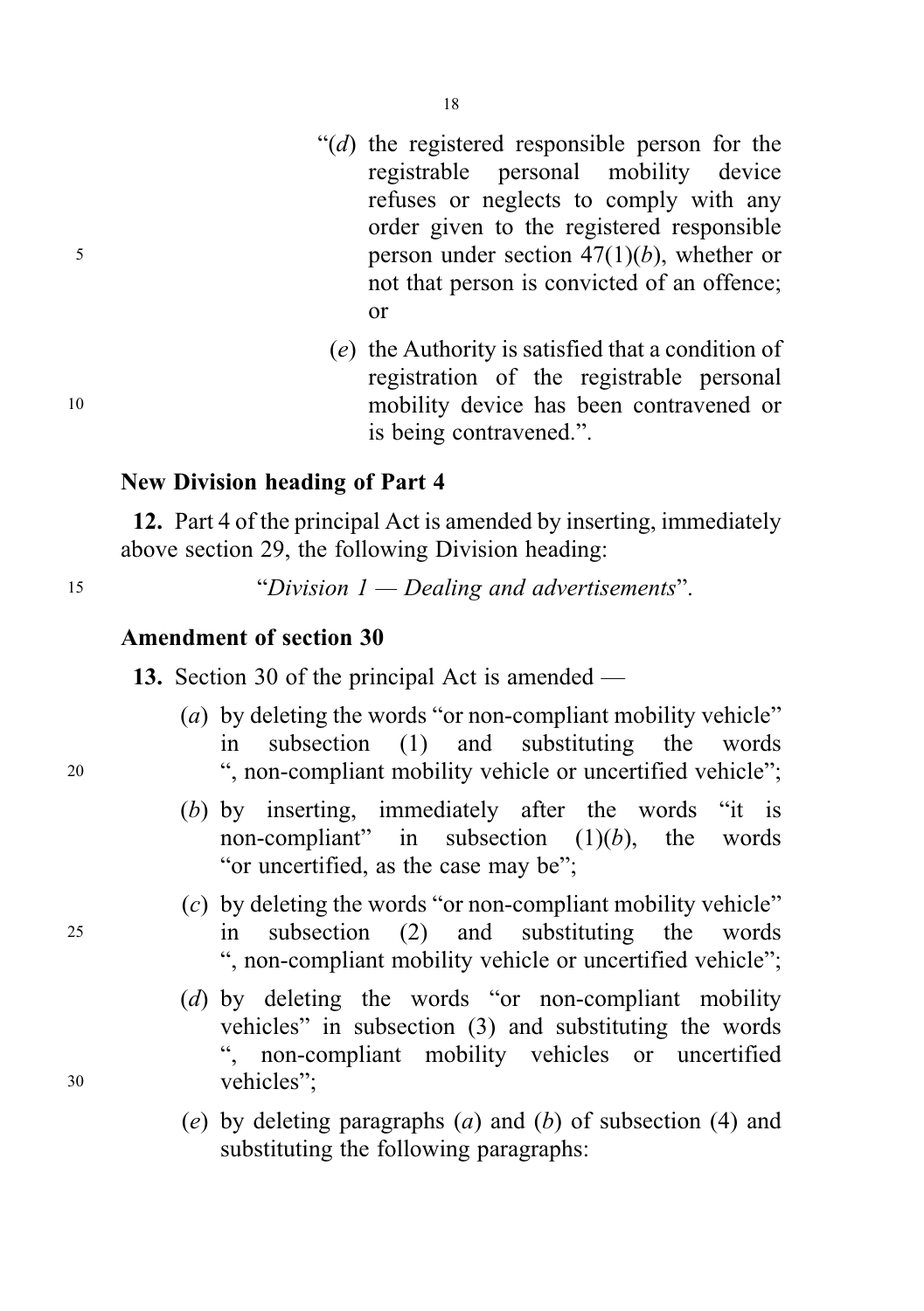“(*d*) the registered responsible person for the registrable personal mobility device refuses or neglects to comply with any order given to the registered responsible person under section 47(1)(*b*), whether or not that person is convicted of an offence; or

(*e*) the Authority is satisfied that a condition of registration of the registrable personal mobility device has been contravened or is being contravened.”.

**New Division heading of Part 4**

**12.** Part 4 of the principal Act is amended by inserting, immediately above section 29, the following Division heading:

“*Division 1 — Dealing and advertisements*”.

**Amendment of section 30**

**13.** Section 30 of the principal Act is amended —

(*a*) by deleting the words “or non-compliant mobility vehicle” in subsection (1) and substituting the words “, non-compliant mobility vehicle or uncertified vehicle”;

(*b*) by inserting, immediately after the words “it is non-compliant” in subsection (1)(*b*), the words “or uncertified, as the case may be”;

(*c*) by deleting the words “or non-compliant mobility vehicle” in subsection (2) and substituting the words “, non-compliant mobility vehicle or uncertified vehicle”;

(*d*) by deleting the words “or non-compliant mobility vehicles” in subsection (3) and substituting the words “, non-compliant mobility vehicles or uncertified vehicles”;

(*e*) by deleting paragraphs (*a*) and (*b*) of subsection (4) and substituting the following paragraphs: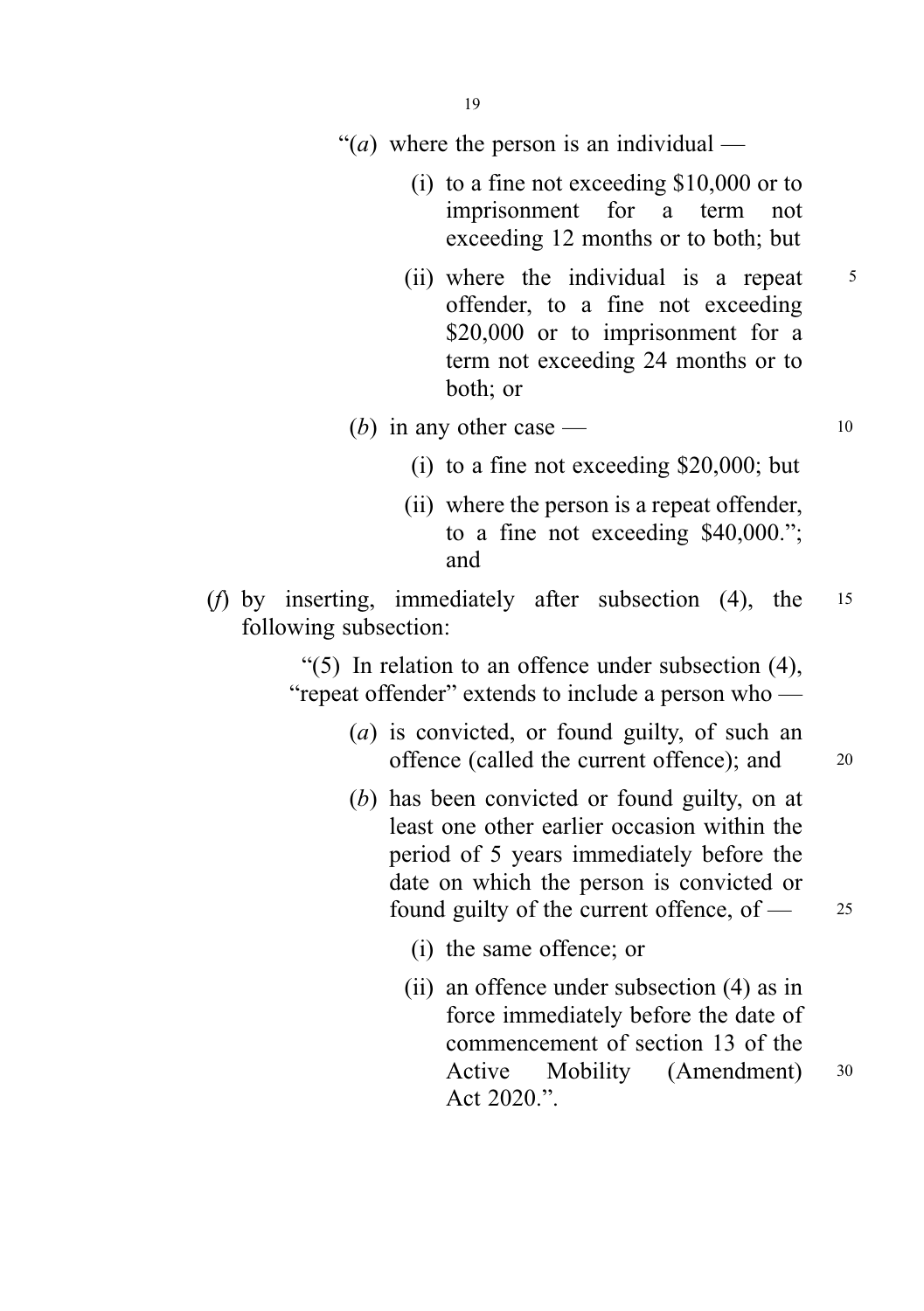"(*a*) where the person is an individual —

(i) to a fine not exceeding $10,000 or to imprisonment for a term not exceeding 12 months or to both; but

(ii) where the individual is a repeat offender, to a fine not exceeding $20,000 or to imprisonment for a term not exceeding 24 months or to both; or

(*b*) in any other case —

(i) to a fine not exceeding $20,000; but

(ii) where the person is a repeat offender, to a fine not exceeding $40,000."; and

(*f*) by inserting, immediately after subsection (4), the following subsection:

"(5) In relation to an offence under subsection (4), "repeat offender" extends to include a person who —

(*a*) is convicted, or found guilty, of such an offence (called the current offence); and

(*b*) has been convicted or found guilty, on at least one other earlier occasion within the period of 5 years immediately before the date on which the person is convicted or found guilty of the current offence, of —

(i) the same offence; or

(ii) an offence under subsection (4) as in force immediately before the date of commencement of section 13 of the Active Mobility (Amendment) Act 2020.".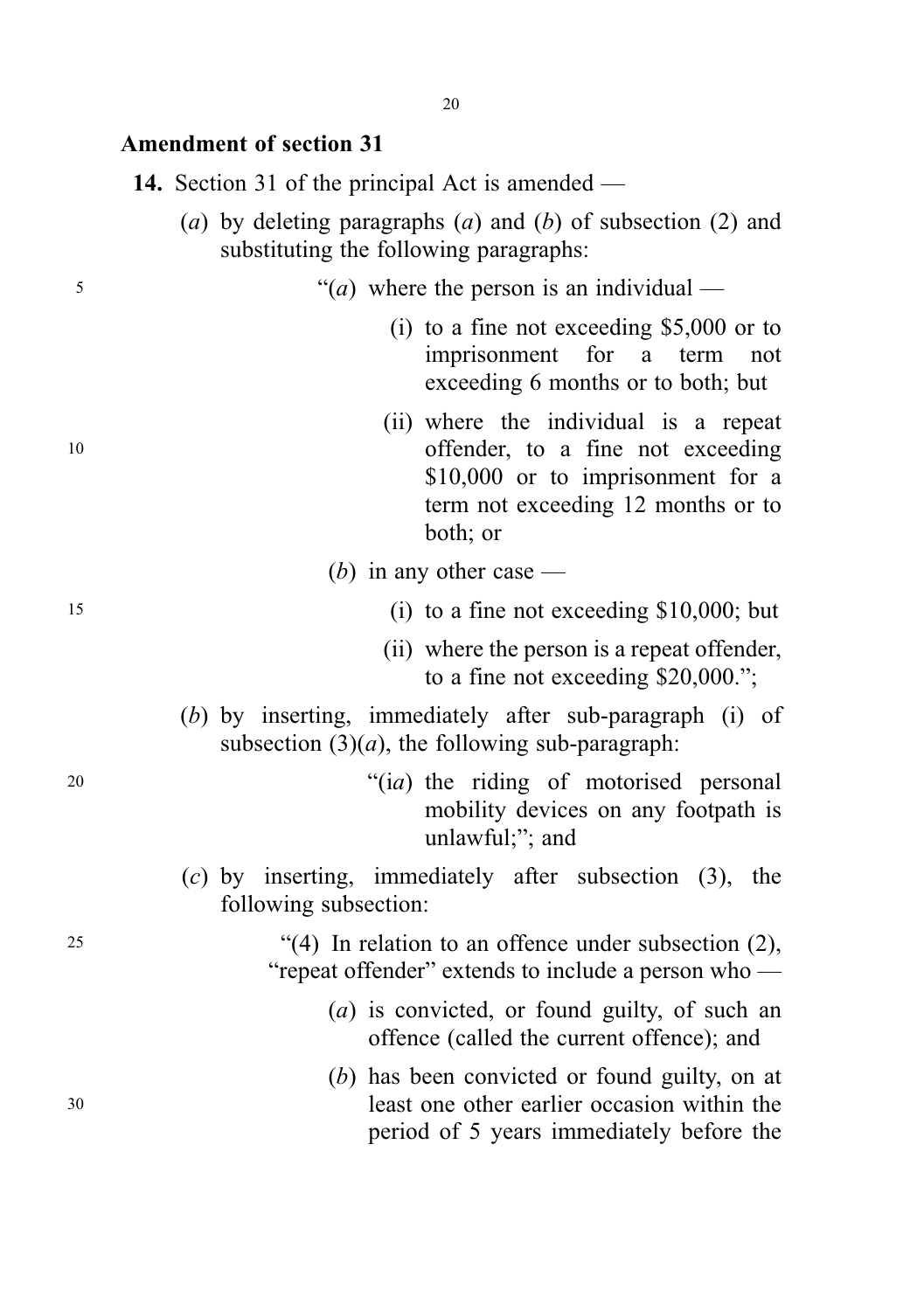### Amendment of section 31

**14.** Section 31 of the principal Act is amended —

(*a*) by deleting paragraphs (*a*) and (*b*) of subsection (2) and substituting the following paragraphs:

> "(*a*) where the person is an individual —
>
> > (i) to a fine not exceeding $5,000 or to imprisonment for a term not exceeding 6 months or to both; but
> >
> > (ii) where the individual is a repeat offender, to a fine not exceeding $10,000 or to imprisonment for a term not exceeding 12 months or to both; or
>
> (*b*) in any other case —
>
> > (i) to a fine not exceeding $10,000; but
> >
> > (ii) where the person is a repeat offender, to a fine not exceeding $20,000.";

(*b*) by inserting, immediately after sub-paragraph (i) of subsection (3)(*a*), the following sub-paragraph:

> "(i*a*) the riding of motorised personal mobility devices on any footpath is unlawful;"; and

(*c*) by inserting, immediately after subsection (3), the following subsection:

> "(4) In relation to an offence under subsection (2), "repeat offender" extends to include a person who —
>
> (*a*) is convicted, or found guilty, of such an offence (called the current offence); and
>
> (*b*) has been convicted or found guilty, on at least one other earlier occasion within the period of 5 years immediately before the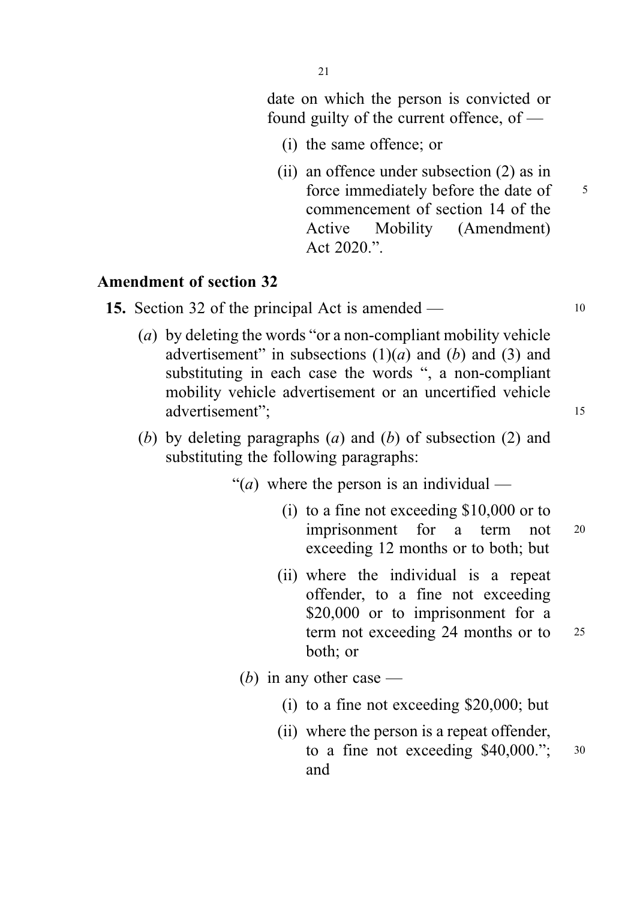date on which the person is convicted or found guilty of the current offence, of —

(i) the same offence; or

(ii) an offence under subsection (2) as in force immediately before the date of commencement of section 14 of the Active Mobility (Amendment) Act 2020.”.

### Amendment of section 32

**15.** Section 32 of the principal Act is amended —

(*a*) by deleting the words “or a non-compliant mobility vehicle advertisement” in subsections (1)(*a*) and (*b*) and (3) and substituting in each case the words “, a non-compliant mobility vehicle advertisement or an uncertified vehicle advertisement”;

(*b*) by deleting paragraphs (*a*) and (*b*) of subsection (2) and substituting the following paragraphs:

“(*a*) where the person is an individual —

(i) to a fine not exceeding $10,000 or to imprisonment for a term not exceeding 12 months or to both; but

(ii) where the individual is a repeat offender, to a fine not exceeding $20,000 or to imprisonment for a term not exceeding 24 months or to both; or

(*b*) in any other case —

(i) to a fine not exceeding $20,000; but

(ii) where the person is a repeat offender, to a fine not exceeding $40,000.”; and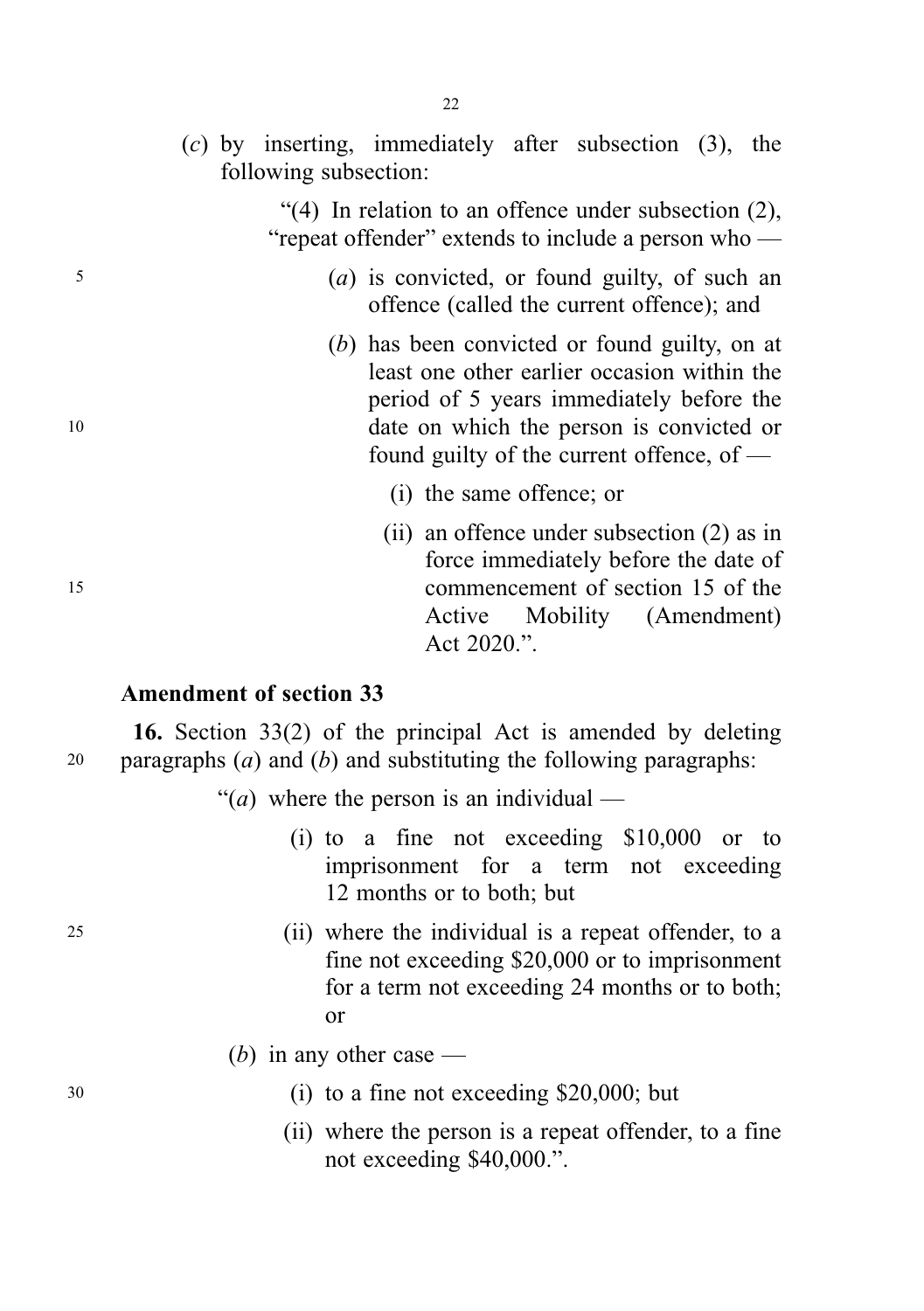(*c*) by inserting, immediately after subsection (3), the following subsection:

"(4) In relation to an offence under subsection (2), "repeat offender" extends to include a person who —

(*a*) is convicted, or found guilty, of such an offence (called the current offence); and

(*b*) has been convicted or found guilty, on at least one other earlier occasion within the period of 5 years immediately before the date on which the person is convicted or found guilty of the current offence, of —

(i) the same offence; or

(ii) an offence under subsection (2) as in force immediately before the date of commencement of section 15 of the Active Mobility (Amendment) Act 2020.".

**Amendment of section 33**

**16.** Section 33(2) of the principal Act is amended by deleting paragraphs (*a*) and (*b*) and substituting the following paragraphs:

"(*a*) where the person is an individual —

(i) to a fine not exceeding \$10,000 or to imprisonment for a term not exceeding 12 months or to both; but

(ii) where the individual is a repeat offender, to a fine not exceeding \$20,000 or to imprisonment for a term not exceeding 24 months or to both; or

(*b*) in any other case —

(i) to a fine not exceeding \$20,000; but

(ii) where the person is a repeat offender, to a fine not exceeding \$40,000.".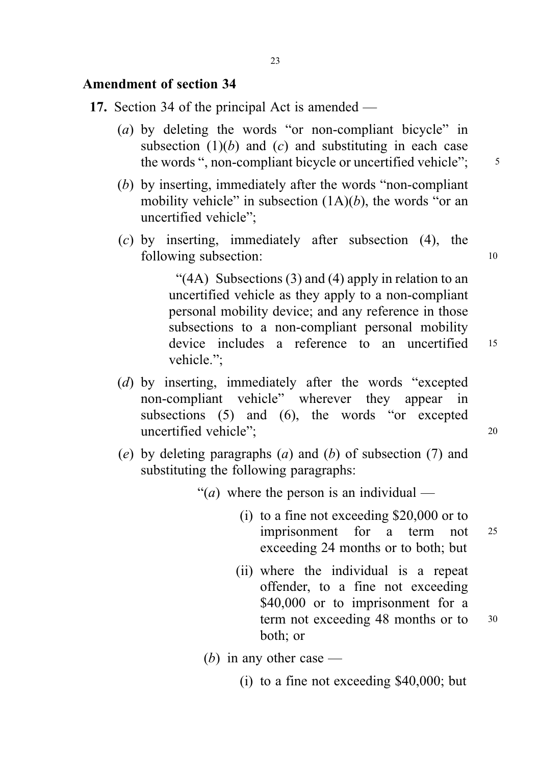## Amendment of section 34

**17.** Section 34 of the principal Act is amended —

(*a*) by deleting the words "or non-compliant bicycle" in subsection (1)(*b*) and (*c*) and substituting in each case the words ", non-compliant bicycle or uncertified vehicle";

(*b*) by inserting, immediately after the words "non-compliant mobility vehicle" in subsection (1A)(*b*), the words "or an uncertified vehicle";

(*c*) by inserting, immediately after subsection (4), the following subsection:

> "(4A) Subsections (3) and (4) apply in relation to an uncertified vehicle as they apply to a non-compliant personal mobility device; and any reference in those subsections to a non-compliant personal mobility device includes a reference to an uncertified vehicle.";

(*d*) by inserting, immediately after the words "excepted non-compliant vehicle" wherever they appear in subsections (5) and (6), the words "or excepted uncertified vehicle";

(*e*) by deleting paragraphs (*a*) and (*b*) of subsection (7) and substituting the following paragraphs:

> "(*a*) where the person is an individual —
>
> (i) to a fine not exceeding \$20,000 or to imprisonment for a term not exceeding 24 months or to both; but
>
> (ii) where the individual is a repeat offender, to a fine not exceeding \$40,000 or to imprisonment for a term not exceeding 48 months or to both; or
>
> (*b*) in any other case —
>
> (i) to a fine not exceeding \$40,000; but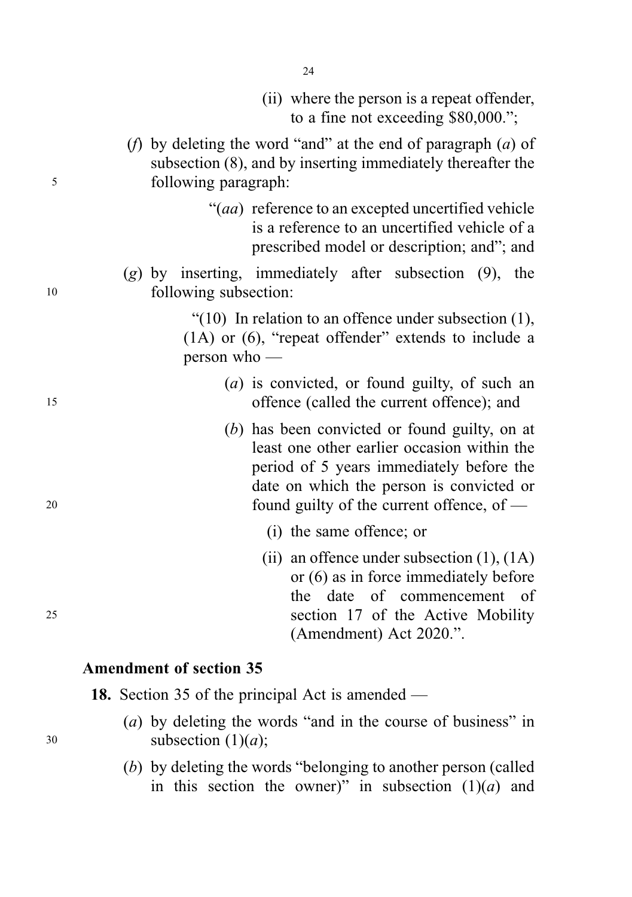(ii) where the person is a repeat offender, to a fine not exceeding $80,000.";

(*f*) by deleting the word "and" at the end of paragraph (*a*) of subsection (8), and by inserting immediately thereafter the following paragraph:

"(*aa*) reference to an excepted uncertified vehicle is a reference to an uncertified vehicle of a prescribed model or description; and"; and

(*g*) by inserting, immediately after subsection (9), the following subsection:

"(10) In relation to an offence under subsection (1), (1A) or (6), "repeat offender" extends to include a person who —

(*a*) is convicted, or found guilty, of such an offence (called the current offence); and

(*b*) has been convicted or found guilty, on at least one other earlier occasion within the period of 5 years immediately before the date on which the person is convicted or found guilty of the current offence, of —

(i) the same offence; or

(ii) an offence under subsection (1), (1A) or (6) as in force immediately before the date of commencement of section 17 of the Active Mobility (Amendment) Act 2020.".

**Amendment of section 35**

**18.** Section 35 of the principal Act is amended —

(*a*) by deleting the words "and in the course of business" in subsection (1)(*a*);

(*b*) by deleting the words "belonging to another person (called in this section the owner)" in subsection (1)(*a*) and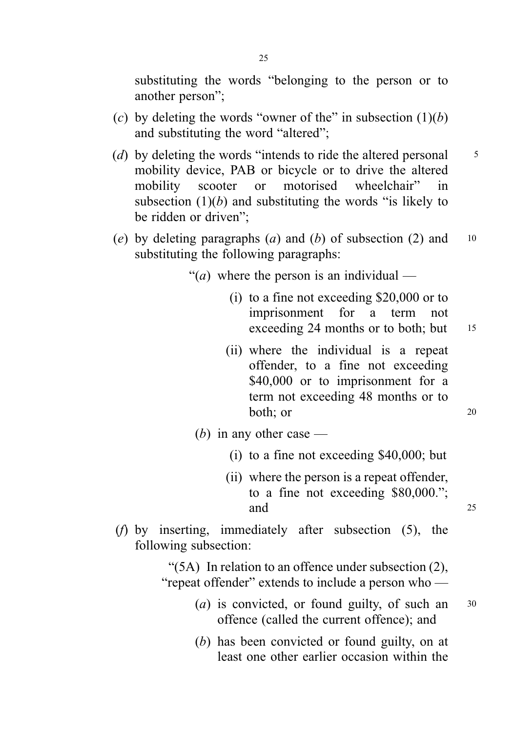substituting the words "belonging to the person or to another person";

(*c*) by deleting the words "owner of the" in subsection (1)(*b*) and substituting the word "altered";

(*d*) by deleting the words "intends to ride the altered personal mobility device, PAB or bicycle or to drive the altered mobility scooter or motorised wheelchair" in subsection (1)(*b*) and substituting the words "is likely to be ridden or driven";

(*e*) by deleting paragraphs (*a*) and (*b*) of subsection (2) and substituting the following paragraphs:

> "(*a*) where the person is an individual —
>
> > (i) to a fine not exceeding $20,000 or to imprisonment for a term not exceeding 24 months or to both; but
> >
> > (ii) where the individual is a repeat offender, to a fine not exceeding $40,000 or to imprisonment for a term not exceeding 48 months or to both; or
>
> (*b*) in any other case —
>
> > (i) to a fine not exceeding $40,000; but
> >
> > (ii) where the person is a repeat offender, to a fine not exceeding $80,000."; and

(*f*) by inserting, immediately after subsection (5), the following subsection:

> "(5A) In relation to an offence under subsection (2), "repeat offender" extends to include a person who —
>
> > (*a*) is convicted, or found guilty, of such an offence (called the current offence); and
> >
> > (*b*) has been convicted or found guilty, on at least one other earlier occasion within the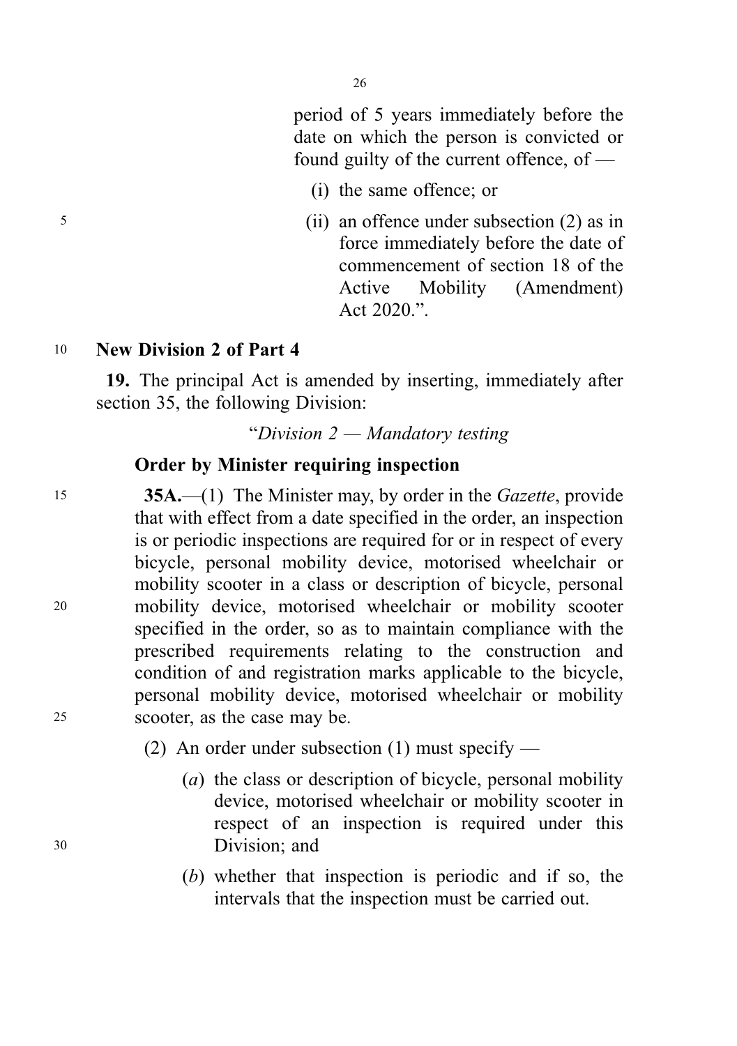period of 5 years immediately before the date on which the person is convicted or found guilty of the current offence, of —

(i) the same offence; or

(ii) an offence under subsection (2) as in force immediately before the date of commencement of section 18 of the Active Mobility (Amendment) Act 2020.".

**New Division 2 of Part 4**

**19.** The principal Act is amended by inserting, immediately after section 35, the following Division:

"*Division 2 — Mandatory testing*

**Order by Minister requiring inspection**

**35A.**—(1) The Minister may, by order in the *Gazette*, provide that with effect from a date specified in the order, an inspection is or periodic inspections are required for or in respect of every bicycle, personal mobility device, motorised wheelchair or mobility scooter in a class or description of bicycle, personal mobility device, motorised wheelchair or mobility scooter specified in the order, so as to maintain compliance with the prescribed requirements relating to the construction and condition of and registration marks applicable to the bicycle, personal mobility device, motorised wheelchair or mobility scooter, as the case may be.

(2) An order under subsection (1) must specify —

(*a*) the class or description of bicycle, personal mobility device, motorised wheelchair or mobility scooter in respect of an inspection is required under this Division; and

(*b*) whether that inspection is periodic and if so, the intervals that the inspection must be carried out.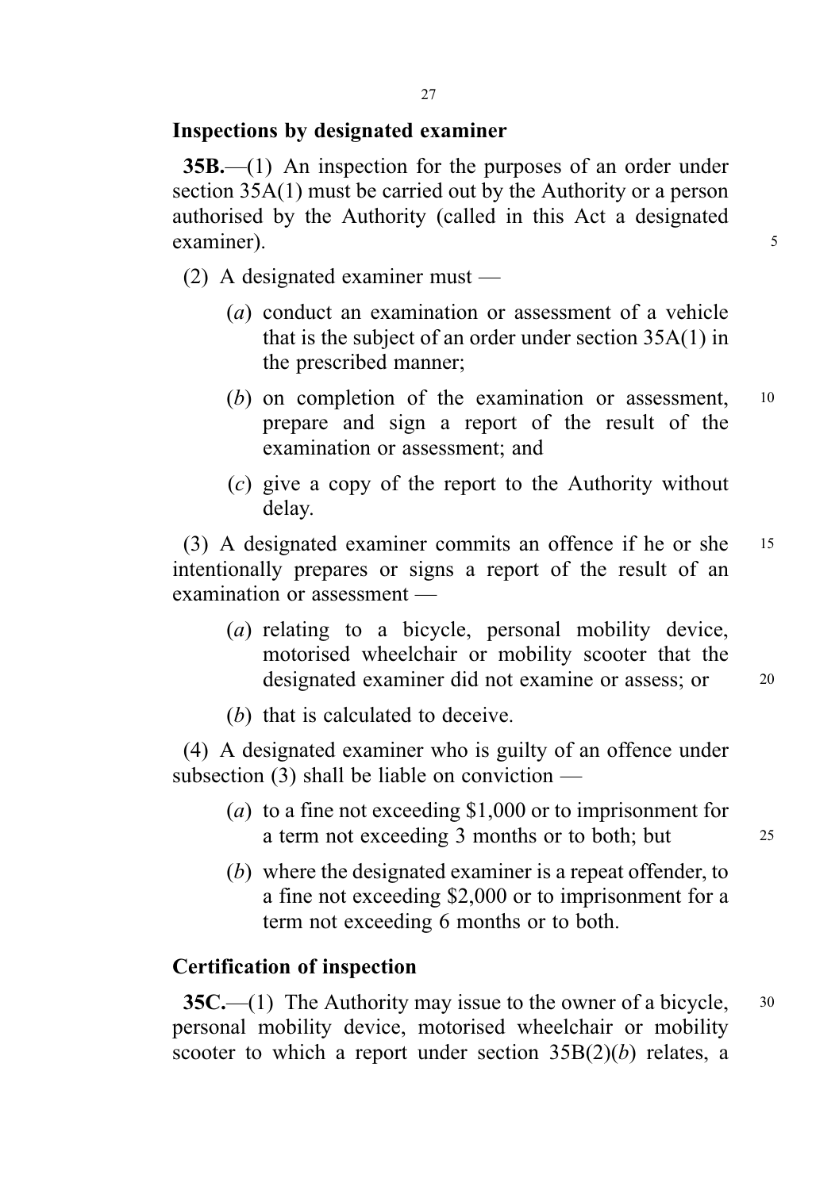**Inspections by designated examiner**

**35B.**—(1) An inspection for the purposes of an order under section 35A(1) must be carried out by the Authority or a person authorised by the Authority (called in this Act a designated examiner).

(2) A designated examiner must —

(*a*) conduct an examination or assessment of a vehicle that is the subject of an order under section 35A(1) in the prescribed manner;

(*b*) on completion of the examination or assessment, prepare and sign a report of the result of the examination or assessment; and

(*c*) give a copy of the report to the Authority without delay.

(3) A designated examiner commits an offence if he or she intentionally prepares or signs a report of the result of an examination or assessment —

(*a*) relating to a bicycle, personal mobility device, motorised wheelchair or mobility scooter that the designated examiner did not examine or assess; or

(*b*) that is calculated to deceive.

(4) A designated examiner who is guilty of an offence under subsection (3) shall be liable on conviction —

(*a*) to a fine not exceeding $1,000 or to imprisonment for a term not exceeding 3 months or to both; but

(*b*) where the designated examiner is a repeat offender, to a fine not exceeding $2,000 or to imprisonment for a term not exceeding 6 months or to both.

**Certification of inspection**

**35C.**—(1) The Authority may issue to the owner of a bicycle, personal mobility device, motorised wheelchair or mobility scooter to which a report under section 35B(2)(*b*) relates, a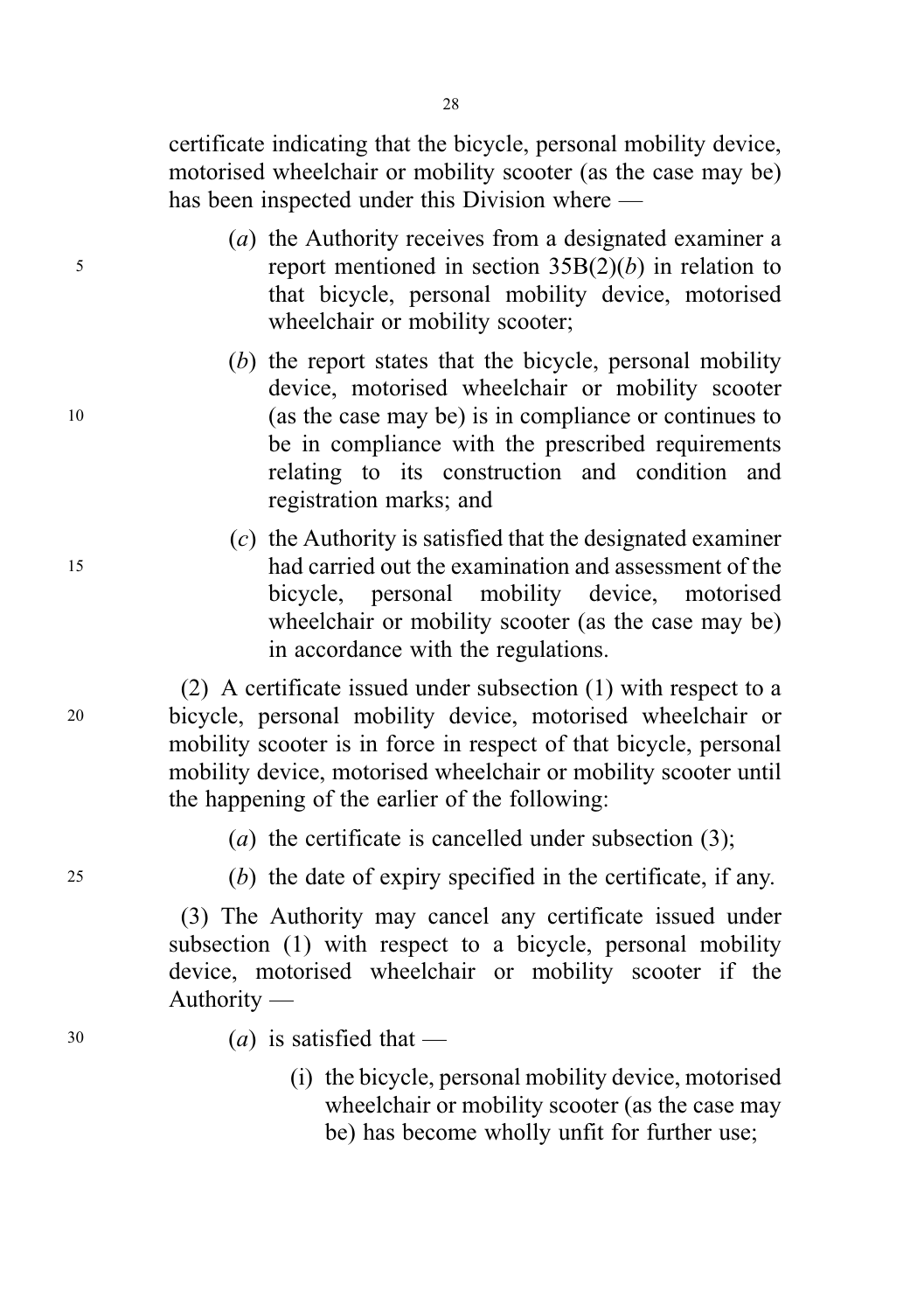certificate indicating that the bicycle, personal mobility device, motorised wheelchair or mobility scooter (as the case may be) has been inspected under this Division where —

(*a*) the Authority receives from a designated examiner a report mentioned in section 35B(2)(*b*) in relation to that bicycle, personal mobility device, motorised wheelchair or mobility scooter;

(*b*) the report states that the bicycle, personal mobility device, motorised wheelchair or mobility scooter (as the case may be) is in compliance or continues to be in compliance with the prescribed requirements relating to its construction and condition and registration marks; and

(*c*) the Authority is satisfied that the designated examiner had carried out the examination and assessment of the bicycle, personal mobility device, motorised wheelchair or mobility scooter (as the case may be) in accordance with the regulations.

(2) A certificate issued under subsection (1) with respect to a bicycle, personal mobility device, motorised wheelchair or mobility scooter is in force in respect of that bicycle, personal mobility device, motorised wheelchair or mobility scooter until the happening of the earlier of the following:

(*a*) the certificate is cancelled under subsection (3);

(*b*) the date of expiry specified in the certificate, if any.

(3) The Authority may cancel any certificate issued under subsection (1) with respect to a bicycle, personal mobility device, motorised wheelchair or mobility scooter if the Authority —

(*a*) is satisfied that —

(i) the bicycle, personal mobility device, motorised wheelchair or mobility scooter (as the case may be) has become wholly unfit for further use;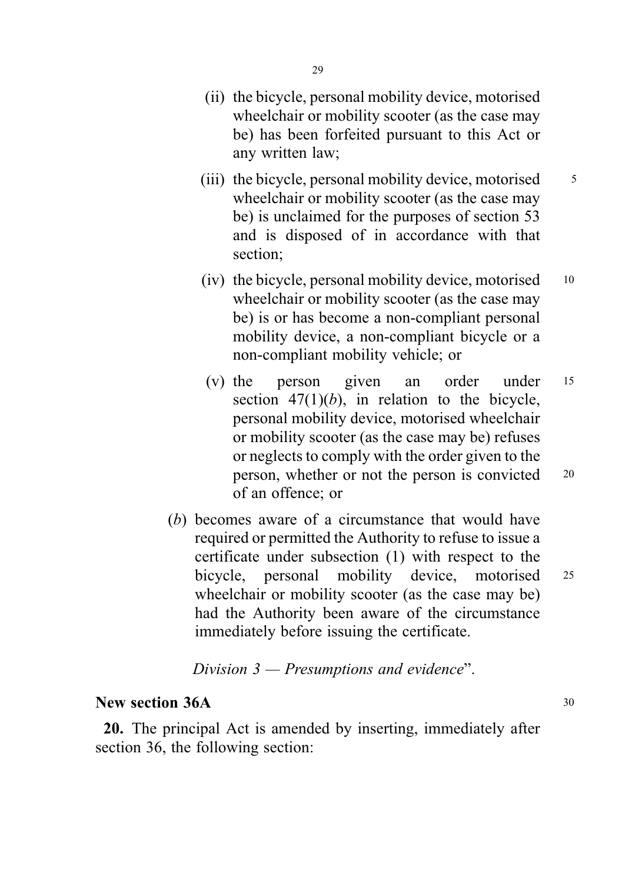(ii) the bicycle, personal mobility device, motorised wheelchair or mobility scooter (as the case may be) has been forfeited pursuant to this Act or any written law;

(iii) the bicycle, personal mobility device, motorised wheelchair or mobility scooter (as the case may be) is unclaimed for the purposes of section 53 and is disposed of in accordance with that section;

(iv) the bicycle, personal mobility device, motorised wheelchair or mobility scooter (as the case may be) is or has become a non-compliant personal mobility device, a non-compliant bicycle or a non-compliant mobility vehicle; or

(v) the person given an order under section 47(1)(*b*), in relation to the bicycle, personal mobility device, motorised wheelchair or mobility scooter (as the case may be) refuses or neglects to comply with the order given to the person, whether or not the person is convicted of an offence; or

(*b*) becomes aware of a circumstance that would have required or permitted the Authority to refuse to issue a certificate under subsection (1) with respect to the bicycle, personal mobility device, motorised wheelchair or mobility scooter (as the case may be) had the Authority been aware of the circumstance immediately before issuing the certificate.

*Division 3 — Presumptions and evidence*".

**New section 36A**

**20.** The principal Act is amended by inserting, immediately after section 36, the following section: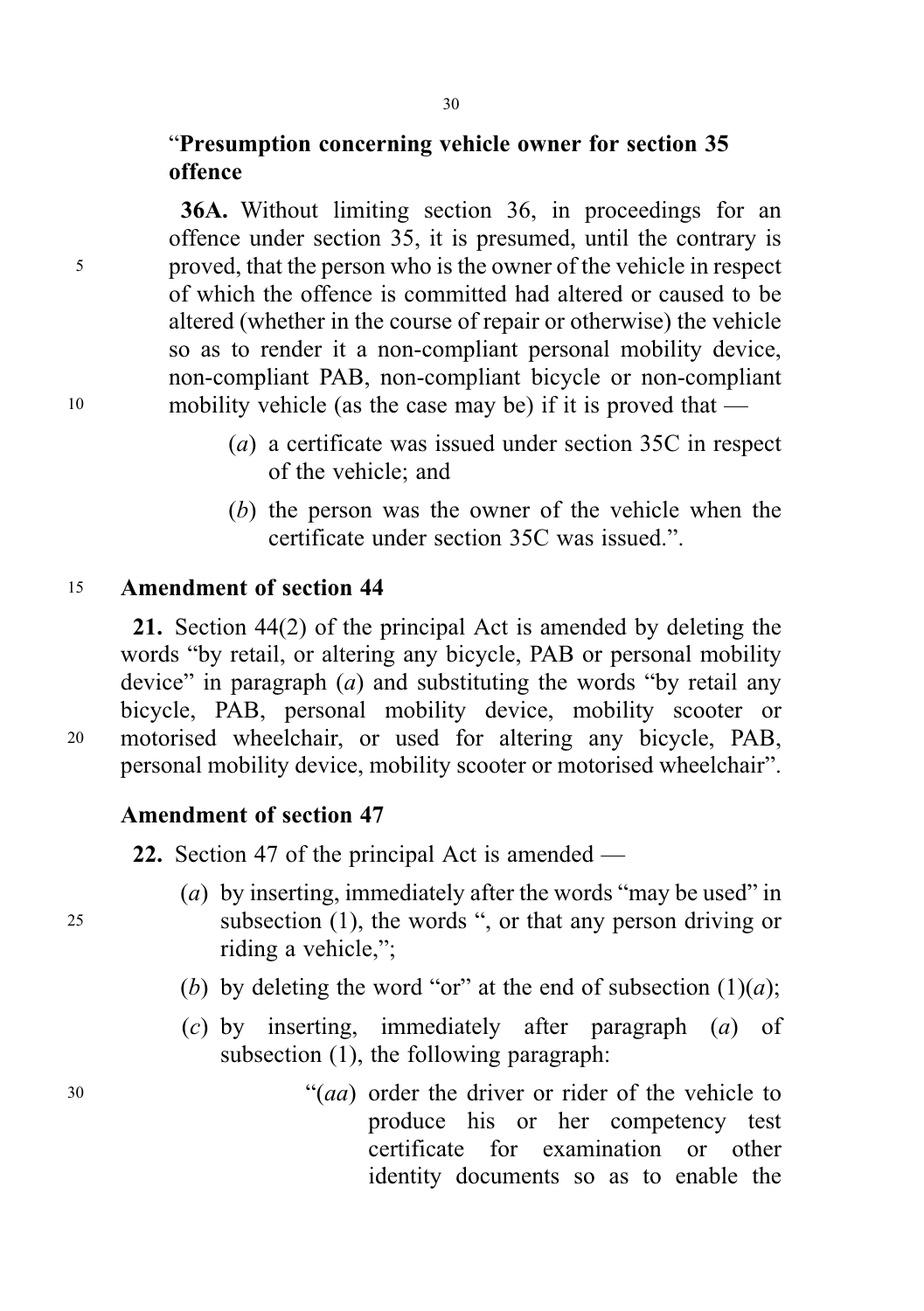"**Presumption concerning vehicle owner for section 35 offence**

**36A.** Without limiting section 36, in proceedings for an offence under section 35, it is presumed, until the contrary is proved, that the person who is the owner of the vehicle in respect of which the offence is committed had altered or caused to be altered (whether in the course of repair or otherwise) the vehicle so as to render it a non-compliant personal mobility device, non-compliant PAB, non-compliant bicycle or non-compliant mobility vehicle (as the case may be) if it is proved that —

(*a*) a certificate was issued under section 35C in respect of the vehicle; and

(*b*) the person was the owner of the vehicle when the certificate under section 35C was issued.".

**Amendment of section 44**

**21.** Section 44(2) of the principal Act is amended by deleting the words "by retail, or altering any bicycle, PAB or personal mobility device" in paragraph (*a*) and substituting the words "by retail any bicycle, PAB, personal mobility device, mobility scooter or motorised wheelchair, or used for altering any bicycle, PAB, personal mobility device, mobility scooter or motorised wheelchair".

**Amendment of section 47**

**22.** Section 47 of the principal Act is amended —

(*a*) by inserting, immediately after the words "may be used" in subsection (1), the words ", or that any person driving or riding a vehicle,";

(*b*) by deleting the word "or" at the end of subsection (1)(*a*);

(*c*) by inserting, immediately after paragraph (*a*) of subsection (1), the following paragraph:

"(*aa*) order the driver or rider of the vehicle to produce his or her competency test certificate for examination or other identity documents so as to enable the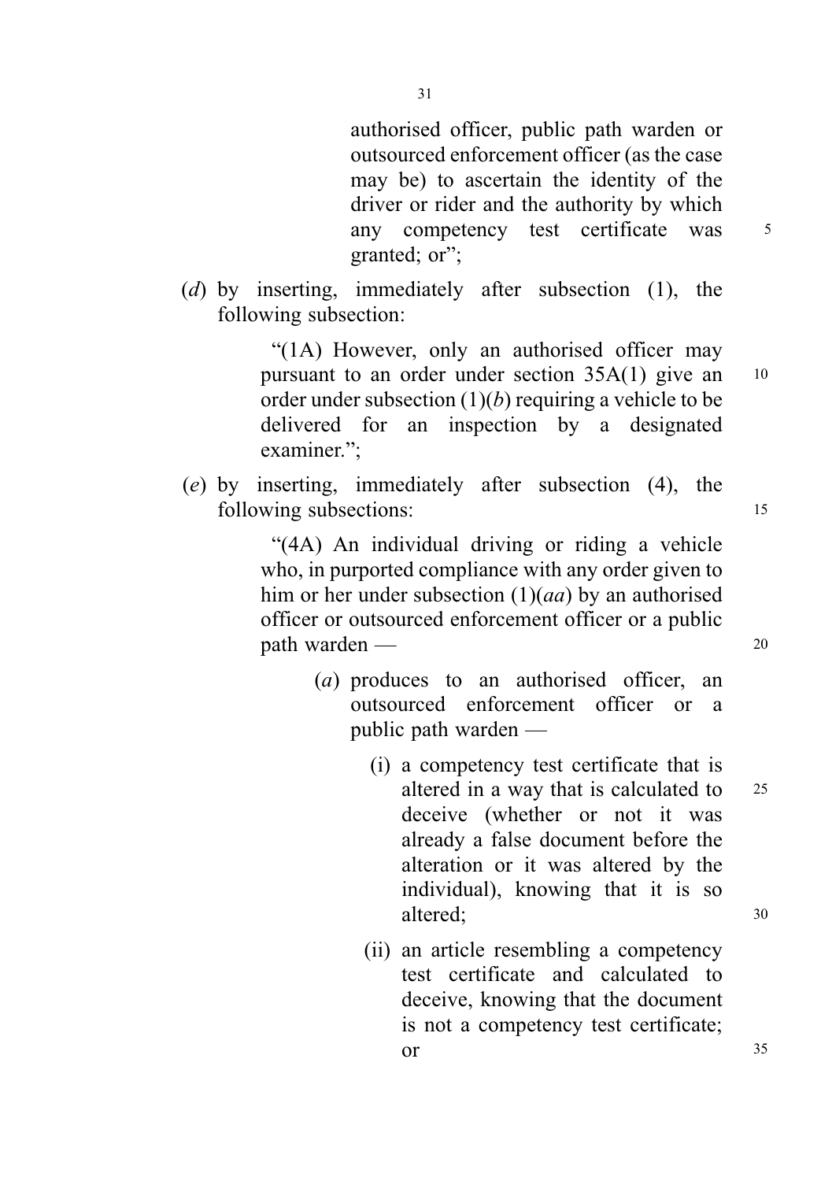authorised officer, public path warden or outsourced enforcement officer (as the case may be) to ascertain the identity of the driver or rider and the authority by which any competency test certificate was granted; or";

(*d*) by inserting, immediately after subsection (1), the following subsection:

> "(1A) However, only an authorised officer may pursuant to an order under section 35A(1) give an order under subsection (1)(*b*) requiring a vehicle to be delivered for an inspection by a designated examiner.";

(*e*) by inserting, immediately after subsection (4), the following subsections:

> "(4A) An individual driving or riding a vehicle who, in purported compliance with any order given to him or her under subsection (1)(*aa*) by an authorised officer or outsourced enforcement officer or a public path warden —
>
> (*a*) produces to an authorised officer, an outsourced enforcement officer or a public path warden —
>
> (i) a competency test certificate that is altered in a way that is calculated to deceive (whether or not it was already a false document before the alteration or it was altered by the individual), knowing that it is so altered;
>
> (ii) an article resembling a competency test certificate and calculated to deceive, knowing that the document is not a competency test certificate; or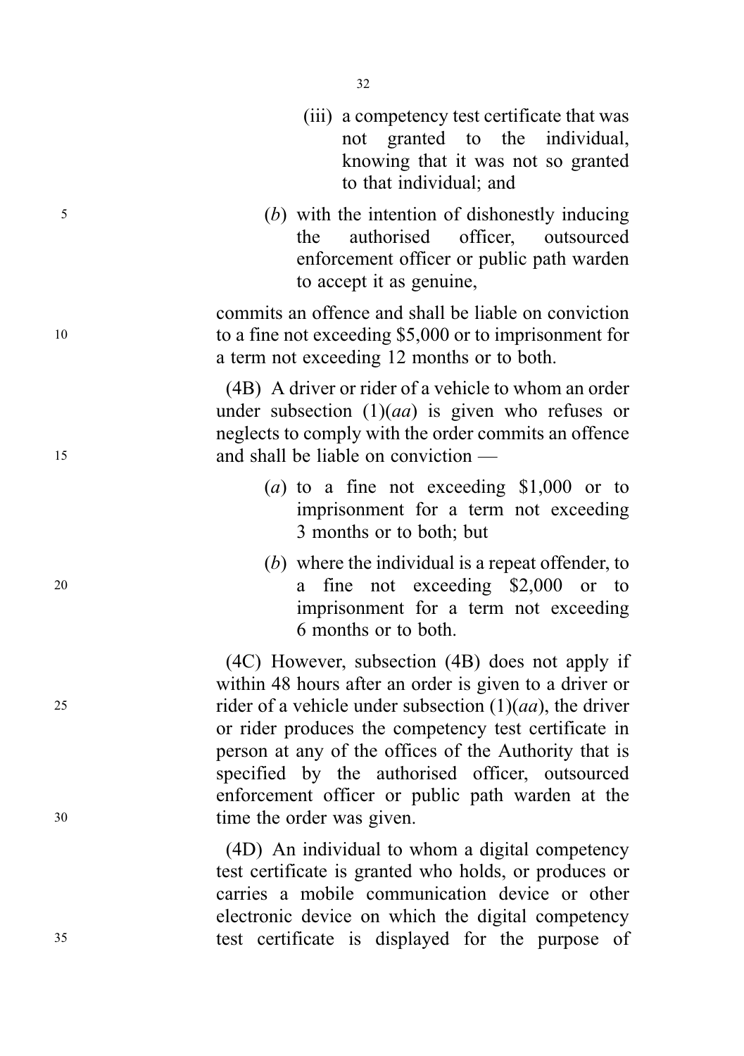(iii) a competency test certificate that was not granted to the individual, knowing that it was not so granted to that individual; and

(*b*) with the intention of dishonestly inducing the authorised officer, outsourced enforcement officer or public path warden to accept it as genuine,

commits an offence and shall be liable on conviction to a fine not exceeding $5,000 or to imprisonment for a term not exceeding 12 months or to both.

(4B) A driver or rider of a vehicle to whom an order under subsection (1)(*aa*) is given who refuses or neglects to comply with the order commits an offence and shall be liable on conviction —

(*a*) to a fine not exceeding $1,000 or to imprisonment for a term not exceeding 3 months or to both; but

(*b*) where the individual is a repeat offender, to a fine not exceeding $2,000 or to imprisonment for a term not exceeding 6 months or to both.

(4C) However, subsection (4B) does not apply if within 48 hours after an order is given to a driver or rider of a vehicle under subsection (1)(*aa*), the driver or rider produces the competency test certificate in person at any of the offices of the Authority that is specified by the authorised officer, outsourced enforcement officer or public path warden at the time the order was given.

(4D) An individual to whom a digital competency test certificate is granted who holds, or produces or carries a mobile communication device or other electronic device on which the digital competency test certificate is displayed for the purpose of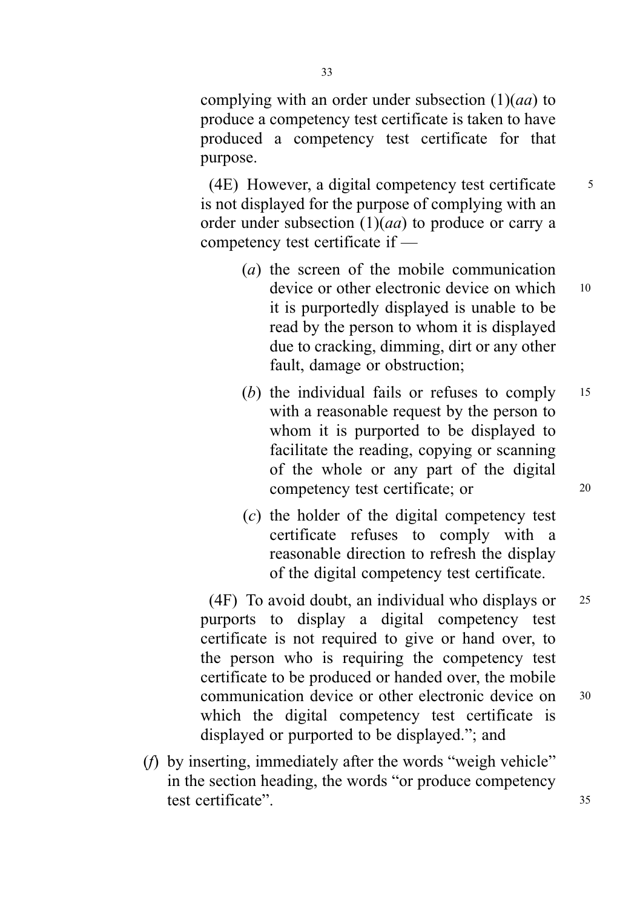complying with an order under subsection (1)(*aa*) to produce a competency test certificate is taken to have produced a competency test certificate for that purpose.

(4E) However, a digital competency test certificate is not displayed for the purpose of complying with an order under subsection (1)(*aa*) to produce or carry a competency test certificate if —

(*a*) the screen of the mobile communication device or other electronic device on which it is purportedly displayed is unable to be read by the person to whom it is displayed due to cracking, dimming, dirt or any other fault, damage or obstruction;

(*b*) the individual fails or refuses to comply with a reasonable request by the person to whom it is purported to be displayed to facilitate the reading, copying or scanning of the whole or any part of the digital competency test certificate; or

(*c*) the holder of the digital competency test certificate refuses to comply with a reasonable direction to refresh the display of the digital competency test certificate.

(4F) To avoid doubt, an individual who displays or purports to display a digital competency test certificate is not required to give or hand over, to the person who is requiring the competency test certificate to be produced or handed over, the mobile communication device or other electronic device on which the digital competency test certificate is displayed or purported to be displayed."; and

(*f*) by inserting, immediately after the words "weigh vehicle" in the section heading, the words "or produce competency test certificate".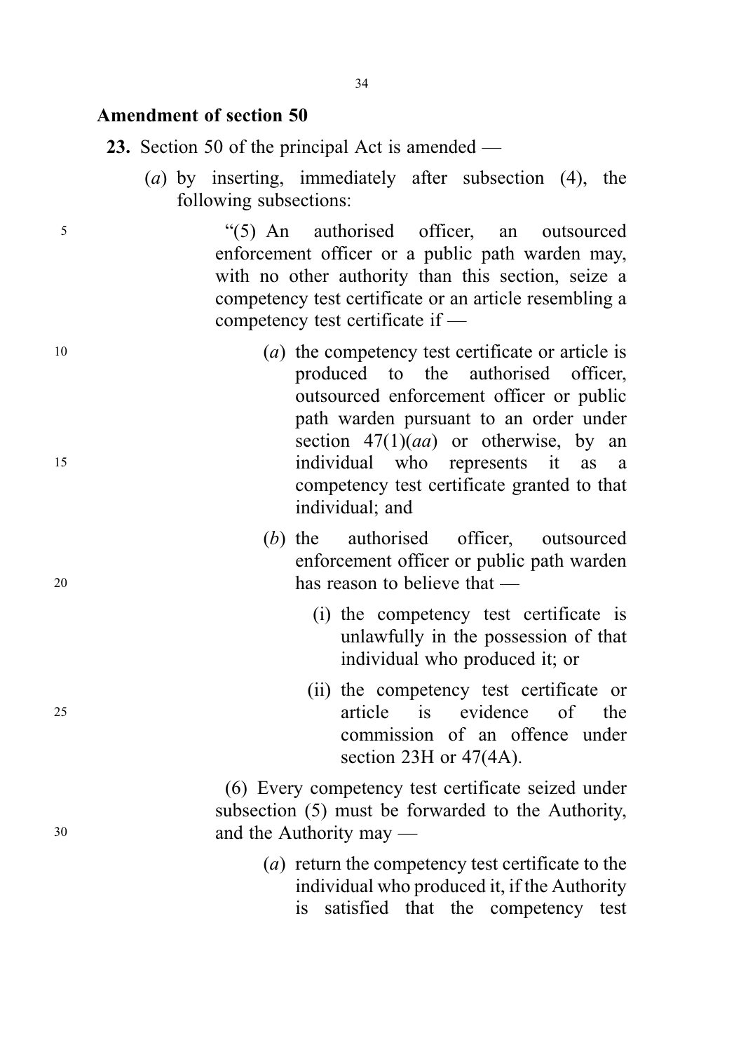## Amendment of section 50

**23.** Section 50 of the principal Act is amended —

(*a*) by inserting, immediately after subsection (4), the following subsections:

"(5) An authorised officer, an outsourced enforcement officer or a public path warden may, with no other authority than this section, seize a competency test certificate or an article resembling a competency test certificate if —

(*a*) the competency test certificate or article is produced to the authorised officer, outsourced enforcement officer or public path warden pursuant to an order under section 47(1)(*aa*) or otherwise, by an individual who represents it as a competency test certificate granted to that individual; and

(*b*) the authorised officer, outsourced enforcement officer or public path warden has reason to believe that —

(i) the competency test certificate is unlawfully in the possession of that individual who produced it; or

(ii) the competency test certificate or article is evidence of the commission of an offence under section 23H or 47(4A).

(6) Every competency test certificate seized under subsection (5) must be forwarded to the Authority, and the Authority may —

(*a*) return the competency test certificate to the individual who produced it, if the Authority is satisfied that the competency test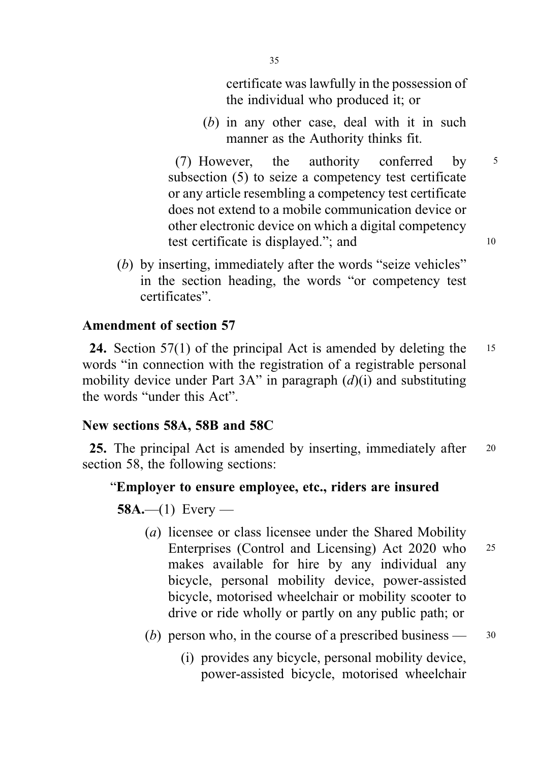certificate was lawfully in the possession of the individual who produced it; or

(*b*) in any other case, deal with it in such manner as the Authority thinks fit.

(7) However, the authority conferred by subsection (5) to seize a competency test certificate or any article resembling a competency test certificate does not extend to a mobile communication device or other electronic device on which a digital competency test certificate is displayed."; and

(*b*) by inserting, immediately after the words "seize vehicles" in the section heading, the words "or competency test certificates".

### Amendment of section 57

**24.** Section 57(1) of the principal Act is amended by deleting the words "in connection with the registration of a registrable personal mobility device under Part 3A" in paragraph (*d*)(i) and substituting the words "under this Act".

### New sections 58A, 58B and 58C

**25.** The principal Act is amended by inserting, immediately after section 58, the following sections:

"**Employer to ensure employee, etc., riders are insured**

**58A.**—(1) Every —

(*a*) licensee or class licensee under the Shared Mobility Enterprises (Control and Licensing) Act 2020 who makes available for hire by any individual any bicycle, personal mobility device, power-assisted bicycle, motorised wheelchair or mobility scooter to drive or ride wholly or partly on any public path; or

(*b*) person who, in the course of a prescribed business —

(i) provides any bicycle, personal mobility device, power-assisted bicycle, motorised wheelchair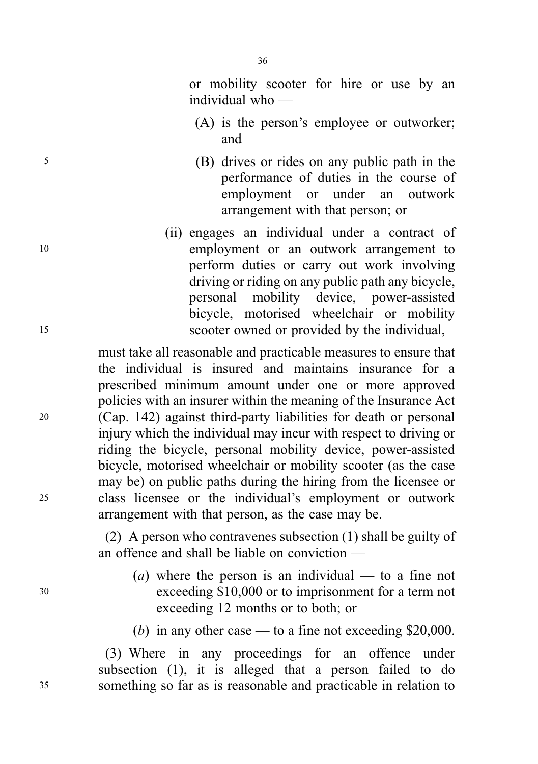or mobility scooter for hire or use by an individual who —

(A) is the person's employee or outworker; and

(B) drives or rides on any public path in the performance of duties in the course of employment or under an outwork arrangement with that person; or

(ii) engages an individual under a contract of employment or an outwork arrangement to perform duties or carry out work involving driving or riding on any public path any bicycle, personal mobility device, power-assisted bicycle, motorised wheelchair or mobility scooter owned or provided by the individual,

must take all reasonable and practicable measures to ensure that the individual is insured and maintains insurance for a prescribed minimum amount under one or more approved policies with an insurer within the meaning of the Insurance Act (Cap. 142) against third-party liabilities for death or personal injury which the individual may incur with respect to driving or riding the bicycle, personal mobility device, power-assisted bicycle, motorised wheelchair or mobility scooter (as the case may be) on public paths during the hiring from the licensee or class licensee or the individual's employment or outwork arrangement with that person, as the case may be.

(2) A person who contravenes subsection (1) shall be guilty of an offence and shall be liable on conviction —

(*a*) where the person is an individual — to a fine not exceeding $10,000 or to imprisonment for a term not exceeding 12 months or to both; or

(*b*) in any other case — to a fine not exceeding $20,000.

(3) Where in any proceedings for an offence under subsection (1), it is alleged that a person failed to do something so far as is reasonable and practicable in relation to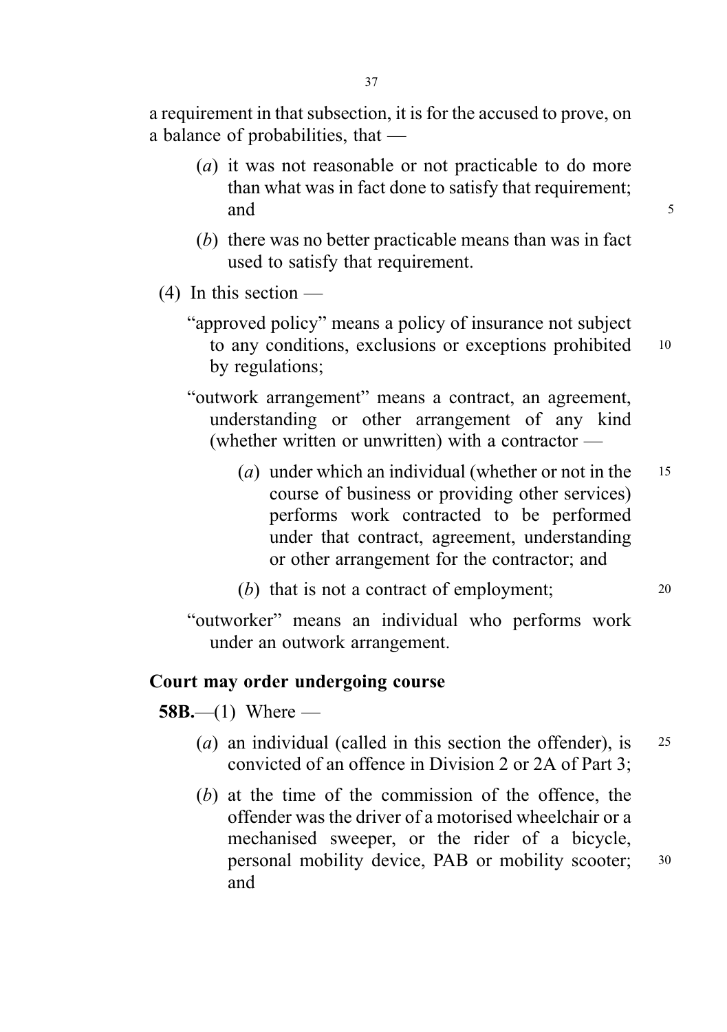a requirement in that subsection, it is for the accused to prove, on a balance of probabilities, that —

(*a*) it was not reasonable or not practicable to do more than what was in fact done to satisfy that requirement; and

(*b*) there was no better practicable means than was in fact used to satisfy that requirement.

(4) In this section —

"approved policy" means a policy of insurance not subject to any conditions, exclusions or exceptions prohibited by regulations;

"outwork arrangement" means a contract, an agreement, understanding or other arrangement of any kind (whether written or unwritten) with a contractor —

(*a*) under which an individual (whether or not in the course of business or providing other services) performs work contracted to be performed under that contract, agreement, understanding or other arrangement for the contractor; and

(*b*) that is not a contract of employment;

"outworker" means an individual who performs work under an outwork arrangement.

**Court may order undergoing course**

**58B.**—(1) Where —

(*a*) an individual (called in this section the offender), is convicted of an offence in Division 2 or 2A of Part 3;

(*b*) at the time of the commission of the offence, the offender was the driver of a motorised wheelchair or a mechanised sweeper, or the rider of a bicycle, personal mobility device, PAB or mobility scooter; and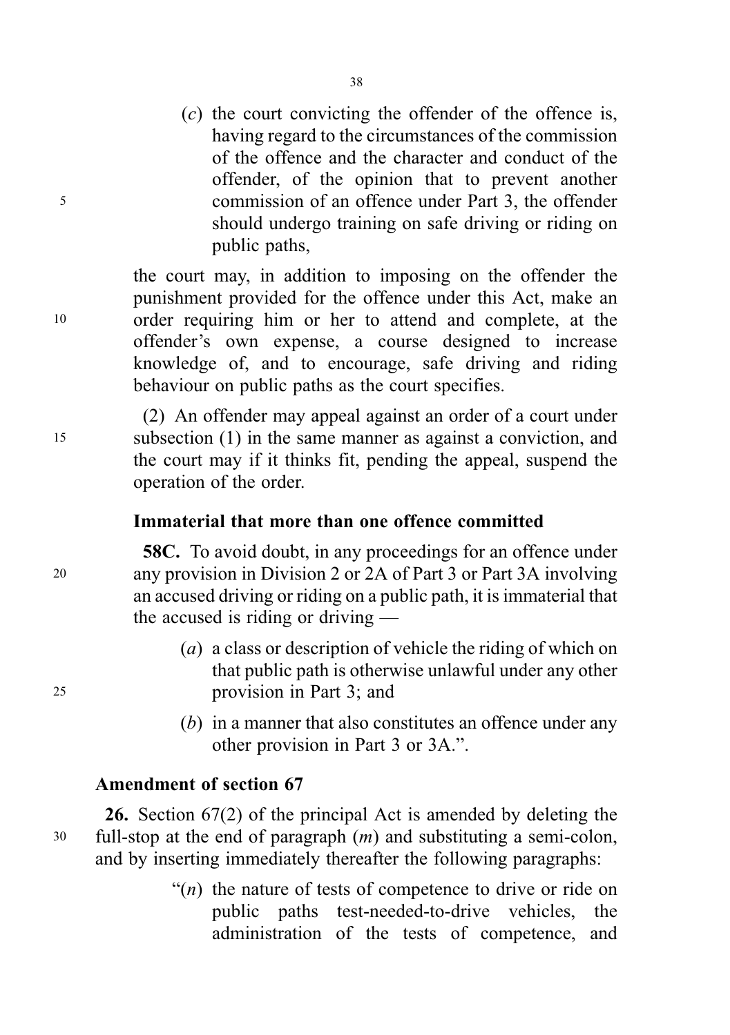(*c*) the court convicting the offender of the offence is, having regard to the circumstances of the commission of the offence and the character and conduct of the offender, of the opinion that to prevent another commission of an offence under Part 3, the offender should undergo training on safe driving or riding on public paths,

the court may, in addition to imposing on the offender the punishment provided for the offence under this Act, make an order requiring him or her to attend and complete, at the offender's own expense, a course designed to increase knowledge of, and to encourage, safe driving and riding behaviour on public paths as the court specifies.

(2) An offender may appeal against an order of a court under subsection (1) in the same manner as against a conviction, and the court may if it thinks fit, pending the appeal, suspend the operation of the order.

**Immaterial that more than one offence committed**

**58C.** To avoid doubt, in any proceedings for an offence under any provision in Division 2 or 2A of Part 3 or Part 3A involving an accused driving or riding on a public path, it is immaterial that the accused is riding or driving —

(*a*) a class or description of vehicle the riding of which on that public path is otherwise unlawful under any other provision in Part 3; and

(*b*) in a manner that also constitutes an offence under any other provision in Part 3 or 3A.".

**Amendment of section 67**

**26.** Section 67(2) of the principal Act is amended by deleting the full-stop at the end of paragraph (*m*) and substituting a semi-colon, and by inserting immediately thereafter the following paragraphs:

"(*n*) the nature of tests of competence to drive or ride on public paths test-needed-to-drive vehicles, the administration of the tests of competence, and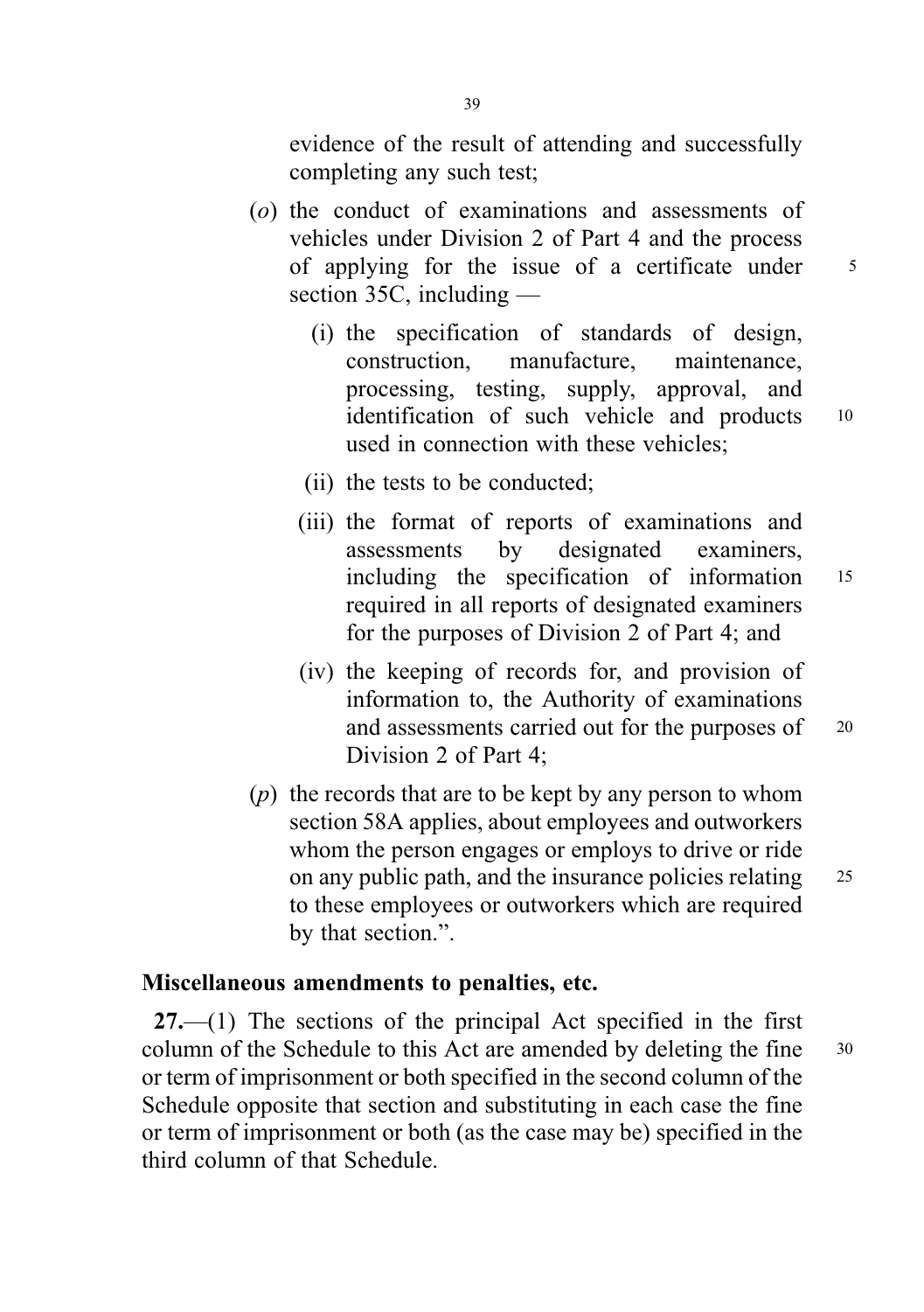evidence of the result of attending and successfully completing any such test;

(*o*) the conduct of examinations and assessments of vehicles under Division 2 of Part 4 and the process of applying for the issue of a certificate under section 35C, including —

(i) the specification of standards of design, construction, manufacture, maintenance, processing, testing, supply, approval, and identification of such vehicle and products used in connection with these vehicles;

(ii) the tests to be conducted;

(iii) the format of reports of examinations and assessments by designated examiners, including the specification of information required in all reports of designated examiners for the purposes of Division 2 of Part 4; and

(iv) the keeping of records for, and provision of information to, the Authority of examinations and assessments carried out for the purposes of Division 2 of Part 4;

(*p*) the records that are to be kept by any person to whom section 58A applies, about employees and outworkers whom the person engages or employs to drive or ride on any public path, and the insurance policies relating to these employees or outworkers which are required by that section.".

**Miscellaneous amendments to penalties, etc.**

**27.**—(1) The sections of the principal Act specified in the first column of the Schedule to this Act are amended by deleting the fine or term of imprisonment or both specified in the second column of the Schedule opposite that section and substituting in each case the fine or term of imprisonment or both (as the case may be) specified in the third column of that Schedule.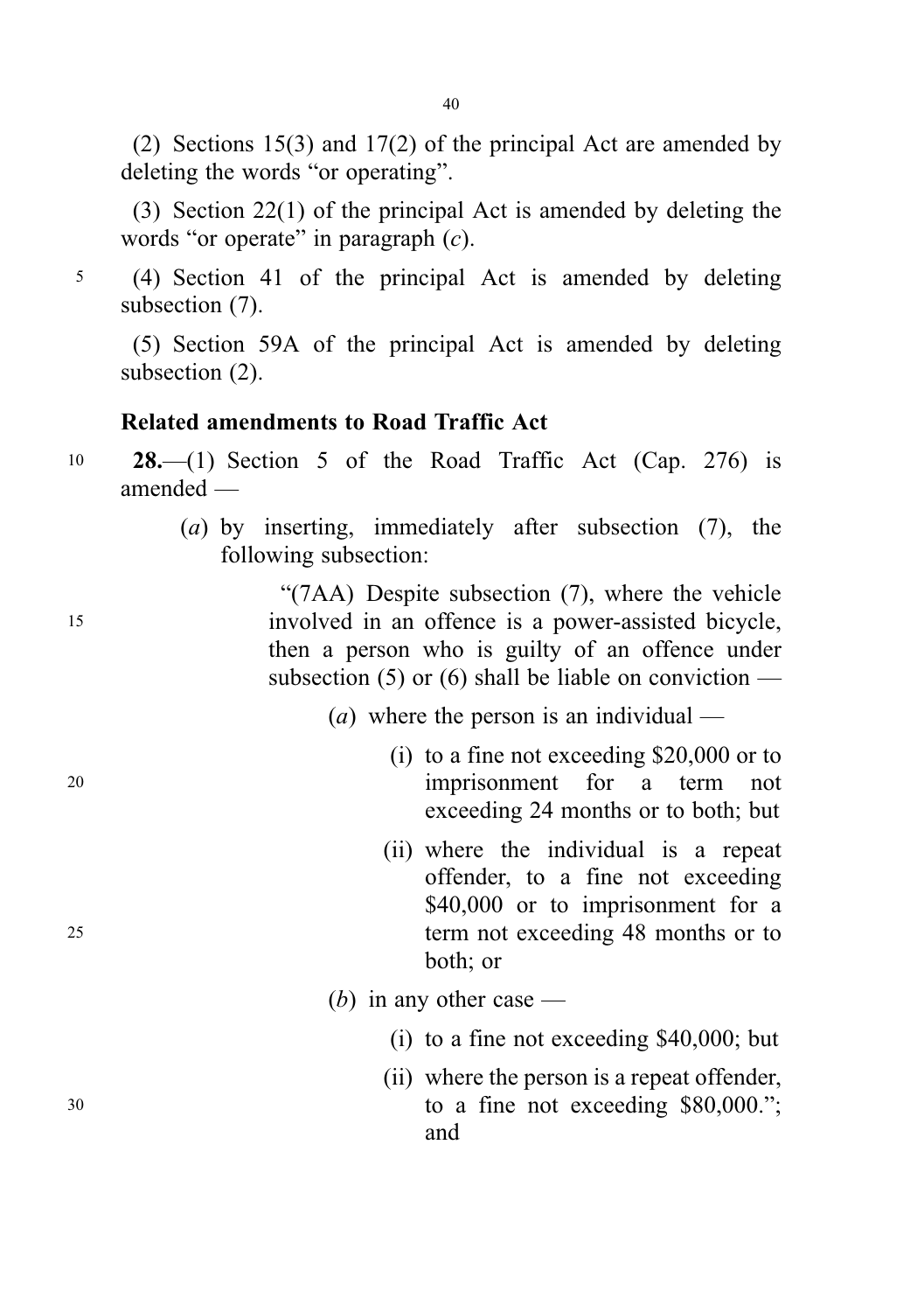(2) Sections 15(3) and 17(2) of the principal Act are amended by deleting the words "or operating".

(3) Section 22(1) of the principal Act is amended by deleting the words "or operate" in paragraph (*c*).

(4) Section 41 of the principal Act is amended by deleting subsection (7).

(5) Section 59A of the principal Act is amended by deleting subsection (2).

**Related amendments to Road Traffic Act**

**28.**—(1) Section 5 of the Road Traffic Act (Cap. 276) is amended —

(*a*) by inserting, immediately after subsection (7), the following subsection:

"(7AA) Despite subsection (7), where the vehicle involved in an offence is a power-assisted bicycle, then a person who is guilty of an offence under subsection (5) or (6) shall be liable on conviction —

(*a*) where the person is an individual —

(i) to a fine not exceeding $20,000 or to imprisonment for a term not exceeding 24 months or to both; but

(ii) where the individual is a repeat offender, to a fine not exceeding $40,000 or to imprisonment for a term not exceeding 48 months or to both; or

(*b*) in any other case —

(i) to a fine not exceeding $40,000; but

(ii) where the person is a repeat offender, to a fine not exceeding $80,000."; and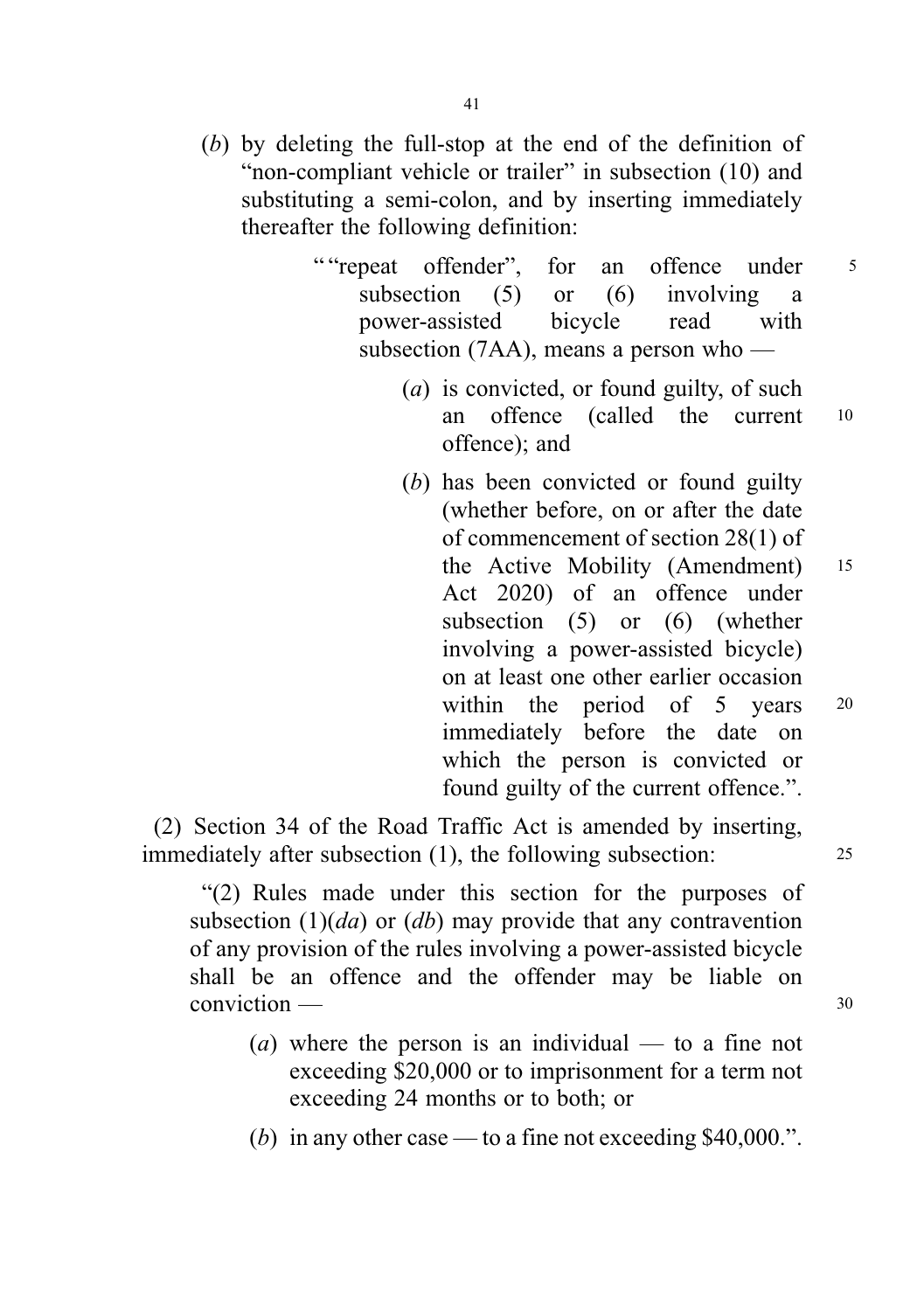(*b*) by deleting the full-stop at the end of the definition of "non-compliant vehicle or trailer" in subsection (10) and substituting a semi-colon, and by inserting immediately thereafter the following definition:

> ""repeat offender", for an offence under subsection (5) or (6) involving a power-assisted bicycle read with subsection (7AA), means a person who —
>
> (*a*) is convicted, or found guilty, of such an offence (called the current offence); and
>
> (*b*) has been convicted or found guilty (whether before, on or after the date of commencement of section 28(1) of the Active Mobility (Amendment) Act 2020) of an offence under subsection (5) or (6) (whether involving a power-assisted bicycle) on at least one other earlier occasion within the period of 5 years immediately before the date on which the person is convicted or found guilty of the current offence.".

(2) Section 34 of the Road Traffic Act is amended by inserting, immediately after subsection (1), the following subsection:

> "(2) Rules made under this section for the purposes of subsection (1)(*da*) or (*db*) may provide that any contravention of any provision of the rules involving a power-assisted bicycle shall be an offence and the offender may be liable on conviction —
>
> (*a*) where the person is an individual — to a fine not exceeding $20,000 or to imprisonment for a term not exceeding 24 months or to both; or
>
> (*b*) in any other case — to a fine not exceeding $40,000.".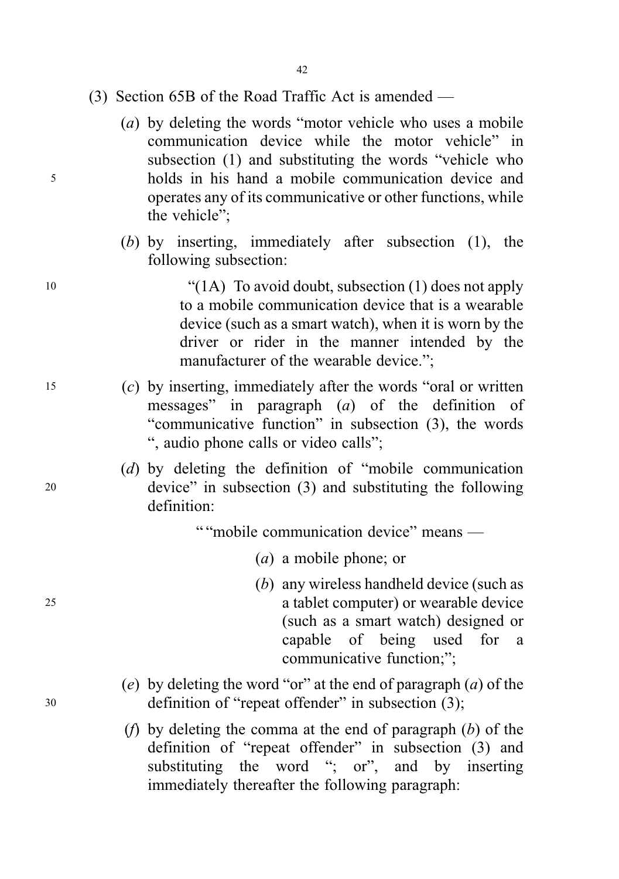(3) Section 65B of the Road Traffic Act is amended —

(*a*) by deleting the words "motor vehicle who uses a mobile communication device while the motor vehicle" in subsection (1) and substituting the words "vehicle who holds in his hand a mobile communication device and operates any of its communicative or other functions, while the vehicle";

(*b*) by inserting, immediately after subsection (1), the following subsection:

> "(1A) To avoid doubt, subsection (1) does not apply to a mobile communication device that is a wearable device (such as a smart watch), when it is worn by the driver or rider in the manner intended by the manufacturer of the wearable device.";

(*c*) by inserting, immediately after the words "oral or written messages" in paragraph (*a*) of the definition of "communicative function" in subsection (3), the words ", audio phone calls or video calls";

(*d*) by deleting the definition of "mobile communication device" in subsection (3) and substituting the following definition:

> ""mobile communication device" means —
>
> (*a*) a mobile phone; or
>
> (*b*) any wireless handheld device (such as a tablet computer) or wearable device (such as a smart watch) designed or capable of being used for a communicative function;";

(*e*) by deleting the word "or" at the end of paragraph (*a*) of the definition of "repeat offender" in subsection (3);

(*f*) by deleting the comma at the end of paragraph (*b*) of the definition of "repeat offender" in subsection (3) and substituting the word "; or", and by inserting immediately thereafter the following paragraph: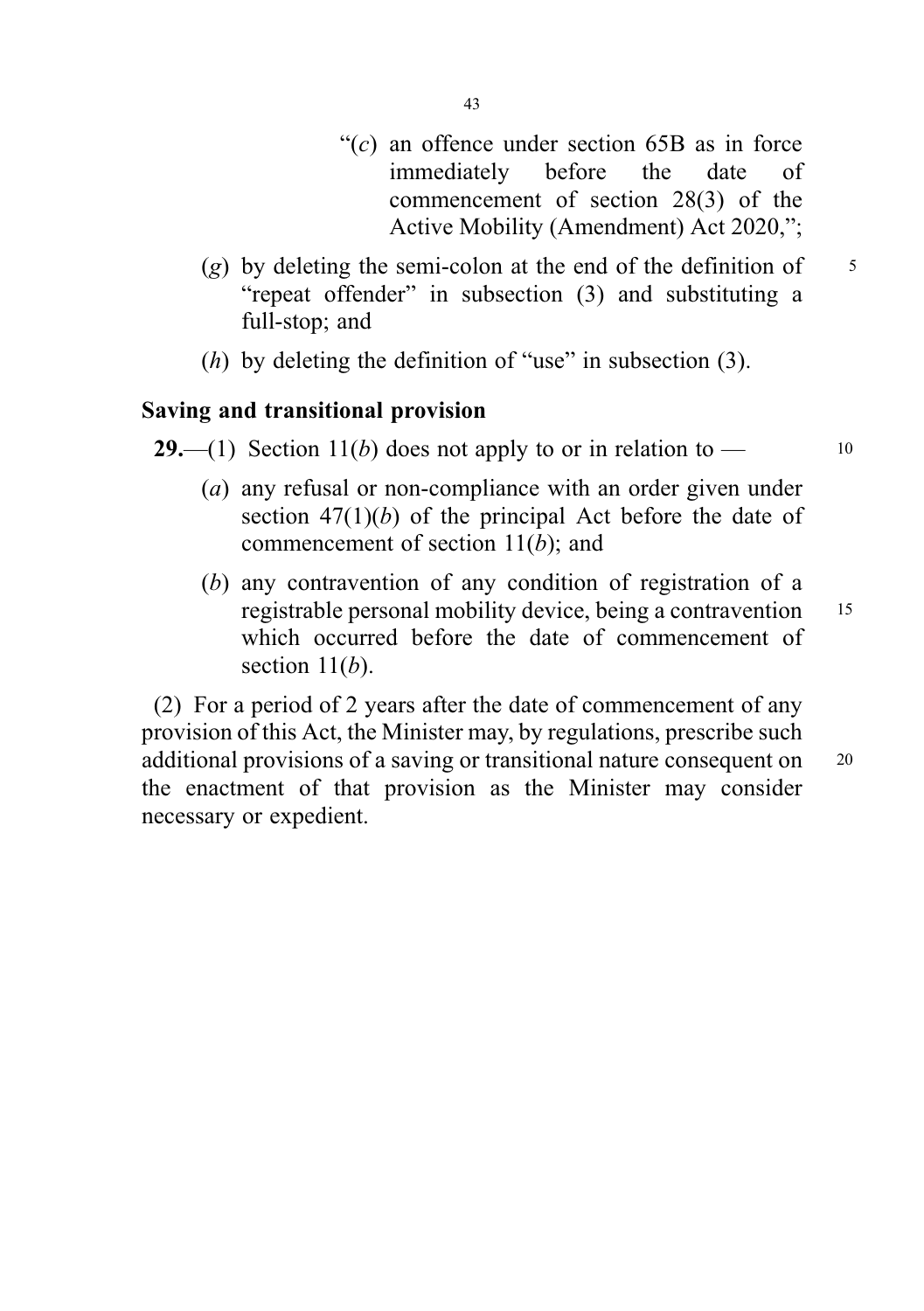"(*c*) an offence under section 65B as in force immediately before the date of commencement of section 28(3) of the Active Mobility (Amendment) Act 2020,";

(*g*) by deleting the semi-colon at the end of the definition of "repeat offender" in subsection (3) and substituting a full-stop; and

(*h*) by deleting the definition of "use" in subsection (3).

**Saving and transitional provision**

**29.**—(1) Section 11(*b*) does not apply to or in relation to —

(*a*) any refusal or non-compliance with an order given under section 47(1)(*b*) of the principal Act before the date of commencement of section 11(*b*); and

(*b*) any contravention of any condition of registration of a registrable personal mobility device, being a contravention which occurred before the date of commencement of section 11(*b*).

(2) For a period of 2 years after the date of commencement of any provision of this Act, the Minister may, by regulations, prescribe such additional provisions of a saving or transitional nature consequent on the enactment of that provision as the Minister may consider necessary or expedient.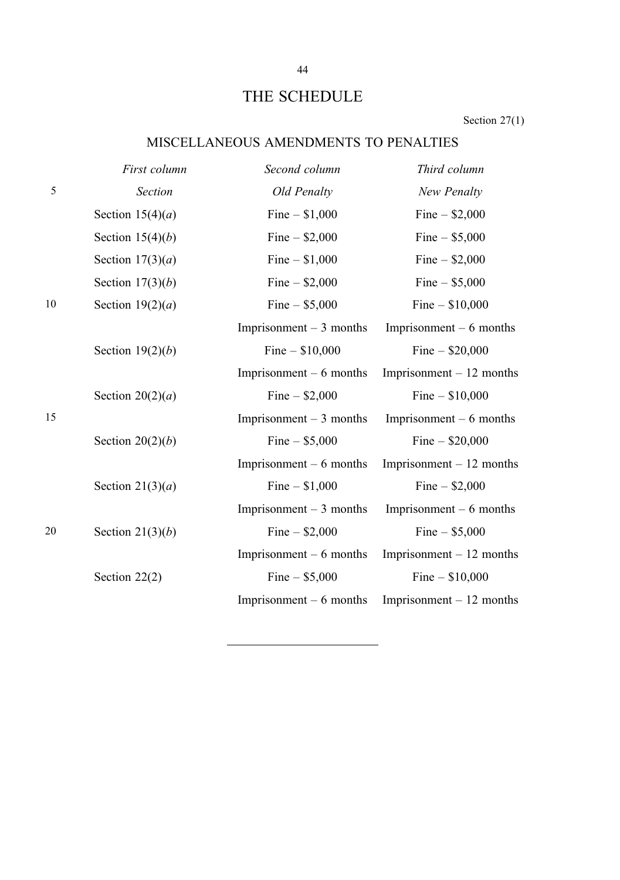# THE SCHEDULE

Section 27(1)

## MISCELLANEOUS AMENDMENTS TO PENALTIES

| *First column* | *Second column* | *Third column* |
|---|---|---|
| *Section* | *Old Penalty* | *New Penalty* |
| Section 15(4)(*a*) | Fine – $1,000 | Fine – $2,000 |
| Section 15(4)(*b*) | Fine – $2,000 | Fine – $5,000 |
| Section 17(3)(*a*) | Fine – $1,000 | Fine – $2,000 |
| Section 17(3)(*b*) | Fine – $2,000 | Fine – $5,000 |
| Section 19(2)(*a*) | Fine – $5,000 | Fine – $10,000 |
| | Imprisonment – 3 months | Imprisonment – 6 months |
| Section 19(2)(*b*) | Fine – $10,000 | Fine – $20,000 |
| | Imprisonment – 6 months | Imprisonment – 12 months |
| Section 20(2)(*a*) | Fine – $2,000 | Fine – $10,000 |
| | Imprisonment – 3 months | Imprisonment – 6 months |
| Section 20(2)(*b*) | Fine – $5,000 | Fine – $20,000 |
| | Imprisonment – 6 months | Imprisonment – 12 months |
| Section 21(3)(*a*) | Fine – $1,000 | Fine – $2,000 |
| | Imprisonment – 3 months | Imprisonment – 6 months |
| Section 21(3)(*b*) | Fine – $2,000 | Fine – $5,000 |
| | Imprisonment – 6 months | Imprisonment – 12 months |
| Section 22(2) | Fine – $5,000 | Fine – $10,000 |
| | Imprisonment – 6 months | Imprisonment – 12 months |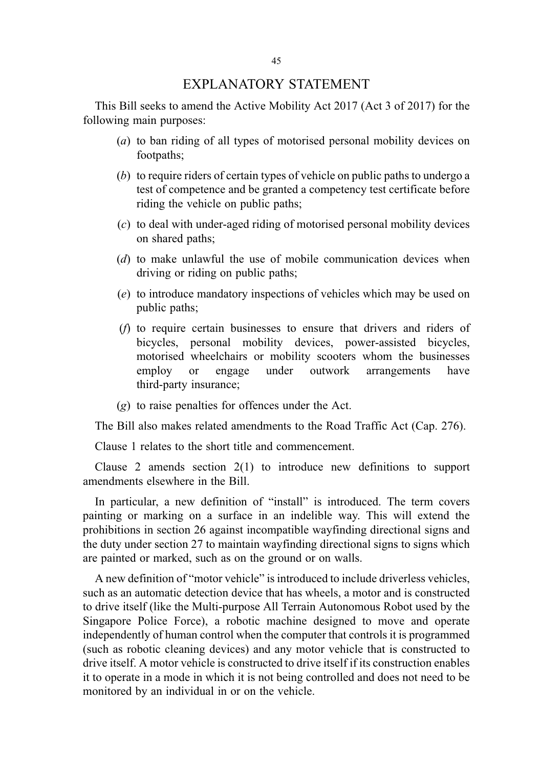# EXPLANATORY STATEMENT

This Bill seeks to amend the Active Mobility Act 2017 (Act 3 of 2017) for the following main purposes:

(*a*) to ban riding of all types of motorised personal mobility devices on footpaths;

(*b*) to require riders of certain types of vehicle on public paths to undergo a test of competence and be granted a competency test certificate before riding the vehicle on public paths;

(*c*) to deal with under-aged riding of motorised personal mobility devices on shared paths;

(*d*) to make unlawful the use of mobile communication devices when driving or riding on public paths;

(*e*) to introduce mandatory inspections of vehicles which may be used on public paths;

(*f*) to require certain businesses to ensure that drivers and riders of bicycles, personal mobility devices, power-assisted bicycles, motorised wheelchairs or mobility scooters whom the businesses employ or engage under outwork arrangements have third-party insurance;

(*g*) to raise penalties for offences under the Act.

The Bill also makes related amendments to the Road Traffic Act (Cap. 276).

Clause 1 relates to the short title and commencement.

Clause 2 amends section 2(1) to introduce new definitions to support amendments elsewhere in the Bill.

In particular, a new definition of "install" is introduced. The term covers painting or marking on a surface in an indelible way. This will extend the prohibitions in section 26 against incompatible wayfinding directional signs and the duty under section 27 to maintain wayfinding directional signs to signs which are painted or marked, such as on the ground or on walls.

A new definition of "motor vehicle" is introduced to include driverless vehicles, such as an automatic detection device that has wheels, a motor and is constructed to drive itself (like the Multi-purpose All Terrain Autonomous Robot used by the Singapore Police Force), a robotic machine designed to move and operate independently of human control when the computer that controls it is programmed (such as robotic cleaning devices) and any motor vehicle that is constructed to drive itself. A motor vehicle is constructed to drive itself if its construction enables it to operate in a mode in which it is not being controlled and does not need to be monitored by an individual in or on the vehicle.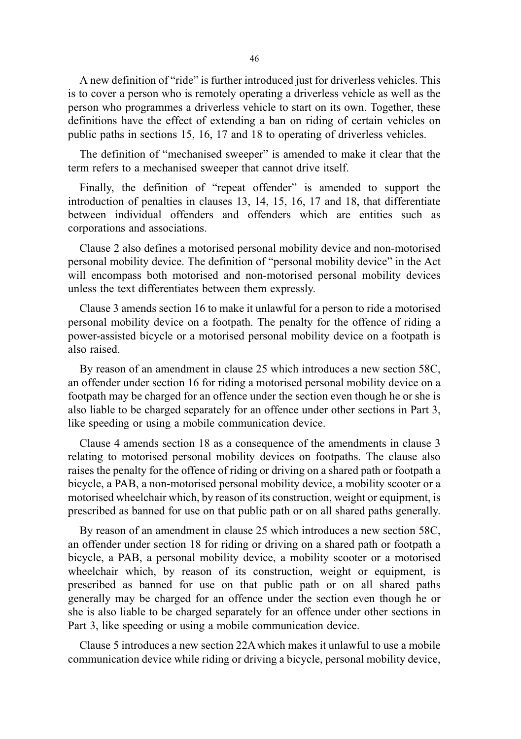A new definition of "ride" is further introduced just for driverless vehicles. This is to cover a person who is remotely operating a driverless vehicle as well as the person who programmes a driverless vehicle to start on its own. Together, these definitions have the effect of extending a ban on riding of certain vehicles on public paths in sections 15, 16, 17 and 18 to operating of driverless vehicles.

The definition of "mechanised sweeper" is amended to make it clear that the term refers to a mechanised sweeper that cannot drive itself.

Finally, the definition of "repeat offender" is amended to support the introduction of penalties in clauses 13, 14, 15, 16, 17 and 18, that differentiate between individual offenders and offenders which are entities such as corporations and associations.

Clause 2 also defines a motorised personal mobility device and non-motorised personal mobility device. The definition of "personal mobility device" in the Act will encompass both motorised and non-motorised personal mobility devices unless the text differentiates between them expressly.

Clause 3 amends section 16 to make it unlawful for a person to ride a motorised personal mobility device on a footpath. The penalty for the offence of riding a power-assisted bicycle or a motorised personal mobility device on a footpath is also raised.

By reason of an amendment in clause 25 which introduces a new section 58C, an offender under section 16 for riding a motorised personal mobility device on a footpath may be charged for an offence under the section even though he or she is also liable to be charged separately for an offence under other sections in Part 3, like speeding or using a mobile communication device.

Clause 4 amends section 18 as a consequence of the amendments in clause 3 relating to motorised personal mobility devices on footpaths. The clause also raises the penalty for the offence of riding or driving on a shared path or footpath a bicycle, a PAB, a non-motorised personal mobility device, a mobility scooter or a motorised wheelchair which, by reason of its construction, weight or equipment, is prescribed as banned for use on that public path or on all shared paths generally.

By reason of an amendment in clause 25 which introduces a new section 58C, an offender under section 18 for riding or driving on a shared path or footpath a bicycle, a PAB, a personal mobility device, a mobility scooter or a motorised wheelchair which, by reason of its construction, weight or equipment, is prescribed as banned for use on that public path or on all shared paths generally may be charged for an offence under the section even though he or she is also liable to be charged separately for an offence under other sections in Part 3, like speeding or using a mobile communication device.

Clause 5 introduces a new section 22A which makes it unlawful to use a mobile communication device while riding or driving a bicycle, personal mobility device,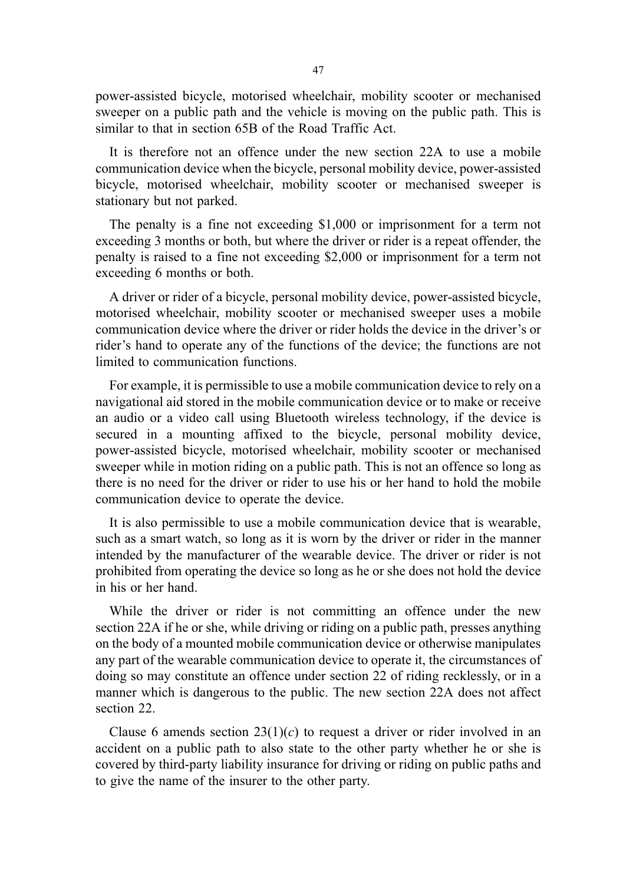power-assisted bicycle, motorised wheelchair, mobility scooter or mechanised sweeper on a public path and the vehicle is moving on the public path. This is similar to that in section 65B of the Road Traffic Act.

It is therefore not an offence under the new section 22A to use a mobile communication device when the bicycle, personal mobility device, power-assisted bicycle, motorised wheelchair, mobility scooter or mechanised sweeper is stationary but not parked.

The penalty is a fine not exceeding $1,000 or imprisonment for a term not exceeding 3 months or both, but where the driver or rider is a repeat offender, the penalty is raised to a fine not exceeding $2,000 or imprisonment for a term not exceeding 6 months or both.

A driver or rider of a bicycle, personal mobility device, power-assisted bicycle, motorised wheelchair, mobility scooter or mechanised sweeper uses a mobile communication device where the driver or rider holds the device in the driver's or rider's hand to operate any of the functions of the device; the functions are not limited to communication functions.

For example, it is permissible to use a mobile communication device to rely on a navigational aid stored in the mobile communication device or to make or receive an audio or a video call using Bluetooth wireless technology, if the device is secured in a mounting affixed to the bicycle, personal mobility device, power-assisted bicycle, motorised wheelchair, mobility scooter or mechanised sweeper while in motion riding on a public path. This is not an offence so long as there is no need for the driver or rider to use his or her hand to hold the mobile communication device to operate the device.

It is also permissible to use a mobile communication device that is wearable, such as a smart watch, so long as it is worn by the driver or rider in the manner intended by the manufacturer of the wearable device. The driver or rider is not prohibited from operating the device so long as he or she does not hold the device in his or her hand.

While the driver or rider is not committing an offence under the new section 22A if he or she, while driving or riding on a public path, presses anything on the body of a mounted mobile communication device or otherwise manipulates any part of the wearable communication device to operate it, the circumstances of doing so may constitute an offence under section 22 of riding recklessly, or in a manner which is dangerous to the public. The new section 22A does not affect section 22.

Clause 6 amends section 23(1)(*c*) to request a driver or rider involved in an accident on a public path to also state to the other party whether he or she is covered by third-party liability insurance for driving or riding on public paths and to give the name of the insurer to the other party.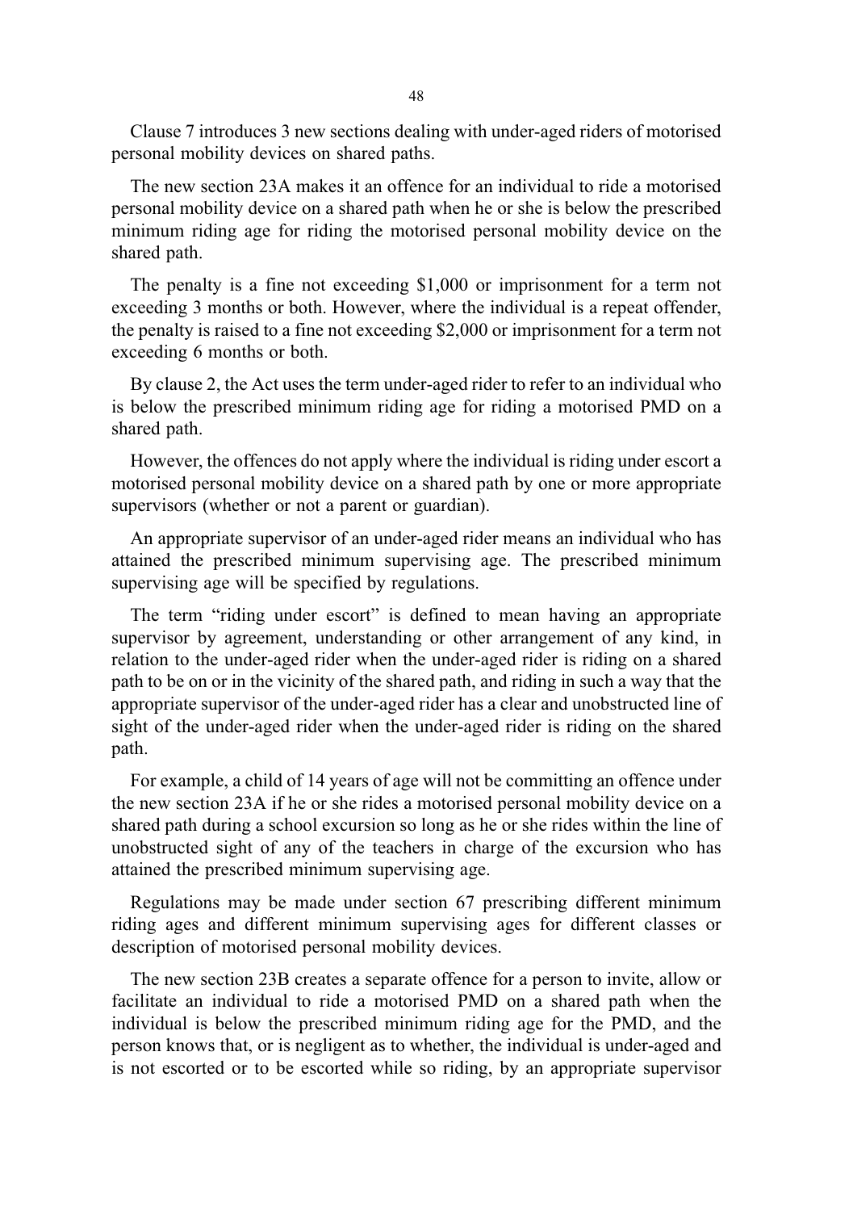Clause 7 introduces 3 new sections dealing with under-aged riders of motorised personal mobility devices on shared paths.

The new section 23A makes it an offence for an individual to ride a motorised personal mobility device on a shared path when he or she is below the prescribed minimum riding age for riding the motorised personal mobility device on the shared path.

The penalty is a fine not exceeding $1,000 or imprisonment for a term not exceeding 3 months or both. However, where the individual is a repeat offender, the penalty is raised to a fine not exceeding $2,000 or imprisonment for a term not exceeding 6 months or both.

By clause 2, the Act uses the term under-aged rider to refer to an individual who is below the prescribed minimum riding age for riding a motorised PMD on a shared path.

However, the offences do not apply where the individual is riding under escort a motorised personal mobility device on a shared path by one or more appropriate supervisors (whether or not a parent or guardian).

An appropriate supervisor of an under-aged rider means an individual who has attained the prescribed minimum supervising age. The prescribed minimum supervising age will be specified by regulations.

The term "riding under escort" is defined to mean having an appropriate supervisor by agreement, understanding or other arrangement of any kind, in relation to the under-aged rider when the under-aged rider is riding on a shared path to be on or in the vicinity of the shared path, and riding in such a way that the appropriate supervisor of the under-aged rider has a clear and unobstructed line of sight of the under-aged rider when the under-aged rider is riding on the shared path.

For example, a child of 14 years of age will not be committing an offence under the new section 23A if he or she rides a motorised personal mobility device on a shared path during a school excursion so long as he or she rides within the line of unobstructed sight of any of the teachers in charge of the excursion who has attained the prescribed minimum supervising age.

Regulations may be made under section 67 prescribing different minimum riding ages and different minimum supervising ages for different classes or description of motorised personal mobility devices.

The new section 23B creates a separate offence for a person to invite, allow or facilitate an individual to ride a motorised PMD on a shared path when the individual is below the prescribed minimum riding age for the PMD, and the person knows that, or is negligent as to whether, the individual is under-aged and is not escorted or to be escorted while so riding, by an appropriate supervisor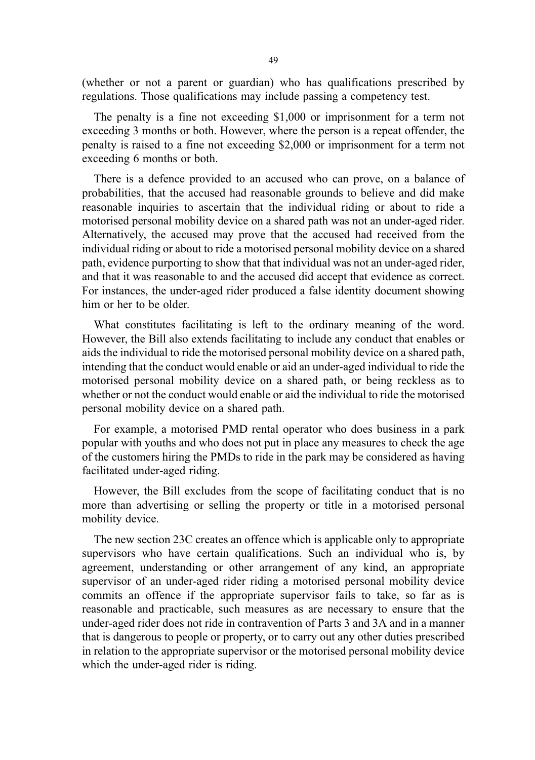(whether or not a parent or guardian) who has qualifications prescribed by regulations. Those qualifications may include passing a competency test.

The penalty is a fine not exceeding $1,000 or imprisonment for a term not exceeding 3 months or both. However, where the person is a repeat offender, the penalty is raised to a fine not exceeding $2,000 or imprisonment for a term not exceeding 6 months or both.

There is a defence provided to an accused who can prove, on a balance of probabilities, that the accused had reasonable grounds to believe and did make reasonable inquiries to ascertain that the individual riding or about to ride a motorised personal mobility device on a shared path was not an under-aged rider. Alternatively, the accused may prove that the accused had received from the individual riding or about to ride a motorised personal mobility device on a shared path, evidence purporting to show that that individual was not an under-aged rider, and that it was reasonable to and the accused did accept that evidence as correct. For instances, the under-aged rider produced a false identity document showing him or her to be older.

What constitutes facilitating is left to the ordinary meaning of the word. However, the Bill also extends facilitating to include any conduct that enables or aids the individual to ride the motorised personal mobility device on a shared path, intending that the conduct would enable or aid an under-aged individual to ride the motorised personal mobility device on a shared path, or being reckless as to whether or not the conduct would enable or aid the individual to ride the motorised personal mobility device on a shared path.

For example, a motorised PMD rental operator who does business in a park popular with youths and who does not put in place any measures to check the age of the customers hiring the PMDs to ride in the park may be considered as having facilitated under-aged riding.

However, the Bill excludes from the scope of facilitating conduct that is no more than advertising or selling the property or title in a motorised personal mobility device.

The new section 23C creates an offence which is applicable only to appropriate supervisors who have certain qualifications. Such an individual who is, by agreement, understanding or other arrangement of any kind, an appropriate supervisor of an under-aged rider riding a motorised personal mobility device commits an offence if the appropriate supervisor fails to take, so far as is reasonable and practicable, such measures as are necessary to ensure that the under-aged rider does not ride in contravention of Parts 3 and 3A and in a manner that is dangerous to people or property, or to carry out any other duties prescribed in relation to the appropriate supervisor or the motorised personal mobility device which the under-aged rider is riding.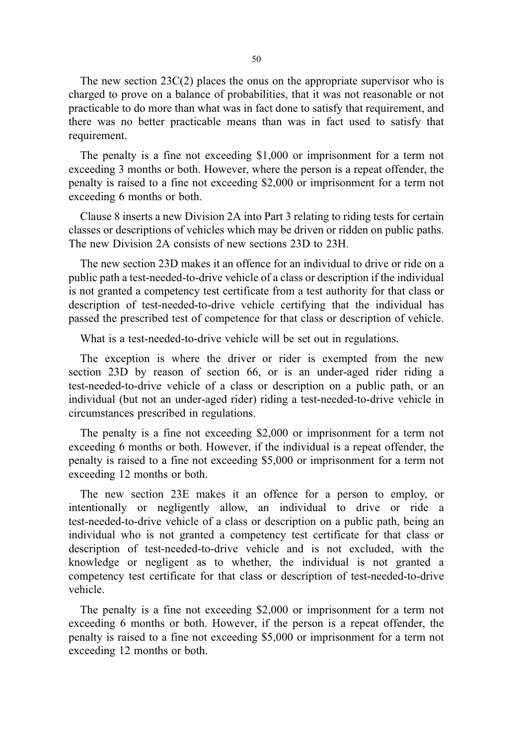The new section 23C(2) places the onus on the appropriate supervisor who is charged to prove on a balance of probabilities, that it was not reasonable or not practicable to do more than what was in fact done to satisfy that requirement, and there was no better practicable means than was in fact used to satisfy that requirement.

The penalty is a fine not exceeding $1,000 or imprisonment for a term not exceeding 3 months or both. However, where the person is a repeat offender, the penalty is raised to a fine not exceeding $2,000 or imprisonment for a term not exceeding 6 months or both.

Clause 8 inserts a new Division 2A into Part 3 relating to riding tests for certain classes or descriptions of vehicles which may be driven or ridden on public paths. The new Division 2A consists of new sections 23D to 23H.

The new section 23D makes it an offence for an individual to drive or ride on a public path a test-needed-to-drive vehicle of a class or description if the individual is not granted a competency test certificate from a test authority for that class or description of test-needed-to-drive vehicle certifying that the individual has passed the prescribed test of competence for that class or description of vehicle.

What is a test-needed-to-drive vehicle will be set out in regulations.

The exception is where the driver or rider is exempted from the new section 23D by reason of section 66, or is an under-aged rider riding a test-needed-to-drive vehicle of a class or description on a public path, or an individual (but not an under-aged rider) riding a test-needed-to-drive vehicle in circumstances prescribed in regulations.

The penalty is a fine not exceeding $2,000 or imprisonment for a term not exceeding 6 months or both. However, if the individual is a repeat offender, the penalty is raised to a fine not exceeding $5,000 or imprisonment for a term not exceeding 12 months or both.

The new section 23E makes it an offence for a person to employ, or intentionally or negligently allow, an individual to drive or ride a test-needed-to-drive vehicle of a class or description on a public path, being an individual who is not granted a competency test certificate for that class or description of test-needed-to-drive vehicle and is not excluded, with the knowledge or negligent as to whether, the individual is not granted a competency test certificate for that class or description of test-needed-to-drive vehicle.

The penalty is a fine not exceeding $2,000 or imprisonment for a term not exceeding 6 months or both. However, if the person is a repeat offender, the penalty is raised to a fine not exceeding $5,000 or imprisonment for a term not exceeding 12 months or both.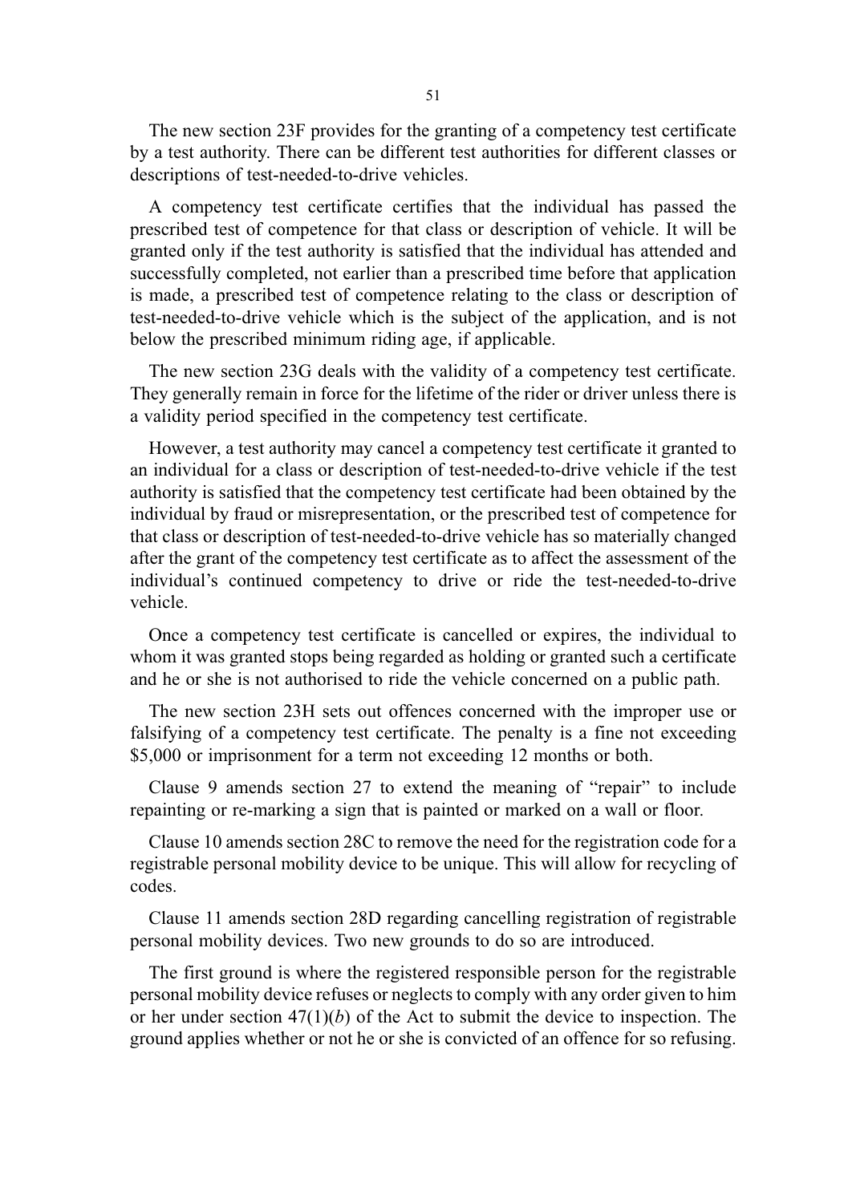The new section 23F provides for the granting of a competency test certificate by a test authority. There can be different test authorities for different classes or descriptions of test-needed-to-drive vehicles.

A competency test certificate certifies that the individual has passed the prescribed test of competence for that class or description of vehicle. It will be granted only if the test authority is satisfied that the individual has attended and successfully completed, not earlier than a prescribed time before that application is made, a prescribed test of competence relating to the class or description of test-needed-to-drive vehicle which is the subject of the application, and is not below the prescribed minimum riding age, if applicable.

The new section 23G deals with the validity of a competency test certificate. They generally remain in force for the lifetime of the rider or driver unless there is a validity period specified in the competency test certificate.

However, a test authority may cancel a competency test certificate it granted to an individual for a class or description of test-needed-to-drive vehicle if the test authority is satisfied that the competency test certificate had been obtained by the individual by fraud or misrepresentation, or the prescribed test of competence for that class or description of test-needed-to-drive vehicle has so materially changed after the grant of the competency test certificate as to affect the assessment of the individual's continued competency to drive or ride the test-needed-to-drive vehicle.

Once a competency test certificate is cancelled or expires, the individual to whom it was granted stops being regarded as holding or granted such a certificate and he or she is not authorised to ride the vehicle concerned on a public path.

The new section 23H sets out offences concerned with the improper use or falsifying of a competency test certificate. The penalty is a fine not exceeding $5,000 or imprisonment for a term not exceeding 12 months or both.

Clause 9 amends section 27 to extend the meaning of "repair" to include repainting or re-marking a sign that is painted or marked on a wall or floor.

Clause 10 amends section 28C to remove the need for the registration code for a registrable personal mobility device to be unique. This will allow for recycling of codes.

Clause 11 amends section 28D regarding cancelling registration of registrable personal mobility devices. Two new grounds to do so are introduced.

The first ground is where the registered responsible person for the registrable personal mobility device refuses or neglects to comply with any order given to him or her under section 47(1)(*b*) of the Act to submit the device to inspection. The ground applies whether or not he or she is convicted of an offence for so refusing.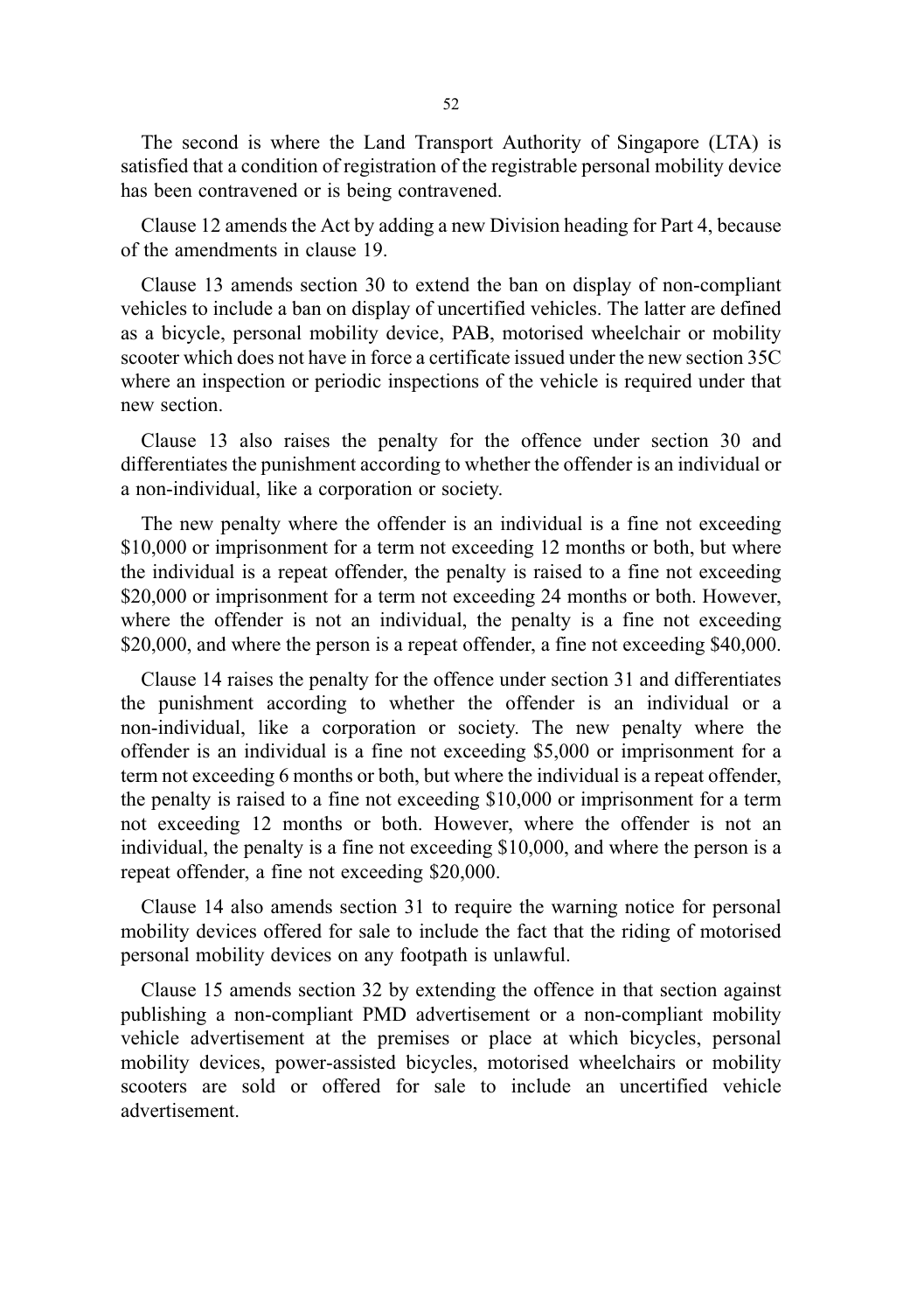The second is where the Land Transport Authority of Singapore (LTA) is satisfied that a condition of registration of the registrable personal mobility device has been contravened or is being contravened.

Clause 12 amends the Act by adding a new Division heading for Part 4, because of the amendments in clause 19.

Clause 13 amends section 30 to extend the ban on display of non-compliant vehicles to include a ban on display of uncertified vehicles. The latter are defined as a bicycle, personal mobility device, PAB, motorised wheelchair or mobility scooter which does not have in force a certificate issued under the new section 35C where an inspection or periodic inspections of the vehicle is required under that new section.

Clause 13 also raises the penalty for the offence under section 30 and differentiates the punishment according to whether the offender is an individual or a non-individual, like a corporation or society.

The new penalty where the offender is an individual is a fine not exceeding $10,000 or imprisonment for a term not exceeding 12 months or both, but where the individual is a repeat offender, the penalty is raised to a fine not exceeding $20,000 or imprisonment for a term not exceeding 24 months or both. However, where the offender is not an individual, the penalty is a fine not exceeding $20,000, and where the person is a repeat offender, a fine not exceeding $40,000.

Clause 14 raises the penalty for the offence under section 31 and differentiates the punishment according to whether the offender is an individual or a non-individual, like a corporation or society. The new penalty where the offender is an individual is a fine not exceeding $5,000 or imprisonment for a term not exceeding 6 months or both, but where the individual is a repeat offender, the penalty is raised to a fine not exceeding $10,000 or imprisonment for a term not exceeding 12 months or both. However, where the offender is not an individual, the penalty is a fine not exceeding $10,000, and where the person is a repeat offender, a fine not exceeding $20,000.

Clause 14 also amends section 31 to require the warning notice for personal mobility devices offered for sale to include the fact that the riding of motorised personal mobility devices on any footpath is unlawful.

Clause 15 amends section 32 by extending the offence in that section against publishing a non-compliant PMD advertisement or a non-compliant mobility vehicle advertisement at the premises or place at which bicycles, personal mobility devices, power-assisted bicycles, motorised wheelchairs or mobility scooters are sold or offered for sale to include an uncertified vehicle advertisement.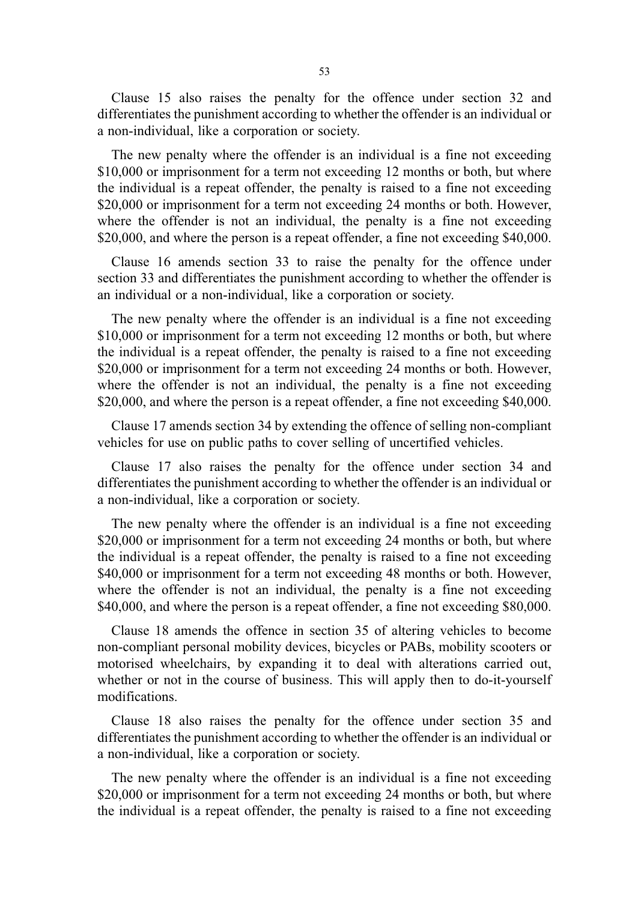Clause 15 also raises the penalty for the offence under section 32 and differentiates the punishment according to whether the offender is an individual or a non-individual, like a corporation or society.

The new penalty where the offender is an individual is a fine not exceeding $10,000 or imprisonment for a term not exceeding 12 months or both, but where the individual is a repeat offender, the penalty is raised to a fine not exceeding $20,000 or imprisonment for a term not exceeding 24 months or both. However, where the offender is not an individual, the penalty is a fine not exceeding $20,000, and where the person is a repeat offender, a fine not exceeding $40,000.

Clause 16 amends section 33 to raise the penalty for the offence under section 33 and differentiates the punishment according to whether the offender is an individual or a non-individual, like a corporation or society.

The new penalty where the offender is an individual is a fine not exceeding $10,000 or imprisonment for a term not exceeding 12 months or both, but where the individual is a repeat offender, the penalty is raised to a fine not exceeding $20,000 or imprisonment for a term not exceeding 24 months or both. However, where the offender is not an individual, the penalty is a fine not exceeding $20,000, and where the person is a repeat offender, a fine not exceeding $40,000.

Clause 17 amends section 34 by extending the offence of selling non-compliant vehicles for use on public paths to cover selling of uncertified vehicles.

Clause 17 also raises the penalty for the offence under section 34 and differentiates the punishment according to whether the offender is an individual or a non-individual, like a corporation or society.

The new penalty where the offender is an individual is a fine not exceeding $20,000 or imprisonment for a term not exceeding 24 months or both, but where the individual is a repeat offender, the penalty is raised to a fine not exceeding $40,000 or imprisonment for a term not exceeding 48 months or both. However, where the offender is not an individual, the penalty is a fine not exceeding $40,000, and where the person is a repeat offender, a fine not exceeding $80,000.

Clause 18 amends the offence in section 35 of altering vehicles to become non-compliant personal mobility devices, bicycles or PABs, mobility scooters or motorised wheelchairs, by expanding it to deal with alterations carried out, whether or not in the course of business. This will apply then to do-it-yourself modifications.

Clause 18 also raises the penalty for the offence under section 35 and differentiates the punishment according to whether the offender is an individual or a non-individual, like a corporation or society.

The new penalty where the offender is an individual is a fine not exceeding $20,000 or imprisonment for a term not exceeding 24 months or both, but where the individual is a repeat offender, the penalty is raised to a fine not exceeding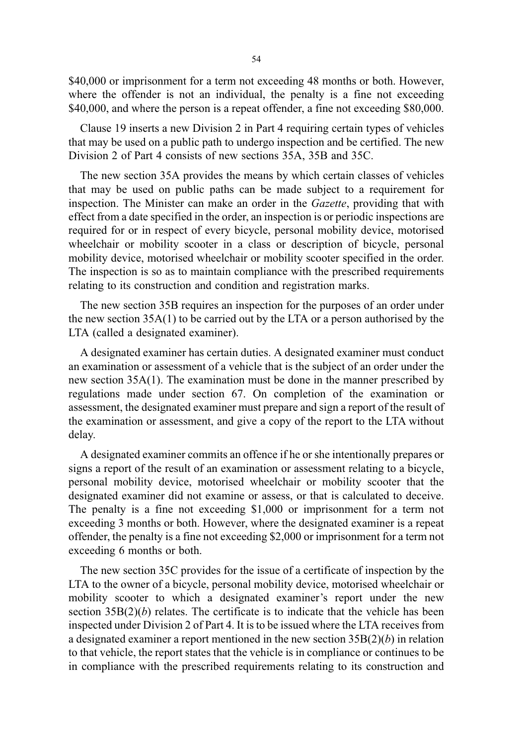$40,000 or imprisonment for a term not exceeding 48 months or both. However, where the offender is not an individual, the penalty is a fine not exceeding $40,000, and where the person is a repeat offender, a fine not exceeding $80,000.

Clause 19 inserts a new Division 2 in Part 4 requiring certain types of vehicles that may be used on a public path to undergo inspection and be certified. The new Division 2 of Part 4 consists of new sections 35A, 35B and 35C.

The new section 35A provides the means by which certain classes of vehicles that may be used on public paths can be made subject to a requirement for inspection. The Minister can make an order in the *Gazette*, providing that with effect from a date specified in the order, an inspection is or periodic inspections are required for or in respect of every bicycle, personal mobility device, motorised wheelchair or mobility scooter in a class or description of bicycle, personal mobility device, motorised wheelchair or mobility scooter specified in the order. The inspection is so as to maintain compliance with the prescribed requirements relating to its construction and condition and registration marks.

The new section 35B requires an inspection for the purposes of an order under the new section 35A(1) to be carried out by the LTA or a person authorised by the LTA (called a designated examiner).

A designated examiner has certain duties. A designated examiner must conduct an examination or assessment of a vehicle that is the subject of an order under the new section 35A(1). The examination must be done in the manner prescribed by regulations made under section 67. On completion of the examination or assessment, the designated examiner must prepare and sign a report of the result of the examination or assessment, and give a copy of the report to the LTA without delay.

A designated examiner commits an offence if he or she intentionally prepares or signs a report of the result of an examination or assessment relating to a bicycle, personal mobility device, motorised wheelchair or mobility scooter that the designated examiner did not examine or assess, or that is calculated to deceive. The penalty is a fine not exceeding $1,000 or imprisonment for a term not exceeding 3 months or both. However, where the designated examiner is a repeat offender, the penalty is a fine not exceeding $2,000 or imprisonment for a term not exceeding 6 months or both.

The new section 35C provides for the issue of a certificate of inspection by the LTA to the owner of a bicycle, personal mobility device, motorised wheelchair or mobility scooter to which a designated examiner's report under the new section 35B(2)(*b*) relates. The certificate is to indicate that the vehicle has been inspected under Division 2 of Part 4. It is to be issued where the LTA receives from a designated examiner a report mentioned in the new section 35B(2)(*b*) in relation to that vehicle, the report states that the vehicle is in compliance or continues to be in compliance with the prescribed requirements relating to its construction and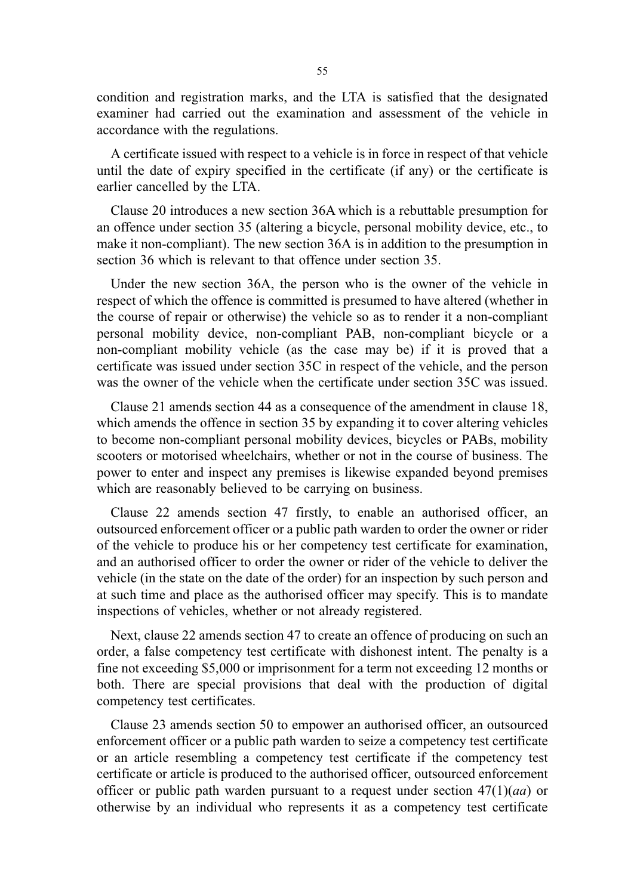condition and registration marks, and the LTA is satisfied that the designated examiner had carried out the examination and assessment of the vehicle in accordance with the regulations.

A certificate issued with respect to a vehicle is in force in respect of that vehicle until the date of expiry specified in the certificate (if any) or the certificate is earlier cancelled by the LTA.

Clause 20 introduces a new section 36A which is a rebuttable presumption for an offence under section 35 (altering a bicycle, personal mobility device, etc., to make it non-compliant). The new section 36A is in addition to the presumption in section 36 which is relevant to that offence under section 35.

Under the new section 36A, the person who is the owner of the vehicle in respect of which the offence is committed is presumed to have altered (whether in the course of repair or otherwise) the vehicle so as to render it a non-compliant personal mobility device, non-compliant PAB, non-compliant bicycle or a non-compliant mobility vehicle (as the case may be) if it is proved that a certificate was issued under section 35C in respect of the vehicle, and the person was the owner of the vehicle when the certificate under section 35C was issued.

Clause 21 amends section 44 as a consequence of the amendment in clause 18, which amends the offence in section 35 by expanding it to cover altering vehicles to become non-compliant personal mobility devices, bicycles or PABs, mobility scooters or motorised wheelchairs, whether or not in the course of business. The power to enter and inspect any premises is likewise expanded beyond premises which are reasonably believed to be carrying on business.

Clause 22 amends section 47 firstly, to enable an authorised officer, an outsourced enforcement officer or a public path warden to order the owner or rider of the vehicle to produce his or her competency test certificate for examination, and an authorised officer to order the owner or rider of the vehicle to deliver the vehicle (in the state on the date of the order) for an inspection by such person and at such time and place as the authorised officer may specify. This is to mandate inspections of vehicles, whether or not already registered.

Next, clause 22 amends section 47 to create an offence of producing on such an order, a false competency test certificate with dishonest intent. The penalty is a fine not exceeding $5,000 or imprisonment for a term not exceeding 12 months or both. There are special provisions that deal with the production of digital competency test certificates.

Clause 23 amends section 50 to empower an authorised officer, an outsourced enforcement officer or a public path warden to seize a competency test certificate or an article resembling a competency test certificate if the competency test certificate or article is produced to the authorised officer, outsourced enforcement officer or public path warden pursuant to a request under section 47(1)(*aa*) or otherwise by an individual who represents it as a competency test certificate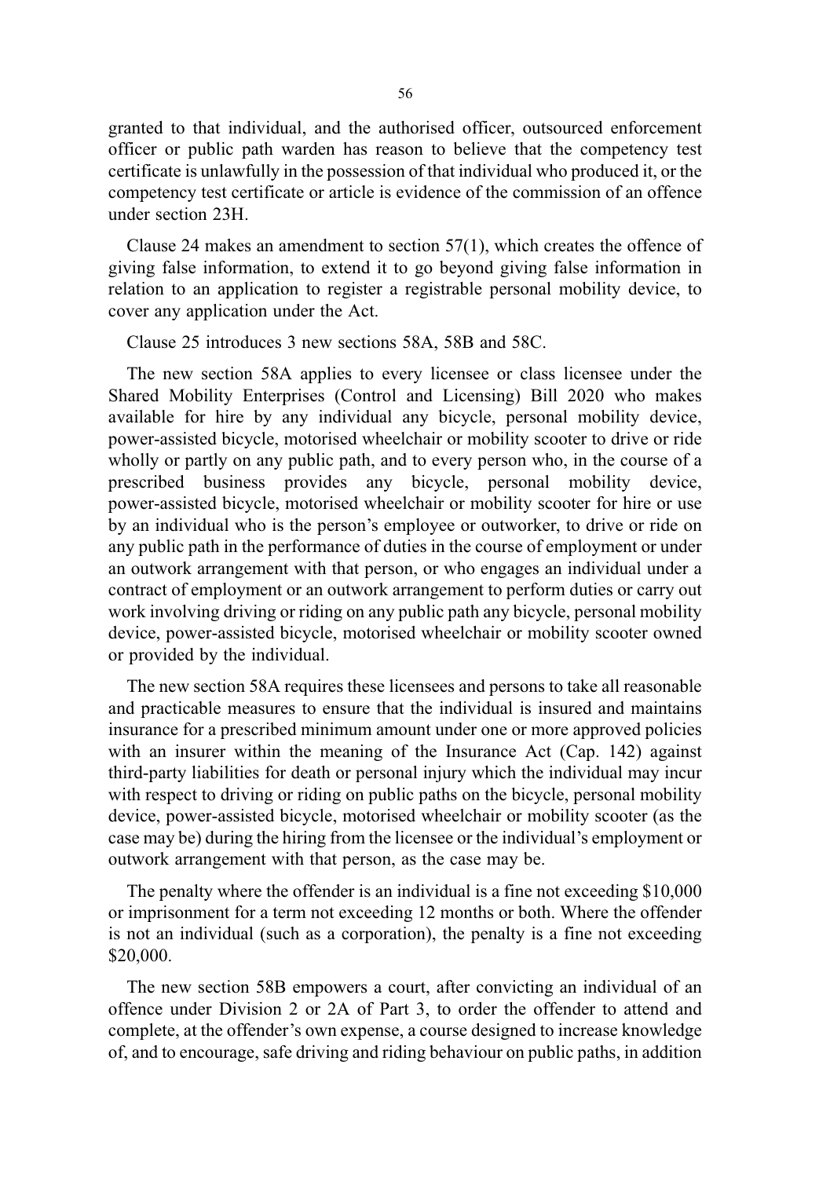granted to that individual, and the authorised officer, outsourced enforcement officer or public path warden has reason to believe that the competency test certificate is unlawfully in the possession of that individual who produced it, or the competency test certificate or article is evidence of the commission of an offence under section 23H.

Clause 24 makes an amendment to section 57(1), which creates the offence of giving false information, to extend it to go beyond giving false information in relation to an application to register a registrable personal mobility device, to cover any application under the Act.

Clause 25 introduces 3 new sections 58A, 58B and 58C.

The new section 58A applies to every licensee or class licensee under the Shared Mobility Enterprises (Control and Licensing) Bill 2020 who makes available for hire by any individual any bicycle, personal mobility device, power-assisted bicycle, motorised wheelchair or mobility scooter to drive or ride wholly or partly on any public path, and to every person who, in the course of a prescribed business provides any bicycle, personal mobility device, power-assisted bicycle, motorised wheelchair or mobility scooter for hire or use by an individual who is the person's employee or outworker, to drive or ride on any public path in the performance of duties in the course of employment or under an outwork arrangement with that person, or who engages an individual under a contract of employment or an outwork arrangement to perform duties or carry out work involving driving or riding on any public path any bicycle, personal mobility device, power-assisted bicycle, motorised wheelchair or mobility scooter owned or provided by the individual.

The new section 58A requires these licensees and persons to take all reasonable and practicable measures to ensure that the individual is insured and maintains insurance for a prescribed minimum amount under one or more approved policies with an insurer within the meaning of the Insurance Act (Cap. 142) against third-party liabilities for death or personal injury which the individual may incur with respect to driving or riding on public paths on the bicycle, personal mobility device, power-assisted bicycle, motorised wheelchair or mobility scooter (as the case may be) during the hiring from the licensee or the individual's employment or outwork arrangement with that person, as the case may be.

The penalty where the offender is an individual is a fine not exceeding $10,000 or imprisonment for a term not exceeding 12 months or both. Where the offender is not an individual (such as a corporation), the penalty is a fine not exceeding $20,000.

The new section 58B empowers a court, after convicting an individual of an offence under Division 2 or 2A of Part 3, to order the offender to attend and complete, at the offender's own expense, a course designed to increase knowledge of, and to encourage, safe driving and riding behaviour on public paths, in addition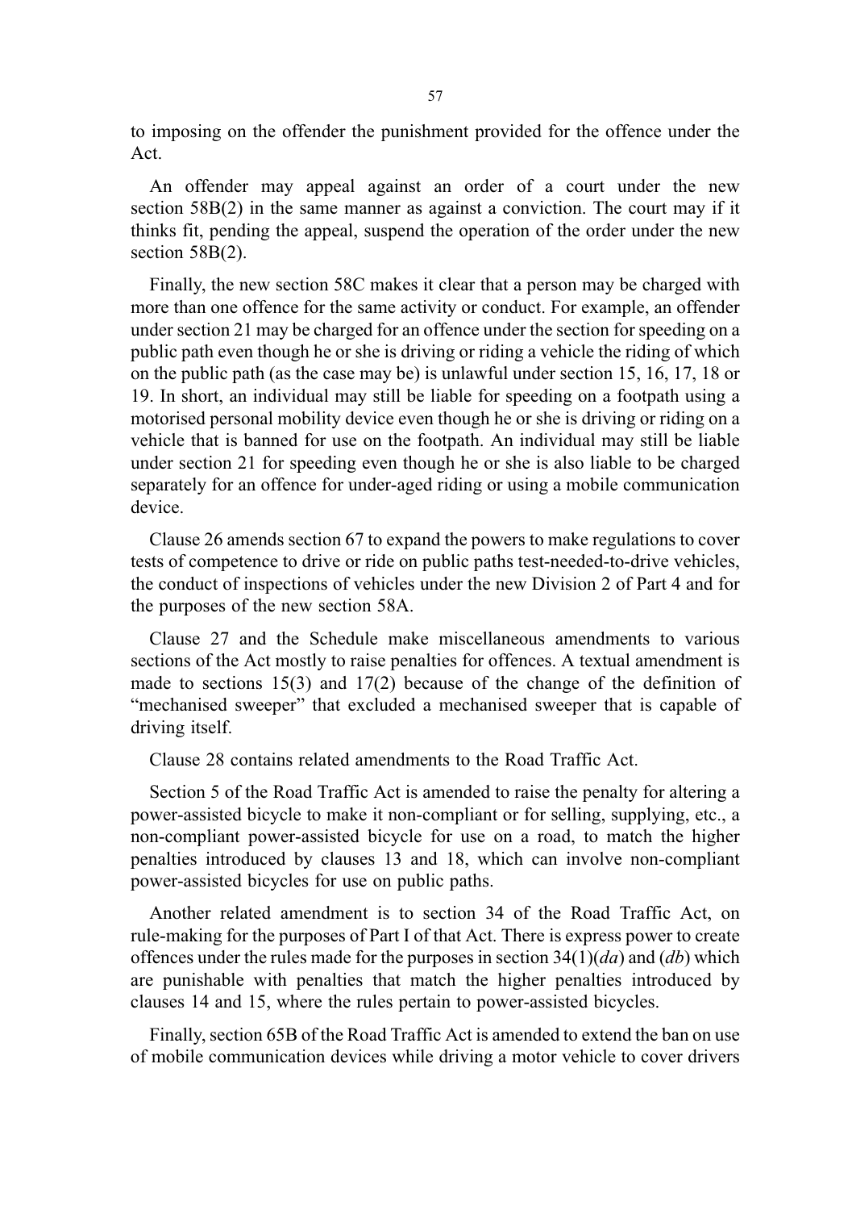to imposing on the offender the punishment provided for the offence under the Act.

An offender may appeal against an order of a court under the new section 58B(2) in the same manner as against a conviction. The court may if it thinks fit, pending the appeal, suspend the operation of the order under the new section 58B(2).

Finally, the new section 58C makes it clear that a person may be charged with more than one offence for the same activity or conduct. For example, an offender under section 21 may be charged for an offence under the section for speeding on a public path even though he or she is driving or riding a vehicle the riding of which on the public path (as the case may be) is unlawful under section 15, 16, 17, 18 or 19. In short, an individual may still be liable for speeding on a footpath using a motorised personal mobility device even though he or she is driving or riding on a vehicle that is banned for use on the footpath. An individual may still be liable under section 21 for speeding even though he or she is also liable to be charged separately for an offence for under-aged riding or using a mobile communication device.

Clause 26 amends section 67 to expand the powers to make regulations to cover tests of competence to drive or ride on public paths test-needed-to-drive vehicles, the conduct of inspections of vehicles under the new Division 2 of Part 4 and for the purposes of the new section 58A.

Clause 27 and the Schedule make miscellaneous amendments to various sections of the Act mostly to raise penalties for offences. A textual amendment is made to sections 15(3) and 17(2) because of the change of the definition of "mechanised sweeper" that excluded a mechanised sweeper that is capable of driving itself.

Clause 28 contains related amendments to the Road Traffic Act.

Section 5 of the Road Traffic Act is amended to raise the penalty for altering a power-assisted bicycle to make it non-compliant or for selling, supplying, etc., a non-compliant power-assisted bicycle for use on a road, to match the higher penalties introduced by clauses 13 and 18, which can involve non-compliant power-assisted bicycles for use on public paths.

Another related amendment is to section 34 of the Road Traffic Act, on rule-making for the purposes of Part I of that Act. There is express power to create offences under the rules made for the purposes in section 34(1)(*da*) and (*db*) which are punishable with penalties that match the higher penalties introduced by clauses 14 and 15, where the rules pertain to power-assisted bicycles.

Finally, section 65B of the Road Traffic Act is amended to extend the ban on use of mobile communication devices while driving a motor vehicle to cover drivers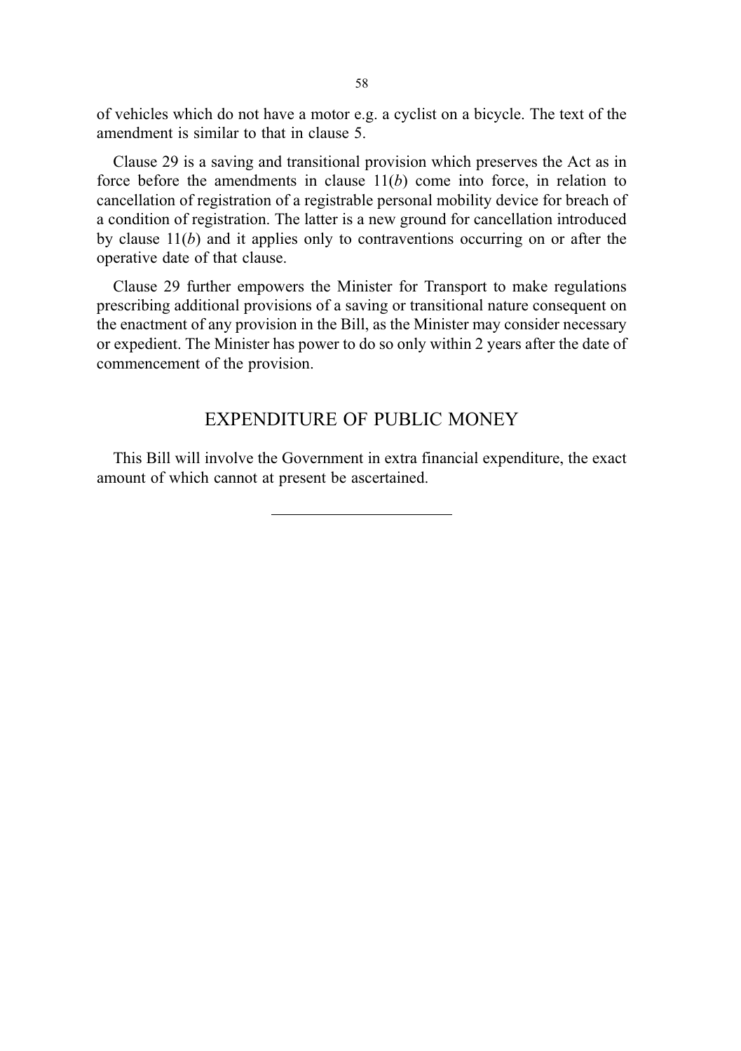of vehicles which do not have a motor e.g. a cyclist on a bicycle. The text of the amendment is similar to that in clause 5.

Clause 29 is a saving and transitional provision which preserves the Act as in force before the amendments in clause 11(*b*) come into force, in relation to cancellation of registration of a registrable personal mobility device for breach of a condition of registration. The latter is a new ground for cancellation introduced by clause 11(*b*) and it applies only to contraventions occurring on or after the operative date of that clause.

Clause 29 further empowers the Minister for Transport to make regulations prescribing additional provisions of a saving or transitional nature consequent on the enactment of any provision in the Bill, as the Minister may consider necessary or expedient. The Minister has power to do so only within 2 years after the date of commencement of the provision.

## EXPENDITURE OF PUBLIC MONEY

This Bill will involve the Government in extra financial expenditure, the exact amount of which cannot at present be ascertained.